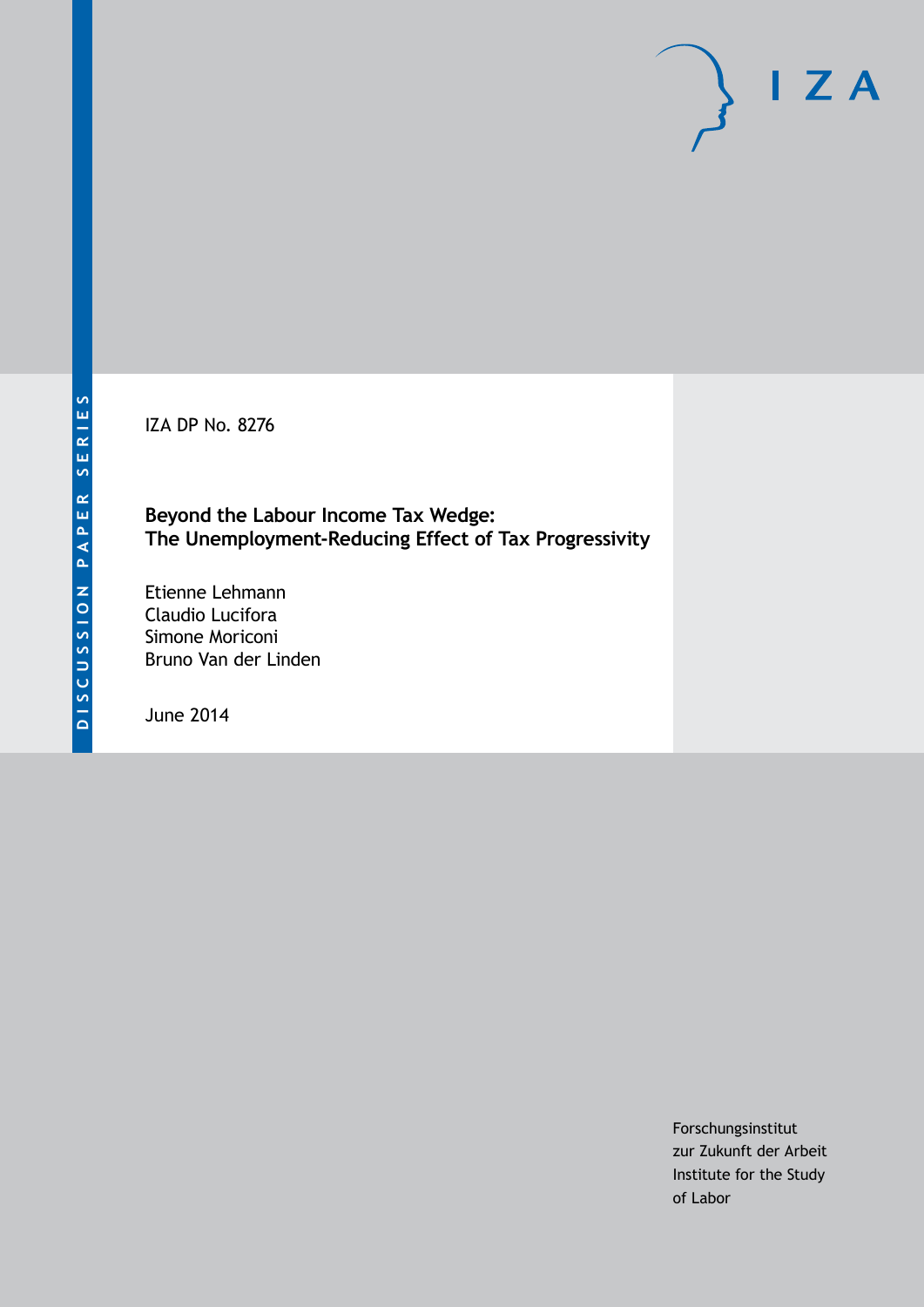DISCUSSION PAPER SERIES

IZA DP No. 8276

# Beyond the Labour Income Tax Wedge: The Unemployment-Reducing Effect of Tax Progressivity

Etienne Lehmann
Claudio Lucifora
Simone Moriconi
Bruno Van der Linden

June 2014

Forschungsinstitut
zur Zukunft der Arbeit
Institute for the Study
of Labor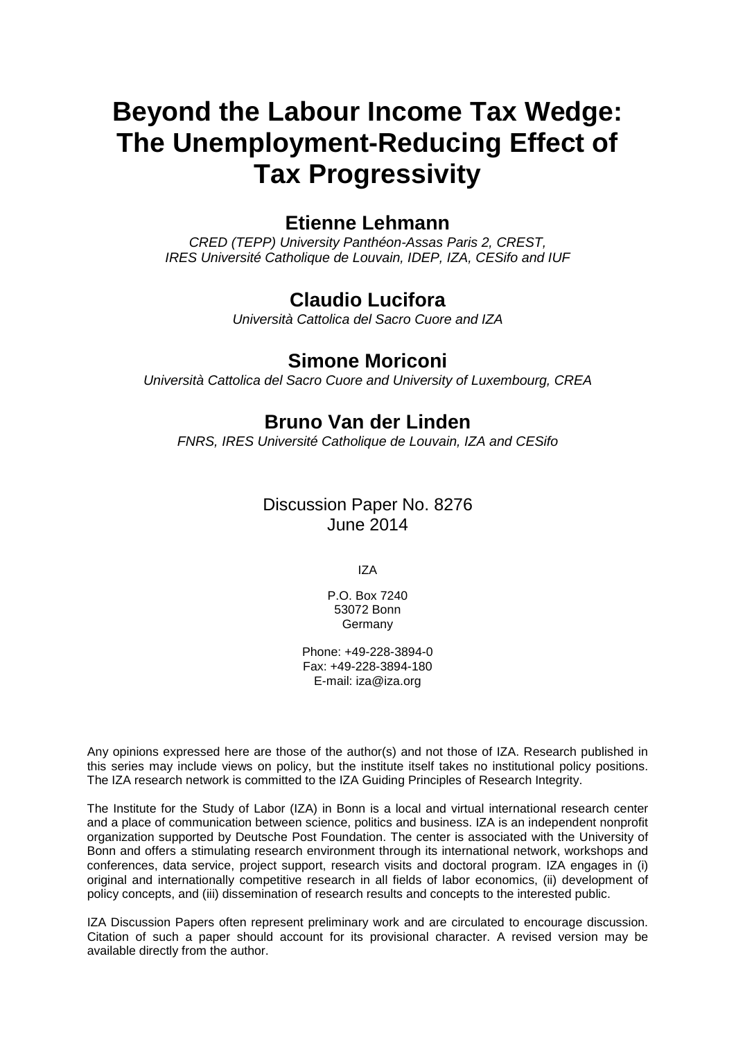# Beyond the Labour Income Tax Wedge: The Unemployment-Reducing Effect of Tax Progressivity

## Etienne Lehmann

*CRED (TEPP) University Panthéon-Assas Paris 2, CREST,*
*IRES Université Catholique de Louvain, IDEP, IZA, CESifo and IUF*

## Claudio Lucifora

*Università Cattolica del Sacro Cuore and IZA*

## Simone Moriconi

*Università Cattolica del Sacro Cuore and University of Luxembourg, CREA*

## Bruno Van der Linden

*FNRS, IRES Université Catholique de Louvain, IZA and CESifo*

Discussion Paper No. 8276
June 2014

IZA

P.O. Box 7240
53072 Bonn
Germany

Phone: +49-228-3894-0
Fax: +49-228-3894-180
E-mail: iza@iza.org

Any opinions expressed here are those of the author(s) and not those of IZA. Research published in this series may include views on policy, but the institute itself takes no institutional policy positions. The IZA research network is committed to the IZA Guiding Principles of Research Integrity.

The Institute for the Study of Labor (IZA) in Bonn is a local and virtual international research center and a place of communication between science, politics and business. IZA is an independent nonprofit organization supported by Deutsche Post Foundation. The center is associated with the University of Bonn and offers a stimulating research environment through its international network, workshops and conferences, data service, project support, research visits and doctoral program. IZA engages in (i) original and internationally competitive research in all fields of labor economics, (ii) development of policy concepts, and (iii) dissemination of research results and concepts to the interested public.

IZA Discussion Papers often represent preliminary work and are circulated to encourage discussion. Citation of such a paper should account for its provisional character. A revised version may be available directly from the author.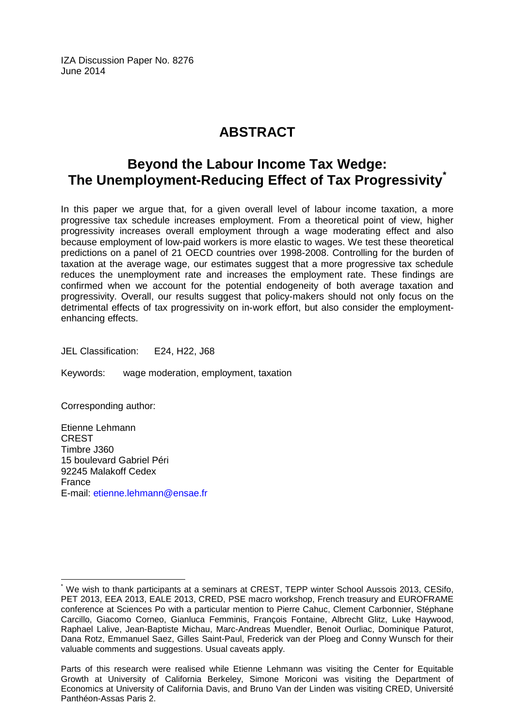IZA Discussion Paper No. 8276
June 2014

# ABSTRACT

## Beyond the Labour Income Tax Wedge: The Unemployment-Reducing Effect of Tax Progressivity[*]

In this paper we argue that, for a given overall level of labour income taxation, a more progressive tax schedule increases employment. From a theoretical point of view, higher progressivity increases overall employment through a wage moderating effect and also because employment of low-paid workers is more elastic to wages. We test these theoretical predictions on a panel of 21 OECD countries over 1998-2008. Controlling for the burden of taxation at the average wage, our estimates suggest that a more progressive tax schedule reduces the unemployment rate and increases the employment rate. These findings are confirmed when we account for the potential endogeneity of both average taxation and progressivity. Overall, our results suggest that policy-makers should not only focus on the detrimental effects of tax progressivity on in-work effort, but also consider the employment-enhancing effects.

JEL Classification: E24, H22, J68

Keywords: wage moderation, employment, taxation

Corresponding author:

Etienne Lehmann
CREST
Timbre J360
15 boulevard Gabriel Péri
92245 Malakoff Cedex
France
E-mail: etienne.lehmann@ensae.fr

---

[*] We wish to thank participants at a seminars at CREST, TEPP winter School Aussois 2013, CESifo, PET 2013, EEA 2013, EALE 2013, CRED, PSE macro workshop, French treasury and EUROFRAME conference at Sciences Po with a particular mention to Pierre Cahuc, Clement Carbonnier, Stéphane Carcillo, Giacomo Corneo, Gianluca Femminis, François Fontaine, Albrecht Glitz, Luke Haywood, Raphael Lalive, Jean-Baptiste Michau, Marc-Andreas Muendler, Benoit Ourliac, Dominique Paturot, Dana Rotz, Emmanuel Saez, Gilles Saint-Paul, Frederick van der Ploeg and Conny Wunsch for their valuable comments and suggestions. Usual caveats apply.

Parts of this research were realised while Etienne Lehmann was visiting the Center for Equitable Growth at University of California Berkeley, Simone Moriconi was visiting the Department of Economics at University of California Davis, and Bruno Van der Linden was visiting CRED, Université Panthéon-Assas Paris 2.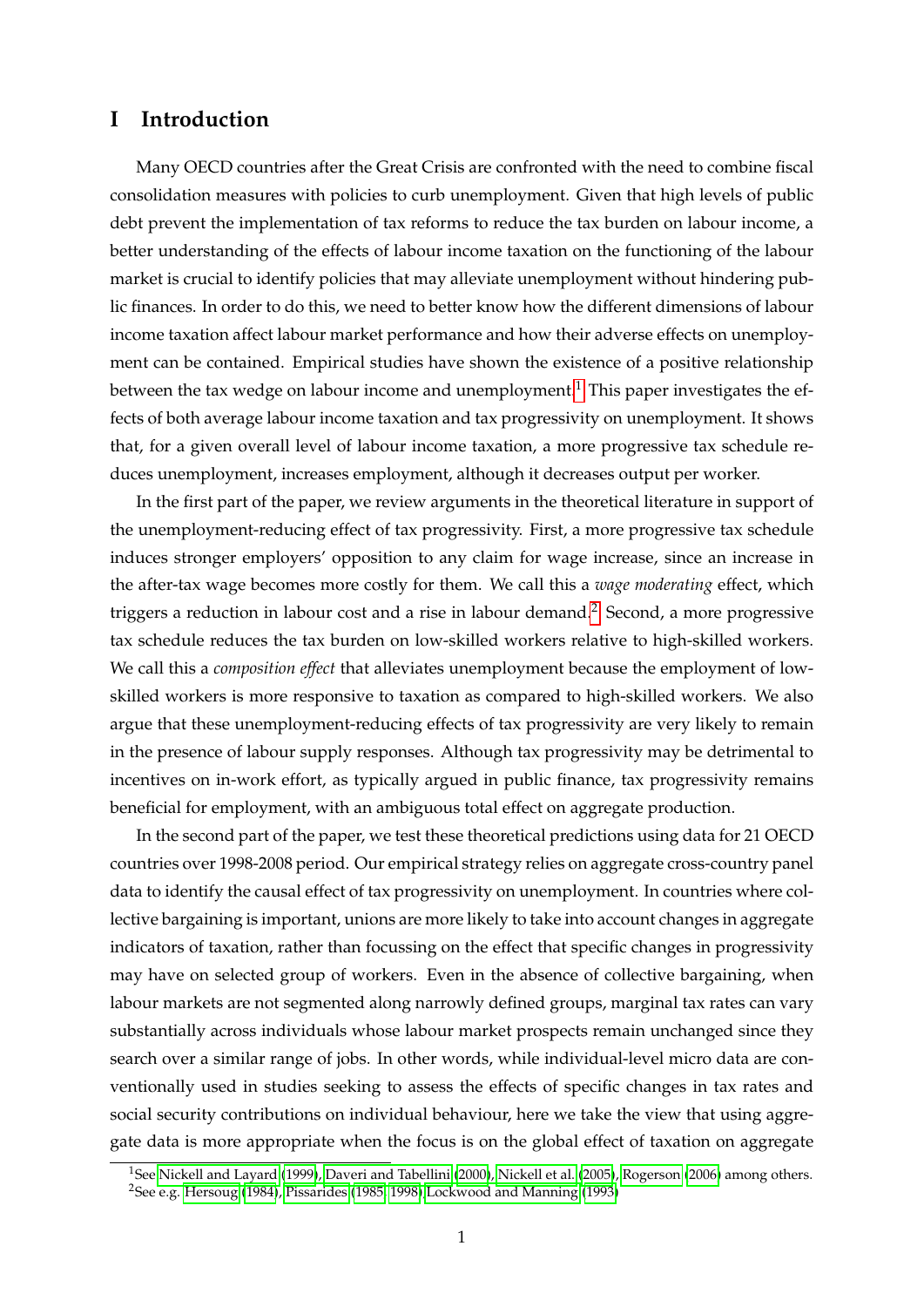# I Introduction

Many OECD countries after the Great Crisis are confronted with the need to combine fiscal consolidation measures with policies to curb unemployment. Given that high levels of public debt prevent the implementation of tax reforms to reduce the tax burden on labour income, a better understanding of the effects of labour income taxation on the functioning of the labour market is crucial to identify policies that may alleviate unemployment without hindering public finances. In order to do this, we need to better know how the different dimensions of labour income taxation affect labour market performance and how their adverse effects on unemployment can be contained. Empirical studies have shown the existence of a positive relationship between the tax wedge on labour income and unemployment.[1] This paper investigates the effects of both average labour income taxation and tax progressivity on unemployment. It shows that, for a given overall level of labour income taxation, a more progressive tax schedule reduces unemployment, increases employment, although it decreases output per worker.

In the first part of the paper, we review arguments in the theoretical literature in support of the unemployment-reducing effect of tax progressivity. First, a more progressive tax schedule induces stronger employers' opposition to any claim for wage increase, since an increase in the after-tax wage becomes more costly for them. We call this a *wage moderating* effect, which triggers a reduction in labour cost and a rise in labour demand.[2] Second, a more progressive tax schedule reduces the tax burden on low-skilled workers relative to high-skilled workers. We call this a *composition effect* that alleviates unemployment because the employment of low-skilled workers is more responsive to taxation as compared to high-skilled workers. We also argue that these unemployment-reducing effects of tax progressivity are very likely to remain in the presence of labour supply responses. Although tax progressivity may be detrimental to incentives on in-work effort, as typically argued in public finance, tax progressivity remains beneficial for employment, with an ambiguous total effect on aggregate production.

In the second part of the paper, we test these theoretical predictions using data for 21 OECD countries over 1998-2008 period. Our empirical strategy relies on aggregate cross-country panel data to identify the causal effect of tax progressivity on unemployment. In countries where collective bargaining is important, unions are more likely to take into account changes in aggregate indicators of taxation, rather than focussing on the effect that specific changes in progressivity may have on selected group of workers. Even in the absence of collective bargaining, when labour markets are not segmented along narrowly defined groups, marginal tax rates can vary substantially across individuals whose labour market prospects remain unchanged since they search over a similar range of jobs. In other words, while individual-level micro data are conventionally used in studies seeking to assess the effects of specific changes in tax rates and social security contributions on individual behaviour, here we take the view that using aggregate data is more appropriate when the focus is on the global effect of taxation on aggregate

[1] See Nickell and Layard (1999), Daveri and Tabellini (2000), Nickell et al. (2005), Rogerson (2006) among others.
[2] See e.g. Hersoug (1984), Pissarides (1985, 1998), Lockwood and Manning (1993).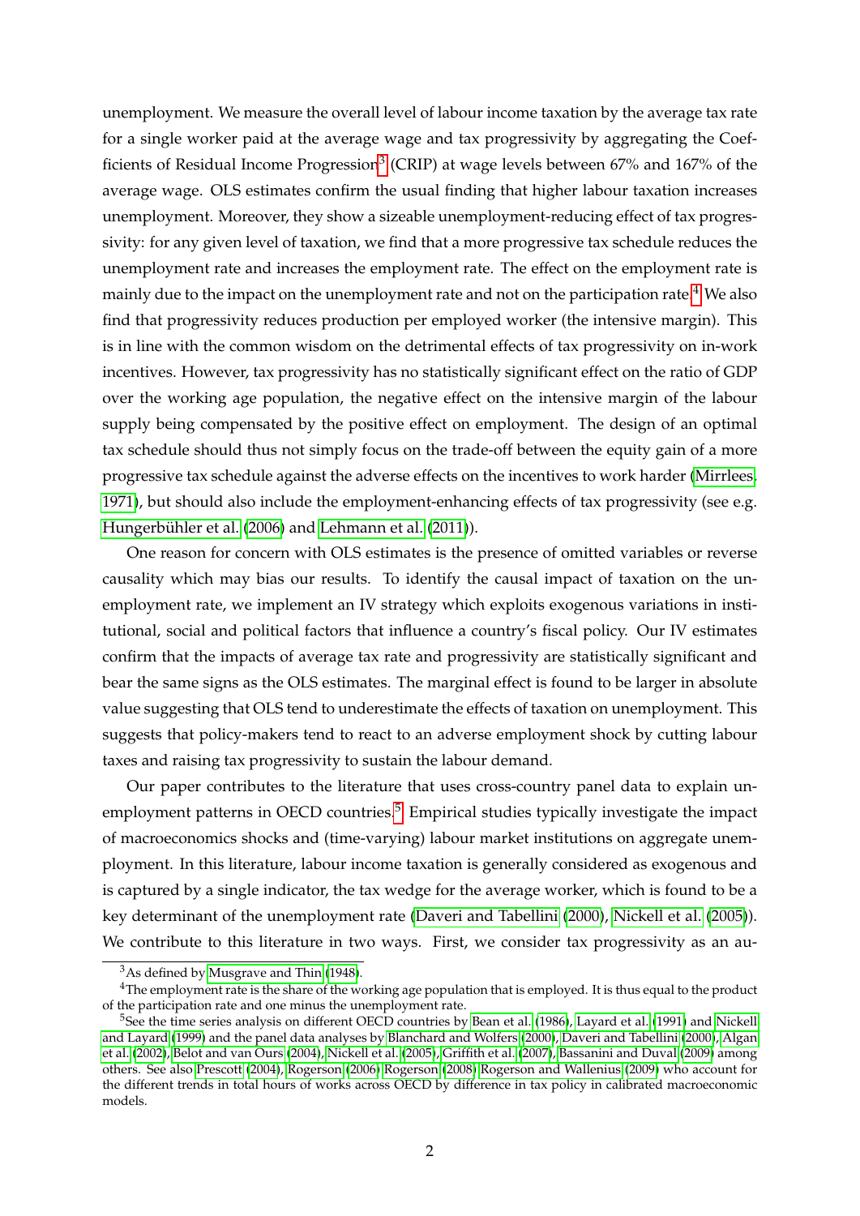unemployment. We measure the overall level of labour income taxation by the average tax rate for a single worker paid at the average wage and tax progressivity by aggregating the Coefficients of Residual Income Progression[3] (CRIP) at wage levels between 67% and 167% of the average wage. OLS estimates confirm the usual finding that higher labour taxation increases unemployment. Moreover, they show a sizeable unemployment-reducing effect of tax progressivity: for any given level of taxation, we find that a more progressive tax schedule reduces the unemployment rate and increases the employment rate. The effect on the employment rate is mainly due to the impact on the unemployment rate and not on the participation rate.[4] We also find that progressivity reduces production per employed worker (the intensive margin). This is in line with the common wisdom on the detrimental effects of tax progressivity on in-work incentives. However, tax progressivity has no statistically significant effect on the ratio of GDP over the working age population, the negative effect on the intensive margin of the labour supply being compensated by the positive effect on employment. The design of an optimal tax schedule should thus not simply focus on the trade-off between the equity gain of a more progressive tax schedule against the adverse effects on the incentives to work harder (Mirrlees, 1971), but should also include the employment-enhancing effects of tax progressivity (see e.g. Hungerbühler et al. (2006) and Lehmann et al. (2011)).

One reason for concern with OLS estimates is the presence of omitted variables or reverse causality which may bias our results. To identify the causal impact of taxation on the unemployment rate, we implement an IV strategy which exploits exogenous variations in institutional, social and political factors that influence a country's fiscal policy. Our IV estimates confirm that the impacts of average tax rate and progressivity are statistically significant and bear the same signs as the OLS estimates. The marginal effect is found to be larger in absolute value suggesting that OLS tend to underestimate the effects of taxation on unemployment. This suggests that policy-makers tend to react to an adverse employment shock by cutting labour taxes and raising tax progressivity to sustain the labour demand.

Our paper contributes to the literature that uses cross-country panel data to explain unemployment patterns in OECD countries.[5] Empirical studies typically investigate the impact of macroeconomics shocks and (time-varying) labour market institutions on aggregate unemployment. In this literature, labour income taxation is generally considered as exogenous and is captured by a single indicator, the tax wedge for the average worker, which is found to be a key determinant of the unemployment rate (Daveri and Tabellini (2000), Nickell et al. (2005)). We contribute to this literature in two ways. First, we consider tax progressivity as an au-

[3] As defined by Musgrave and Thin (1948).

[4] The employment rate is the share of the working age population that is employed. It is thus equal to the product of the participation rate and one minus the unemployment rate.

[5] See the time series analysis on different OECD countries by Bean et al. (1986), Layard et al. (1991) and Nickell and Layard (1999) and the panel data analyses by Blanchard and Wolfers (2000), Daveri and Tabellini (2000), Algan et al. (2002), Belot and van Ours (2004), Nickell et al. (2005), Griffith et al. (2007), Bassanini and Duval (2009) among others. See also Prescott (2004), Rogerson (2006) Rogerson (2008) Rogerson and Wallenius (2009) who account for the different trends in total hours of works across OECD by difference in tax policy in calibrated macroeconomic models.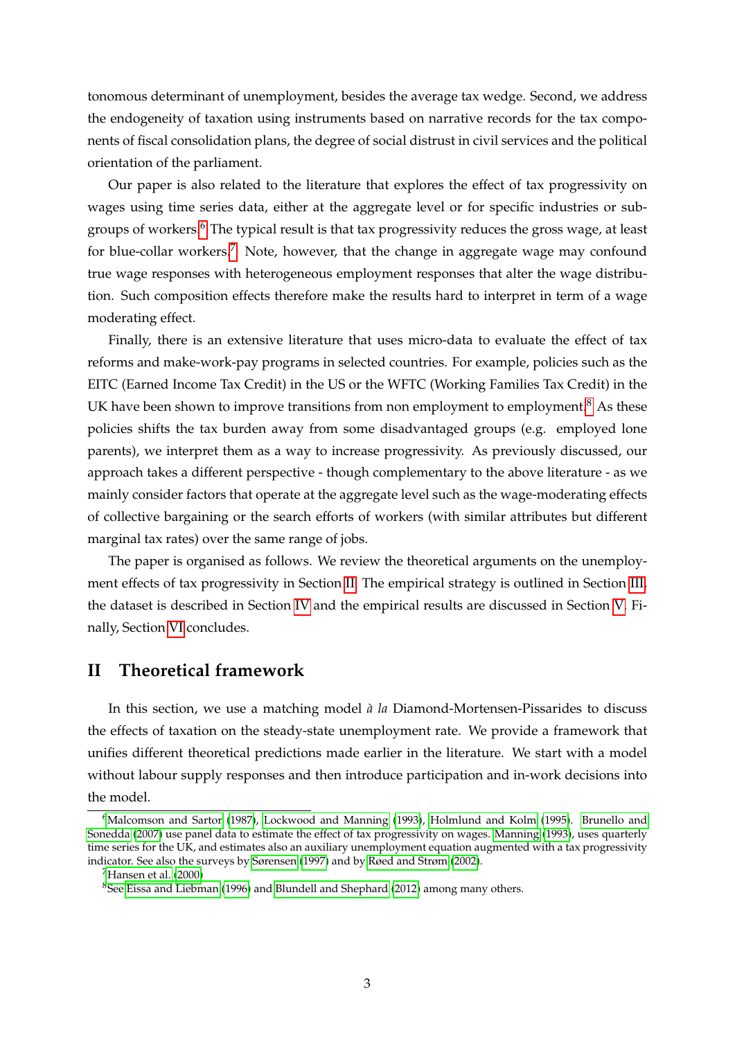tonomous determinant of unemployment, besides the average tax wedge. Second, we address the endogeneity of taxation using instruments based on narrative records for the tax components of fiscal consolidation plans, the degree of social distrust in civil services and the political orientation of the parliament.

Our paper is also related to the literature that explores the effect of tax progressivity on wages using time series data, either at the aggregate level or for specific industries or subgroups of workers.[6] The typical result is that tax progressivity reduces the gross wage, at least for blue-collar workers.[7] Note, however, that the change in aggregate wage may confound true wage responses with heterogeneous employment responses that alter the wage distribution. Such composition effects therefore make the results hard to interpret in term of a wage moderating effect.

Finally, there is an extensive literature that uses micro-data to evaluate the effect of tax reforms and make-work-pay programs in selected countries. For example, policies such as the EITC (Earned Income Tax Credit) in the US or the WFTC (Working Families Tax Credit) in the UK have been shown to improve transitions from non employment to employment.[8] As these policies shifts the tax burden away from some disadvantaged groups (e.g. employed lone parents), we interpret them as a way to increase progressivity. As previously discussed, our approach takes a different perspective - though complementary to the above literature - as we mainly consider factors that operate at the aggregate level such as the wage-moderating effects of collective bargaining or the search efforts of workers (with similar attributes but different marginal tax rates) over the same range of jobs.

The paper is organised as follows. We review the theoretical arguments on the unemployment effects of tax progressivity in Section II. The empirical strategy is outlined in Section III, the dataset is described in Section IV and the empirical results are discussed in Section V. Finally, Section VI concludes.

## II Theoretical framework

In this section, we use a matching model *à la* Diamond-Mortensen-Pissarides to discuss the effects of taxation on the steady-state unemployment rate. We provide a framework that unifies different theoretical predictions made earlier in the literature. We start with a model without labour supply responses and then introduce participation and in-work decisions into the model.

---

[6] Malcomson and Sartor (1987), Lockwood and Manning (1993), Holmlund and Kolm (1995). Brunello and Sonedda (2007) use panel data to estimate the effect of tax progressivity on wages. Manning (1993), uses quarterly time series for the UK, and estimates also an auxiliary unemployment equation augmented with a tax progressivity indicator. See also the surveys by Sørensen (1997) and by Røed and Strøm (2002).

[7] Hansen et al. (2000)

[8] See Eissa and Liebman (1996) and Blundell and Shephard (2012) among many others.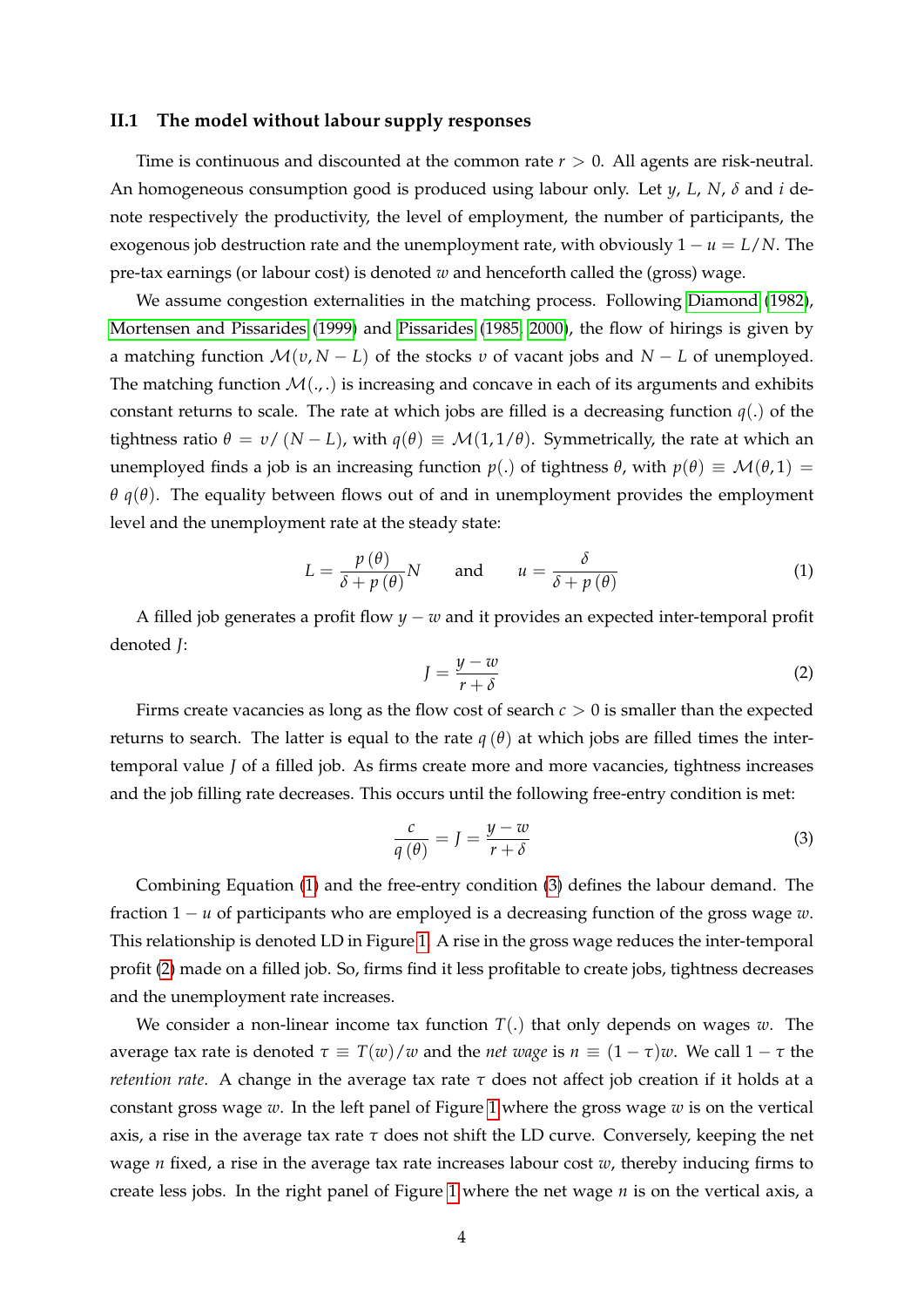### II.1 The model without labour supply responses

Time is continuous and discounted at the common rate $r > 0$. All agents are risk-neutral. An homogeneous consumption good is produced using labour only. Let $y$, $L$, $N$, $\delta$ and $i$ denote respectively the productivity, the level of employment, the number of participants, the exogenous job destruction rate and the unemployment rate, with obviously $1 - u = L/N$. The pre-tax earnings (or labour cost) is denoted $w$ and henceforth called the (gross) wage.

We assume congestion externalities in the matching process. Following Diamond (1982), Mortensen and Pissarides (1999) and Pissarides (1985, 2000), the flow of hirings is given by a matching function $\mathcal{M}(v, N - L)$ of the stocks $v$ of vacant jobs and $N - L$ of unemployed. The matching function $\mathcal{M}(.,.)$ is increasing and concave in each of its arguments and exhibits constant returns to scale. The rate at which jobs are filled is a decreasing function $q(.)$ of the tightness ratio $\theta = v/(N - L)$, with $q(\theta) \equiv \mathcal{M}(1, 1/\theta)$. Symmetrically, the rate at which an unemployed finds a job is an increasing function $p(.)$ of tightness $\theta$, with $p(\theta) \equiv \mathcal{M}(\theta, 1) = \theta\, q(\theta)$. The equality between flows out of and in unemployment provides the employment level and the unemployment rate at the steady state:

$$L = \frac{p(\theta)}{\delta + p(\theta)} N \qquad \text{and} \qquad u = \frac{\delta}{\delta + p(\theta)} \tag{1}$$

A filled job generates a profit flow $y - w$ and it provides an expected inter-temporal profit denoted $J$:

$$J = \frac{y - w}{r + \delta} \tag{2}$$

Firms create vacancies as long as the flow cost of search $c > 0$ is smaller than the expected returns to search. The latter is equal to the rate $q(\theta)$ at which jobs are filled times the inter-temporal value $J$ of a filled job. As firms create more and more vacancies, tightness increases and the job filling rate decreases. This occurs until the following free-entry condition is met:

$$\frac{c}{q(\theta)} = J = \frac{y - w}{r + \delta} \tag{3}$$

Combining Equation (1) and the free-entry condition (3) defines the labour demand. The fraction $1 - u$ of participants who are employed is a decreasing function of the gross wage $w$. This relationship is denoted LD in Figure 1. A rise in the gross wage reduces the inter-temporal profit (2) made on a filled job. So, firms find it less profitable to create jobs, tightness decreases and the unemployment rate increases.

We consider a non-linear income tax function $T(.)$ that only depends on wages $w$. The average tax rate is denoted $\tau \equiv T(w)/w$ and the *net wage* is $n \equiv (1 - \tau)w$. We call $1 - \tau$ the *retention rate*. A change in the average tax rate $\tau$ does not affect job creation if it holds at a constant gross wage $w$. In the left panel of Figure 1 where the gross wage $w$ is on the vertical axis, a rise in the average tax rate $\tau$ does not shift the LD curve. Conversely, keeping the net wage $n$ fixed, a rise in the average tax rate increases labour cost $w$, thereby inducing firms to create less jobs. In the right panel of Figure 1 where the net wage $n$ is on the vertical axis, a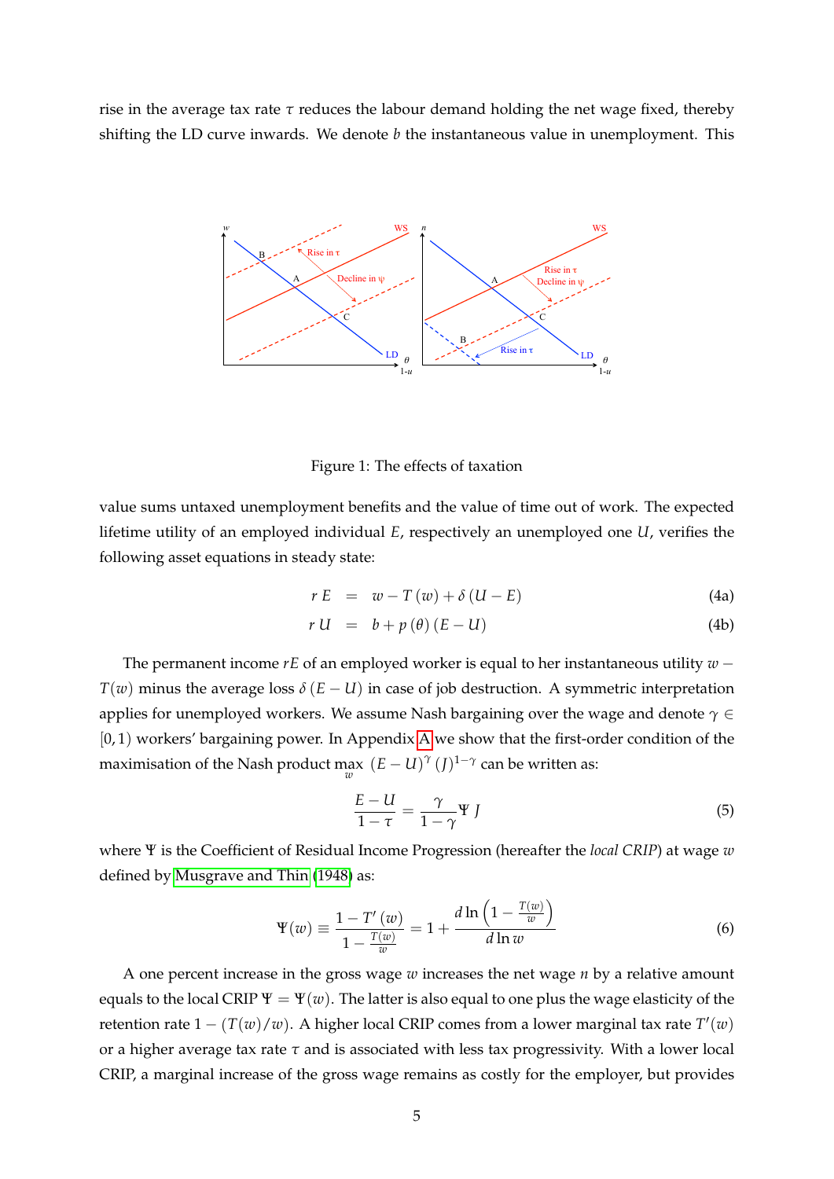rise in the average tax rate $\tau$ reduces the labour demand holding the net wage fixed, thereby shifting the LD curve inwards. We denote $b$ the instantaneous value in unemployment. This

Figure 1: The effects of taxation

value sums untaxed unemployment benefits and the value of time out of work. The expected lifetime utility of an employed individual $E$, respectively an unemployed one $U$, verifies the following asset equations in steady state:

$$r\,E \quad = \quad w - T(w) + \delta (U - E) \tag{4a}$$

$$r\,U \quad = \quad b + p(\theta)(E - U) \tag{4b}$$

The permanent income $rE$ of an employed worker is equal to her instantaneous utility $w - T(w)$ minus the average loss $\delta (E - U)$ in case of job destruction. A symmetric interpretation applies for unemployed workers. We assume Nash bargaining over the wage and denote $\gamma \in [0, 1)$ workers' bargaining power. In Appendix A we show that the first-order condition of the maximisation of the Nash product $\max_w \; (E - U)^{\gamma} (J)^{1-\gamma}$ can be written as:

$$\frac{E - U}{1 - \tau} = \frac{\gamma}{1 - \gamma} \Psi \, J \tag{5}$$

where $\Psi$ is the Coefficient of Residual Income Progression (hereafter the *local CRIP*) at wage $w$ defined by Musgrave and Thin (1948) as:

$$\Psi(w) \equiv \frac{1 - T'(w)}{1 - \frac{T(w)}{w}} = 1 + \frac{d \ln \left(1 - \frac{T(w)}{w}\right)}{d \ln w} \tag{6}$$

A one percent increase in the gross wage $w$ increases the net wage $n$ by a relative amount equals to the local CRIP $\Psi = \Psi(w)$. The latter is also equal to one plus the wage elasticity of the retention rate $1 - (T(w)/w)$. A higher local CRIP comes from a lower marginal tax rate $T'(w)$ or a higher average tax rate $\tau$ and is associated with less tax progressivity. With a lower local CRIP, a marginal increase of the gross wage remains as costly for the employer, but provides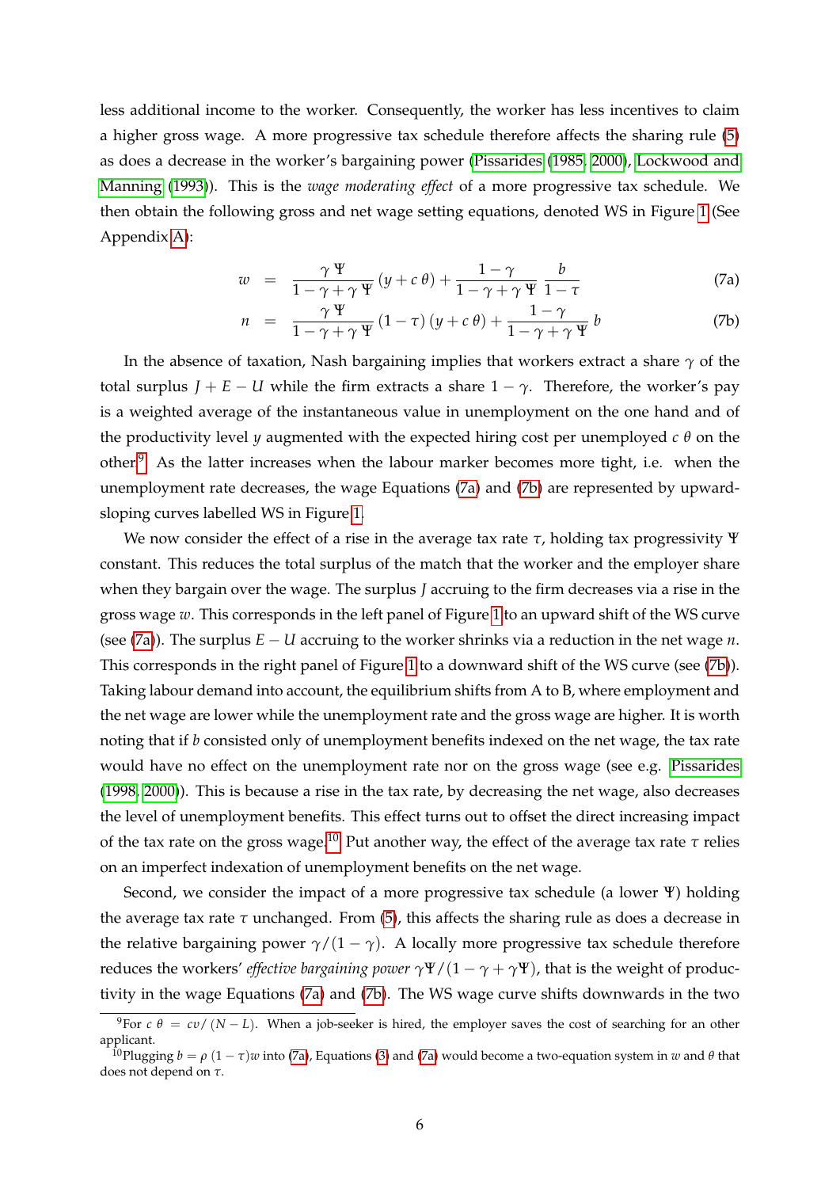less additional income to the worker. Consequently, the worker has less incentives to claim a higher gross wage. A more progressive tax schedule therefore affects the sharing rule (5) as does a decrease in the worker's bargaining power (Pissarides (1985, 2000), Lockwood and Manning (1993)). This is the *wage moderating effect* of a more progressive tax schedule. We then obtain the following gross and net wage setting equations, denoted WS in Figure 1 (See Appendix A):

$$w = \frac{\gamma\,\Psi}{1-\gamma+\gamma\,\Psi}\,(y+c\,\theta) + \frac{1-\gamma}{1-\gamma+\gamma\,\Psi}\,\frac{b}{1-\tau} \tag{7a}$$

$$n = \frac{\gamma\,\Psi}{1-\gamma+\gamma\,\Psi}\,(1-\tau)\,(y+c\,\theta) + \frac{1-\gamma}{1-\gamma+\gamma\,\Psi}\,b \tag{7b}$$

In the absence of taxation, Nash bargaining implies that workers extract a share $\gamma$ of the total surplus $J+E-U$ while the firm extracts a share $1-\gamma$. Therefore, the worker's pay is a weighted average of the instantaneous value in unemployment on the one hand and of the productivity level $y$ augmented with the expected hiring cost per unemployed $c\,\theta$ on the other.[9] As the latter increases when the labour marker becomes more tight, i.e. when the unemployment rate decreases, the wage Equations (7a) and (7b) are represented by upward-sloping curves labelled WS in Figure 1.

We now consider the effect of a rise in the average tax rate $\tau$, holding tax progressivity $\Psi$ constant. This reduces the total surplus of the match that the worker and the employer share when they bargain over the wage. The surplus $J$ accruing to the firm decreases via a rise in the gross wage $w$. This corresponds in the left panel of Figure 1 to an upward shift of the WS curve (see (7a)). The surplus $E-U$ accruing to the worker shrinks via a reduction in the net wage $n$. This corresponds in the right panel of Figure 1 to a downward shift of the WS curve (see (7b)). Taking labour demand into account, the equilibrium shifts from A to B, where employment and the net wage are lower while the unemployment rate and the gross wage are higher. It is worth noting that if $b$ consisted only of unemployment benefits indexed on the net wage, the tax rate would have no effect on the unemployment rate nor on the gross wage (see e.g. Pissarides (1998, 2000)). This is because a rise in the tax rate, by decreasing the net wage, also decreases the level of unemployment benefits. This effect turns out to offset the direct increasing impact of the tax rate on the gross wage.[10] Put another way, the effect of the average tax rate $\tau$ relies on an imperfect indexation of unemployment benefits on the net wage.

Second, we consider the impact of a more progressive tax schedule (a lower $\Psi$) holding the average tax rate $\tau$ unchanged. From (5), this affects the sharing rule as does a decrease in the relative bargaining power $\gamma/(1-\gamma)$. A locally more progressive tax schedule therefore reduces the workers' *effective bargaining power* $\gamma\Psi/(1-\gamma+\gamma\Psi)$, that is the weight of productivity in the wage Equations (7a) and (7b). The WS wage curve shifts downwards in the two

[9] For $c\,\theta = cv/(N-L)$. When a job-seeker is hired, the employer saves the cost of searching for an other applicant.

[10] Plugging $b=\rho\,(1-\tau)w$ into (7a), Equations (3) and (7a) would become a two-equation system in $w$ and $\theta$ that does not depend on $\tau$.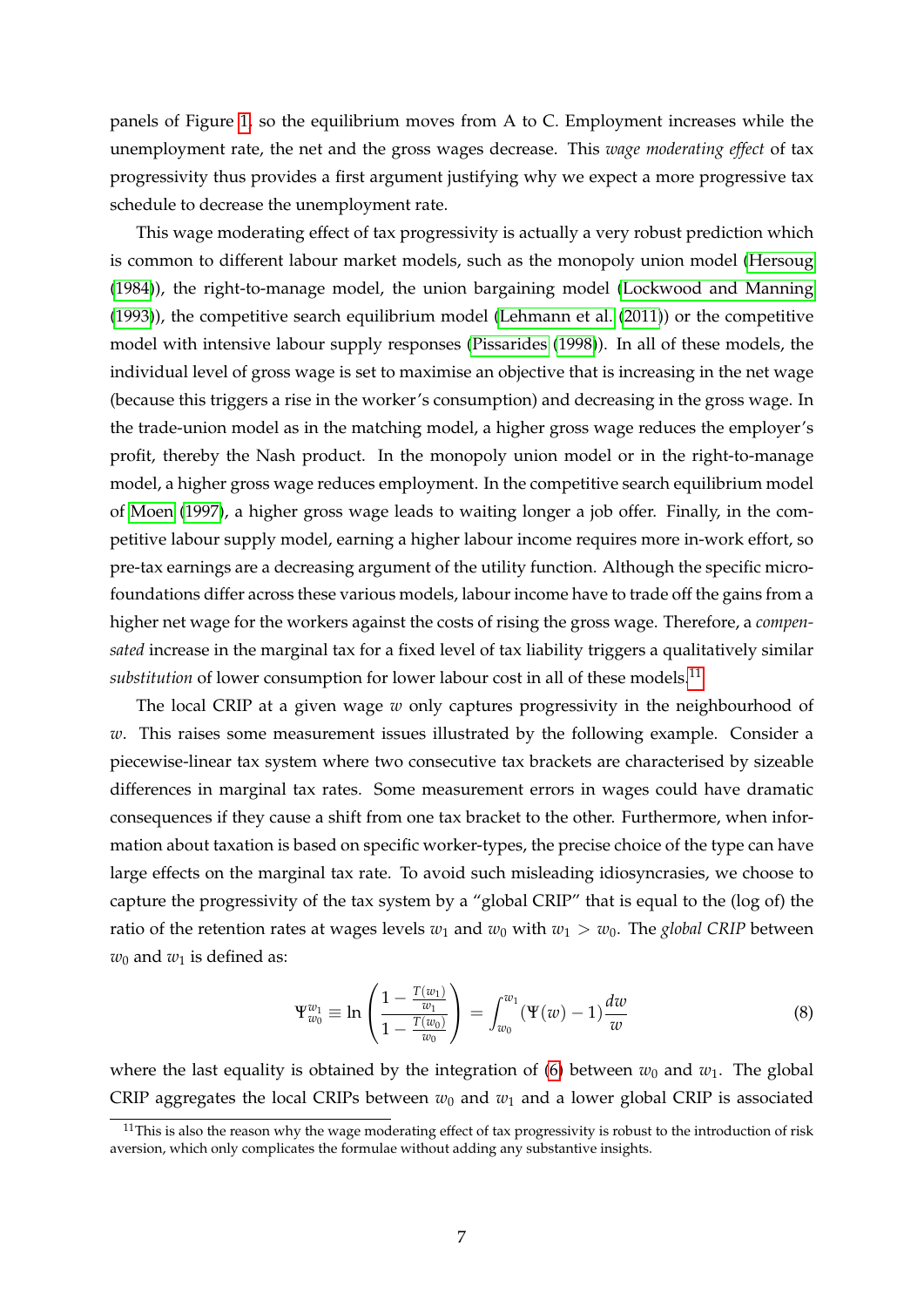panels of Figure 1, so the equilibrium moves from A to C. Employment increases while the unemployment rate, the net and the gross wages decrease. This *wage moderating effect* of tax progressivity thus provides a first argument justifying why we expect a more progressive tax schedule to decrease the unemployment rate.

This wage moderating effect of tax progressivity is actually a very robust prediction which is common to different labour market models, such as the monopoly union model (Hersoug (1984)), the right-to-manage model, the union bargaining model (Lockwood and Manning (1993)), the competitive search equilibrium model (Lehmann et al. (2011)) or the competitive model with intensive labour supply responses (Pissarides (1998)). In all of these models, the individual level of gross wage is set to maximise an objective that is increasing in the net wage (because this triggers a rise in the worker's consumption) and decreasing in the gross wage. In the trade-union model as in the matching model, a higher gross wage reduces the employer's profit, thereby the Nash product. In the monopoly union model or in the right-to-manage model, a higher gross wage reduces employment. In the competitive search equilibrium model of Moen (1997), a higher gross wage leads to waiting longer a job offer. Finally, in the competitive labour supply model, earning a higher labour income requires more in-work effort, so pre-tax earnings are a decreasing argument of the utility function. Although the specific micro-foundations differ across these various models, labour income have to trade off the gains from a higher net wage for the workers against the costs of rising the gross wage. Therefore, a *compensated* increase in the marginal tax for a fixed level of tax liability triggers a qualitatively similar *substitution* of lower consumption for lower labour cost in all of these models.[11]

The local CRIP at a given wage $w$ only captures progressivity in the neighbourhood of $w$. This raises some measurement issues illustrated by the following example. Consider a piecewise-linear tax system where two consecutive tax brackets are characterised by sizeable differences in marginal tax rates. Some measurement errors in wages could have dramatic consequences if they cause a shift from one tax bracket to the other. Furthermore, when information about taxation is based on specific worker-types, the precise choice of the type can have large effects on the marginal tax rate. To avoid such misleading idiosyncrasies, we choose to capture the progressivity of the tax system by a "global CRIP" that is equal to the (log of) the ratio of the retention rates at wages levels $w_1$ and $w_0$ with $w_1 > w_0$. The *global CRIP* between $w_0$ and $w_1$ is defined as:

$$\Psi_{w_0}^{w_1} \equiv \ln\left(\frac{1 - \frac{T(w_1)}{w_1}}{1 - \frac{T(w_0)}{w_0}}\right) = \int_{w_0}^{w_1} (\Psi(w) - 1)\frac{dw}{w} \tag{8}$$

where the last equality is obtained by the integration of (6) between $w_0$ and $w_1$. The global CRIP aggregates the local CRIPs between $w_0$ and $w_1$ and a lower global CRIP is associated

[11] This is also the reason why the wage moderating effect of tax progressivity is robust to the introduction of risk aversion, which only complicates the formulae without adding any substantive insights.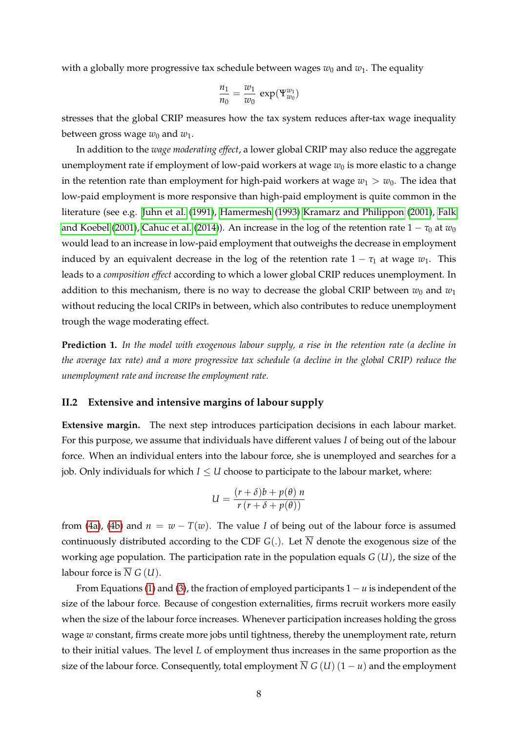with a globally more progressive tax schedule between wages $w_0$ and $w_1$. The equality

$$\frac{n_1}{n_0} = \frac{w_1}{w_0} \exp(\Psi_{w_0}^{w_1})$$

stresses that the global CRIP measures how the tax system reduces after-tax wage inequality between gross wage $w_0$ and $w_1$.

In addition to the *wage moderating effect*, a lower global CRIP may also reduce the aggregate unemployment rate if employment of low-paid workers at wage $w_0$ is more elastic to a change in the retention rate than employment for high-paid workers at wage $w_1 > w_0$. The idea that low-paid employment is more responsive than high-paid employment is quite common in the literature (see e.g. Juhn et al. (1991), Hamermesh (1993) Kramarz and Philippon (2001), Falk and Koebel (2001), Cahuc et al. (2014)). An increase in the log of the retention rate $1 - \tau_0$ at $w_0$ would lead to an increase in low-paid employment that outweighs the decrease in employment induced by an equivalent decrease in the log of the retention rate $1 - \tau_1$ at wage $w_1$. This leads to a *composition effect* according to which a lower global CRIP reduces unemployment. In addition to this mechanism, there is no way to decrease the global CRIP between $w_0$ and $w_1$ without reducing the local CRIPs in between, which also contributes to reduce unemployment trough the wage moderating effect.

**Prediction 1.** *In the model with exogenous labour supply, a rise in the retention rate (a decline in the average tax rate) and a more progressive tax schedule (a decline in the global CRIP) reduce the unemployment rate and increase the employment rate.*

## II.2 Extensive and intensive margins of labour supply

**Extensive margin.** The next step introduces participation decisions in each labour market. For this purpose, we assume that individuals have different values $I$ of being out of the labour force. When an individual enters into the labour force, she is unemployed and searches for a job. Only individuals for which $I \leq U$ choose to participate to the labour market, where:

$$U = \frac{(r + \delta)b + p(\theta)\, n}{r\,(r + \delta + p(\theta))}$$

from (4a), (4b) and $n = w - T(w)$. The value $I$ of being out of the labour force is assumed continuously distributed according to the CDF $G(.)$. Let $\overline{N}$ denote the exogenous size of the working age population. The participation rate in the population equals $G(U)$, the size of the labour force is $\overline{N}\, G(U)$.

From Equations (1) and (3), the fraction of employed participants $1 - u$ is independent of the size of the labour force. Because of congestion externalities, firms recruit workers more easily when the size of the labour force increases. Whenever participation increases holding the gross wage $w$ constant, firms create more jobs until tightness, thereby the unemployment rate, return to their initial values. The level $L$ of employment thus increases in the same proportion as the size of the labour force. Consequently, total employment $\overline{N}\, G(U)\,(1 - u)$ and the employment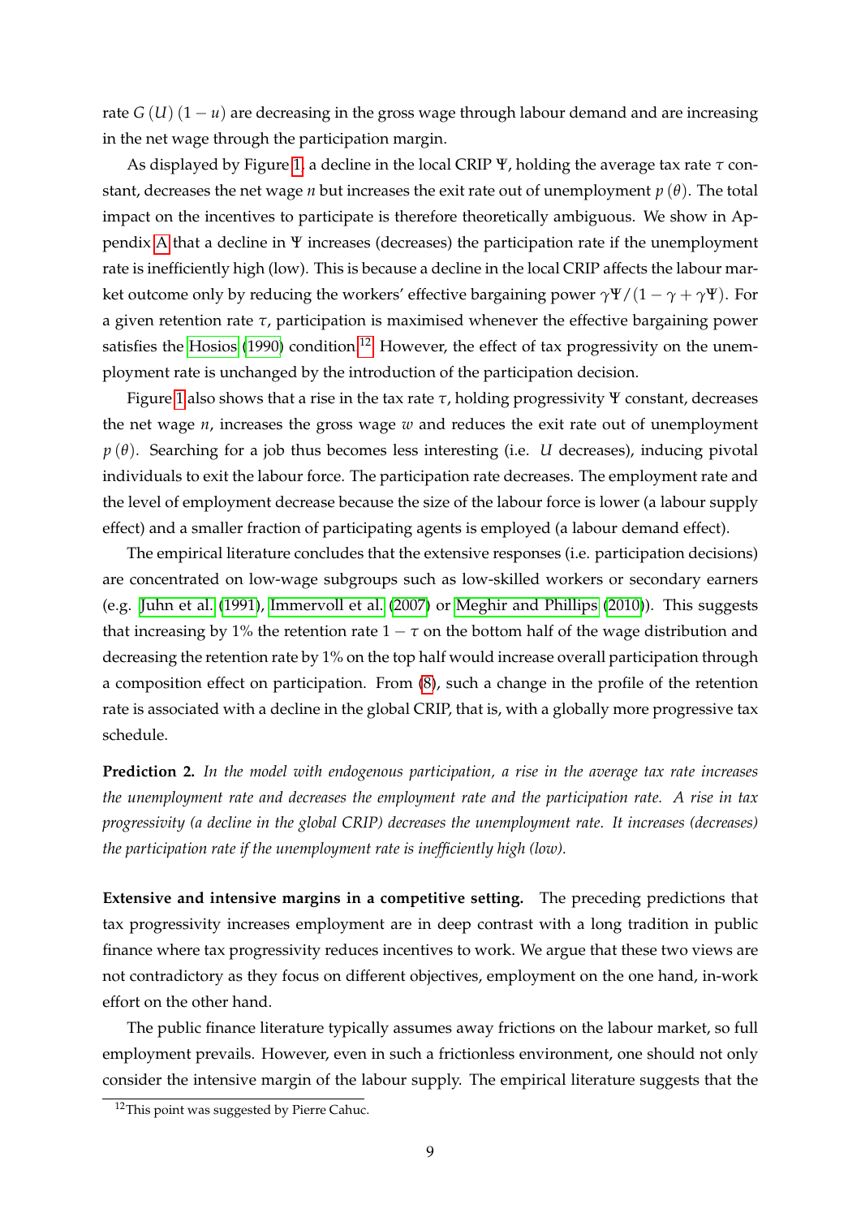rate $G(U)(1-u)$ are decreasing in the gross wage through labour demand and are increasing in the net wage through the participation margin.

As displayed by Figure 1, a decline in the local CRIP $\Psi$, holding the average tax rate $\tau$ constant, decreases the net wage $n$ but increases the exit rate out of unemployment $p(\theta)$. The total impact on the incentives to participate is therefore theoretically ambiguous. We show in Appendix A that a decline in $\Psi$ increases (decreases) the participation rate if the unemployment rate is inefficiently high (low). This is because a decline in the local CRIP affects the labour market outcome only by reducing the workers' effective bargaining power $\gamma\Psi/(1-\gamma+\gamma\Psi)$. For a given retention rate $\tau$, participation is maximised whenever the effective bargaining power satisfies the Hosios (1990) condition.[12] However, the effect of tax progressivity on the unemployment rate is unchanged by the introduction of the participation decision.

Figure 1 also shows that a rise in the tax rate $\tau$, holding progressivity $\Psi$ constant, decreases the net wage $n$, increases the gross wage $w$ and reduces the exit rate out of unemployment $p(\theta)$. Searching for a job thus becomes less interesting (i.e. $U$ decreases), inducing pivotal individuals to exit the labour force. The participation rate decreases. The employment rate and the level of employment decrease because the size of the labour force is lower (a labour supply effect) and a smaller fraction of participating agents is employed (a labour demand effect).

The empirical literature concludes that the extensive responses (i.e. participation decisions) are concentrated on low-wage subgroups such as low-skilled workers or secondary earners (e.g. Juhn et al. (1991), Immervoll et al. (2007) or Meghir and Phillips (2010)). This suggests that increasing by 1% the retention rate $1-\tau$ on the bottom half of the wage distribution and decreasing the retention rate by 1% on the top half would increase overall participation through a composition effect on participation. From (8), such a change in the profile of the retention rate is associated with a decline in the global CRIP, that is, with a globally more progressive tax schedule.

**Prediction 2.** *In the model with endogenous participation, a rise in the average tax rate increases the unemployment rate and decreases the employment rate and the participation rate. A rise in tax progressivity (a decline in the global CRIP) decreases the unemployment rate. It increases (decreases) the participation rate if the unemployment rate is inefficiently high (low).*

**Extensive and intensive margins in a competitive setting.** The preceding predictions that tax progressivity increases employment are in deep contrast with a long tradition in public finance where tax progressivity reduces incentives to work. We argue that these two views are not contradictory as they focus on different objectives, employment on the one hand, in-work effort on the other hand.

The public finance literature typically assumes away frictions on the labour market, so full employment prevails. However, even in such a frictionless environment, one should not only consider the intensive margin of the labour supply. The empirical literature suggests that the

[12] This point was suggested by Pierre Cahuc.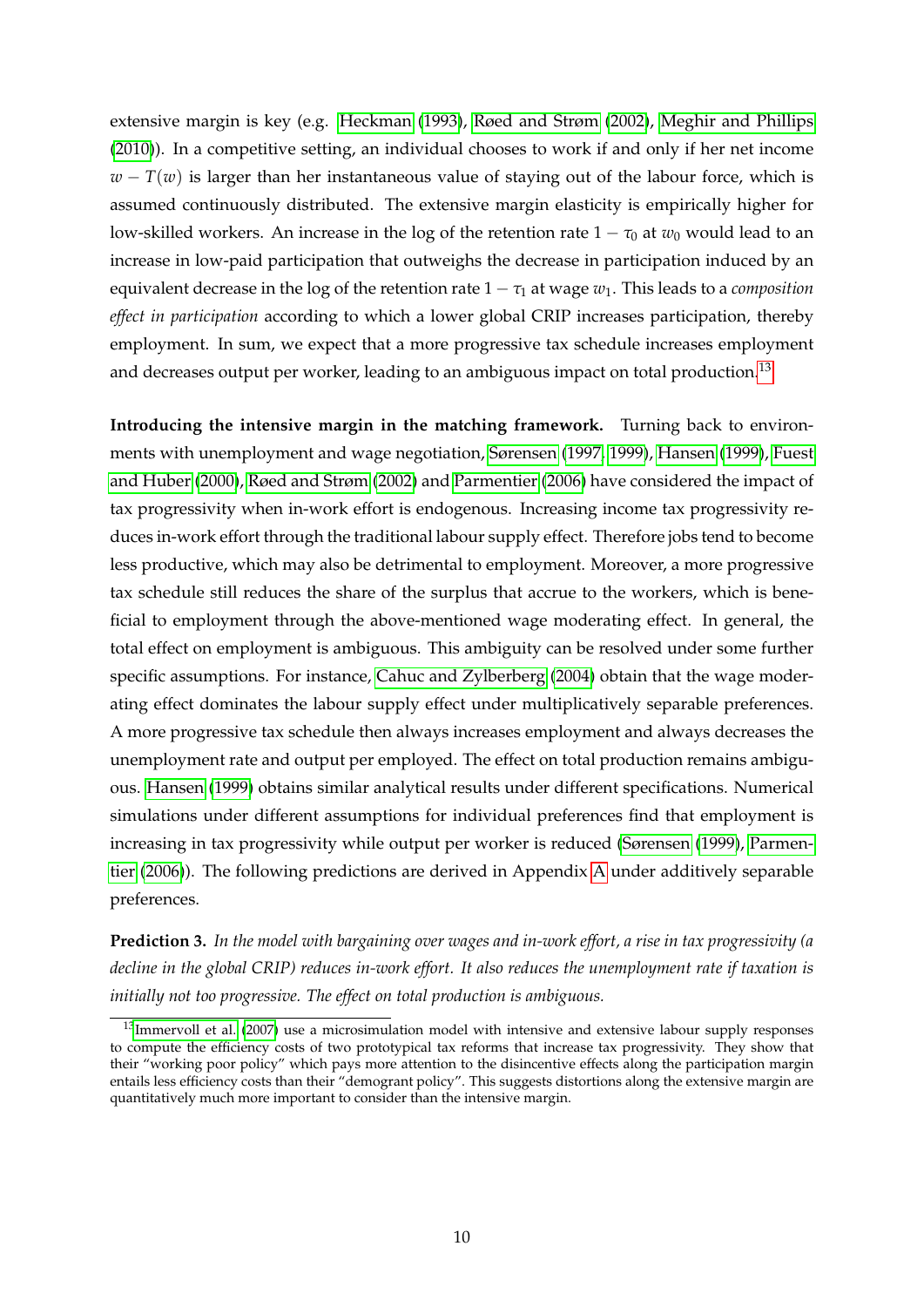extensive margin is key (e.g. Heckman (1993), Røed and Strøm (2002), Meghir and Phillips (2010)). In a competitive setting, an individual chooses to work if and only if her net income $w - T(w)$ is larger than her instantaneous value of staying out of the labour force, which is assumed continuously distributed. The extensive margin elasticity is empirically higher for low-skilled workers. An increase in the log of the retention rate $1 - \tau_0$ at $w_0$ would lead to an increase in low-paid participation that outweighs the decrease in participation induced by an equivalent decrease in the log of the retention rate $1 - \tau_1$ at wage $w_1$. This leads to a *composition effect in participation* according to which a lower global CRIP increases participation, thereby employment. In sum, we expect that a more progressive tax schedule increases employment and decreases output per worker, leading to an ambiguous impact on total production.[13]

**Introducing the intensive margin in the matching framework.** Turning back to environments with unemployment and wage negotiation, Sørensen (1997, 1999), Hansen (1999), Fuest and Huber (2000), Røed and Strøm (2002) and Parmentier (2006) have considered the impact of tax progressivity when in-work effort is endogenous. Increasing income tax progressivity reduces in-work effort through the traditional labour supply effect. Therefore jobs tend to become less productive, which may also be detrimental to employment. Moreover, a more progressive tax schedule still reduces the share of the surplus that accrue to the workers, which is beneficial to employment through the above-mentioned wage moderating effect. In general, the total effect on employment is ambiguous. This ambiguity can be resolved under some further specific assumptions. For instance, Cahuc and Zylberberg (2004) obtain that the wage moderating effect dominates the labour supply effect under multiplicatively separable preferences. A more progressive tax schedule then always increases employment and always decreases the unemployment rate and output per employed. The effect on total production remains ambiguous. Hansen (1999) obtains similar analytical results under different specifications. Numerical simulations under different assumptions for individual preferences find that employment is increasing in tax progressivity while output per worker is reduced (Sørensen (1999), Parmentier (2006)). The following predictions are derived in Appendix A under additively separable preferences.

**Prediction 3.** *In the model with bargaining over wages and in-work effort, a rise in tax progressivity (a decline in the global CRIP) reduces in-work effort. It also reduces the unemployment rate if taxation is initially not too progressive. The effect on total production is ambiguous.*

[13] Immervoll et al. (2007) use a microsimulation model with intensive and extensive labour supply responses to compute the efficiency costs of two prototypical tax reforms that increase tax progressivity. They show that their "working poor policy" which pays more attention to the disincentive effects along the participation margin entails less efficiency costs than their "demogrant policy". This suggests distortions along the extensive margin are quantitatively much more important to consider than the intensive margin.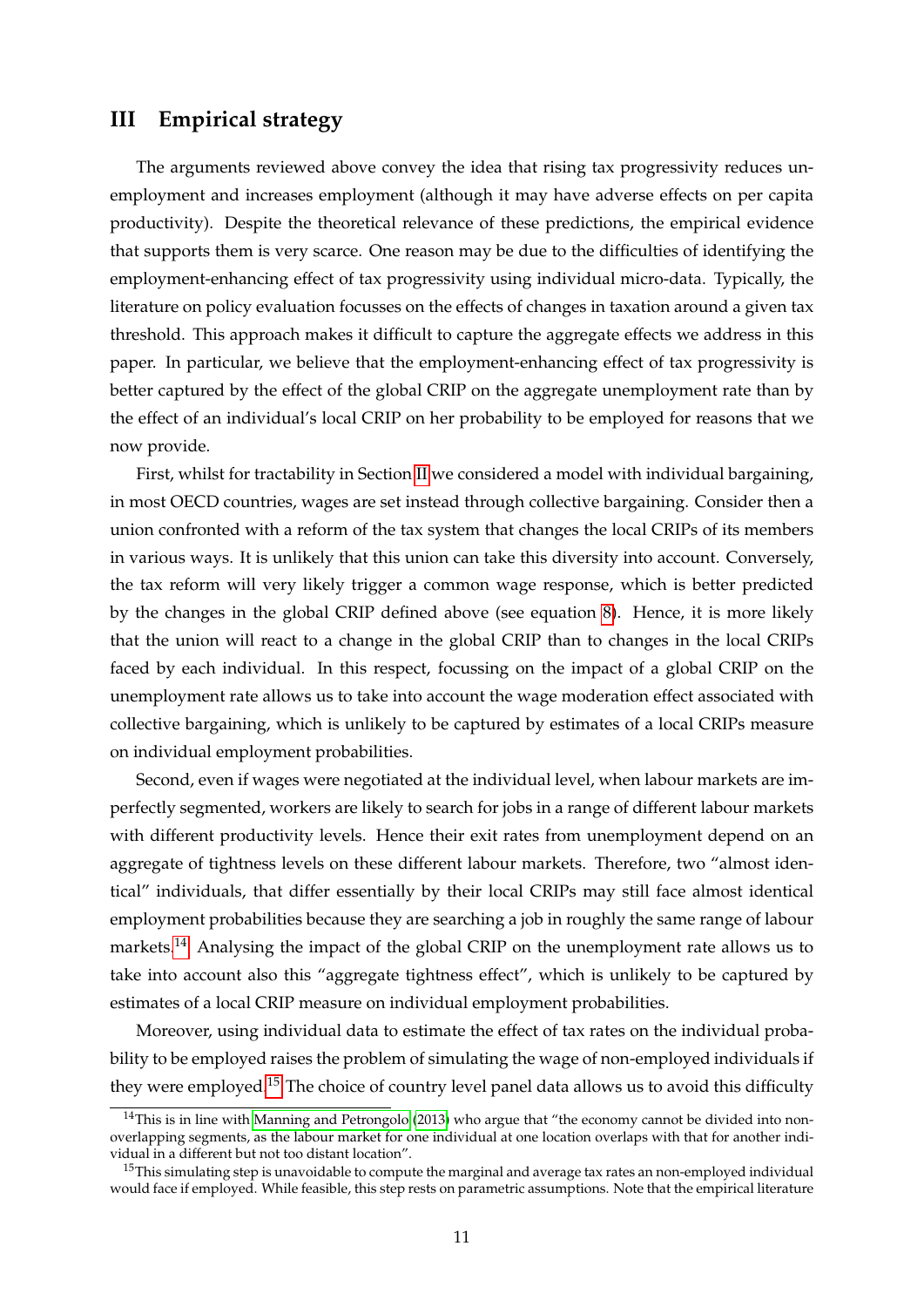## III Empirical strategy

The arguments reviewed above convey the idea that rising tax progressivity reduces unemployment and increases employment (although it may have adverse effects on per capita productivity). Despite the theoretical relevance of these predictions, the empirical evidence that supports them is very scarce. One reason may be due to the difficulties of identifying the employment-enhancing effect of tax progressivity using individual micro-data. Typically, the literature on policy evaluation focusses on the effects of changes in taxation around a given tax threshold. This approach makes it difficult to capture the aggregate effects we address in this paper. In particular, we believe that the employment-enhancing effect of tax progressivity is better captured by the effect of the global CRIP on the aggregate unemployment rate than by the effect of an individual's local CRIP on her probability to be employed for reasons that we now provide.

First, whilst for tractability in Section II we considered a model with individual bargaining, in most OECD countries, wages are set instead through collective bargaining. Consider then a union confronted with a reform of the tax system that changes the local CRIPs of its members in various ways. It is unlikely that this union can take this diversity into account. Conversely, the tax reform will very likely trigger a common wage response, which is better predicted by the changes in the global CRIP defined above (see equation 8). Hence, it is more likely that the union will react to a change in the global CRIP than to changes in the local CRIPs faced by each individual. In this respect, focussing on the impact of a global CRIP on the unemployment rate allows us to take into account the wage moderation effect associated with collective bargaining, which is unlikely to be captured by estimates of a local CRIPs measure on individual employment probabilities.

Second, even if wages were negotiated at the individual level, when labour markets are imperfectly segmented, workers are likely to search for jobs in a range of different labour markets with different productivity levels. Hence their exit rates from unemployment depend on an aggregate of tightness levels on these different labour markets. Therefore, two "almost identical" individuals, that differ essentially by their local CRIPs may still face almost identical employment probabilities because they are searching a job in roughly the same range of labour markets.[14] Analysing the impact of the global CRIP on the unemployment rate allows us to take into account also this "aggregate tightness effect", which is unlikely to be captured by estimates of a local CRIP measure on individual employment probabilities.

Moreover, using individual data to estimate the effect of tax rates on the individual probability to be employed raises the problem of simulating the wage of non-employed individuals if they were employed.[15] The choice of country level panel data allows us to avoid this difficulty

---

[14] This is in line with Manning and Petrongolo (2013) who argue that "the economy cannot be divided into non-overlapping segments, as the labour market for one individual at one location overlaps with that for another individual in a different but not too distant location".

[15] This simulating step is unavoidable to compute the marginal and average tax rates an non-employed individual would face if employed. While feasible, this step rests on parametric assumptions. Note that the empirical literature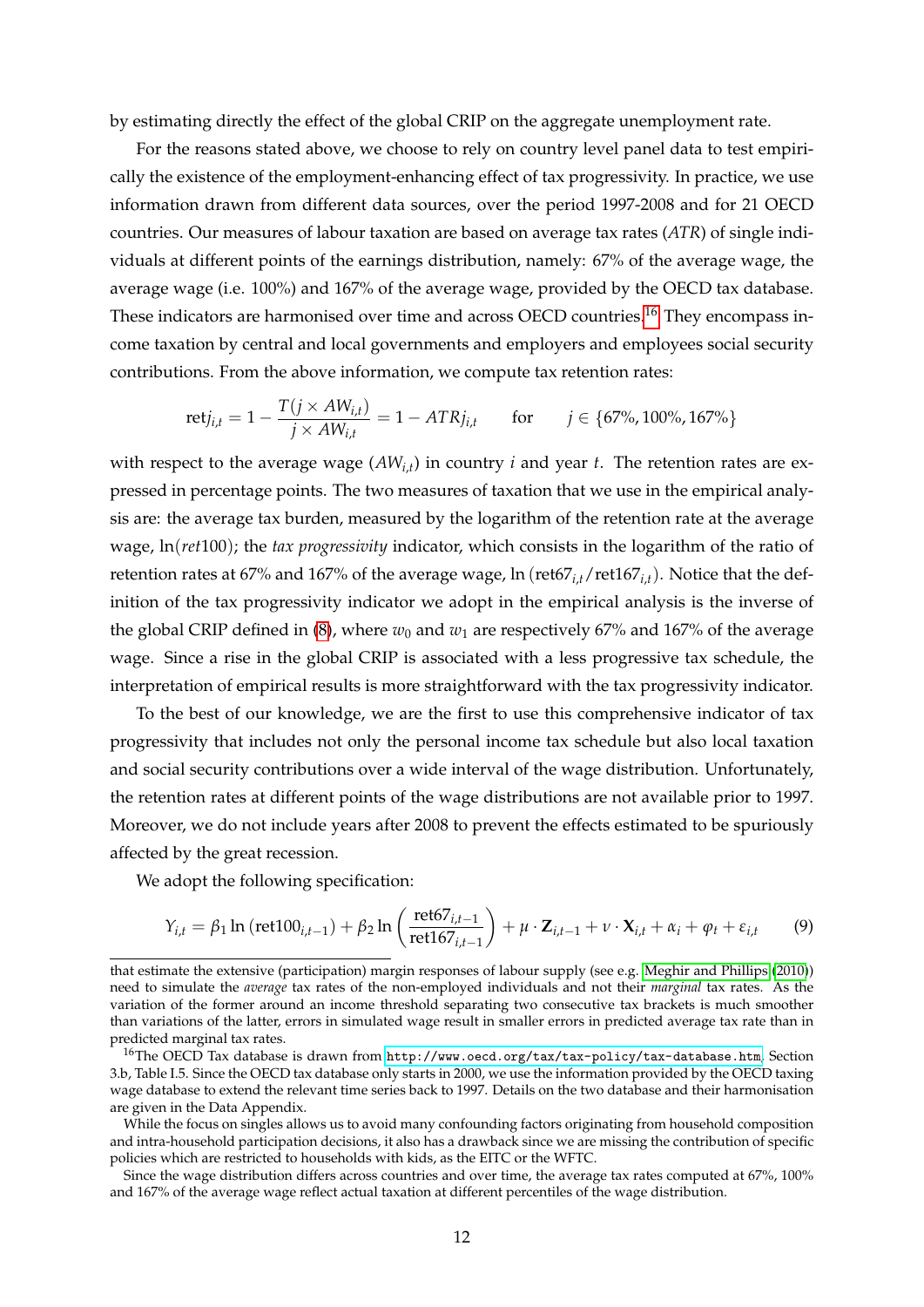by estimating directly the effect of the global CRIP on the aggregate unemployment rate.

For the reasons stated above, we choose to rely on country level panel data to test empirically the existence of the employment-enhancing effect of tax progressivity. In practice, we use information drawn from different data sources, over the period 1997-2008 and for 21 OECD countries. Our measures of labour taxation are based on average tax rates (*ATR*) of single individuals at different points of the earnings distribution, namely: 67% of the average wage, the average wage (i.e. 100%) and 167% of the average wage, provided by the OECD tax database. These indicators are harmonised over time and across OECD countries.[16] They encompass income taxation by central and local governments and employers and employees social security contributions. From the above information, we compute tax retention rates:

$$\text{ret}j_{i,t} = 1 - \frac{T(j \times AW_{i,t})}{j \times AW_{i,t}} = 1 - ATRj_{i,t} \qquad \text{for} \qquad j \in \{67\%, 100\%, 167\%\}$$

with respect to the average wage ($AW_{i,t}$) in country $i$ and year $t$. The retention rates are expressed in percentage points. The two measures of taxation that we use in the empirical analysis are: the average tax burden, measured by the logarithm of the retention rate at the average wage, $\ln(ret100)$; the *tax progressivity* indicator, which consists in the logarithm of the ratio of retention rates at 67% and 167% of the average wage, $\ln(\text{ret}67_{i,t}/\text{ret}167_{i,t})$. Notice that the definition of the tax progressivity indicator we adopt in the empirical analysis is the inverse of the global CRIP defined in (8), where $w_0$ and $w_1$ are respectively 67% and 167% of the average wage. Since a rise in the global CRIP is associated with a less progressive tax schedule, the interpretation of empirical results is more straightforward with the tax progressivity indicator.

To the best of our knowledge, we are the first to use this comprehensive indicator of tax progressivity that includes not only the personal income tax schedule but also local taxation and social security contributions over a wide interval of the wage distribution. Unfortunately, the retention rates at different points of the wage distributions are not available prior to 1997. Moreover, we do not include years after 2008 to prevent the effects estimated to be spuriously affected by the great recession.

We adopt the following specification:

$$Y_{i,t} = \beta_1 \ln(\text{ret}100_{i,t-1}) + \beta_2 \ln\left(\frac{\text{ret}67_{i,t-1}}{\text{ret}167_{i,t-1}}\right) + \mu \cdot \mathbf{Z}_{i,t-1} + \nu \cdot \mathbf{X}_{i,t} + \alpha_i + \varphi_t + \varepsilon_{i,t} \qquad (9)$$

---

that estimate the extensive (participation) margin responses of labour supply (see e.g. Meghir and Phillips (2010)) need to simulate the *average* tax rates of the non-employed individuals and not their *marginal* tax rates. As the variation of the former around an income threshold separating two consecutive tax brackets is much smoother than variations of the latter, errors in simulated wage result in smaller errors in predicted average tax rate than in predicted marginal tax rates.

[16] The OECD Tax database is drawn from `http://www.oecd.org/tax/tax-policy/tax-database.htm`, Section 3.b, Table I.5. Since the OECD tax database only starts in 2000, we use the information provided by the OECD taxing wage database to extend the relevant time series back to 1997. Details on the two database and their harmonisation are given in the Data Appendix.

While the focus on singles allows us to avoid many confounding factors originating from household composition and intra-household participation decisions, it also has a drawback since we are missing the contribution of specific policies which are restricted to households with kids, as the EITC or the WFTC.

Since the wage distribution differs across countries and over time, the average tax rates computed at 67%, 100% and 167% of the average wage reflect actual taxation at different percentiles of the wage distribution.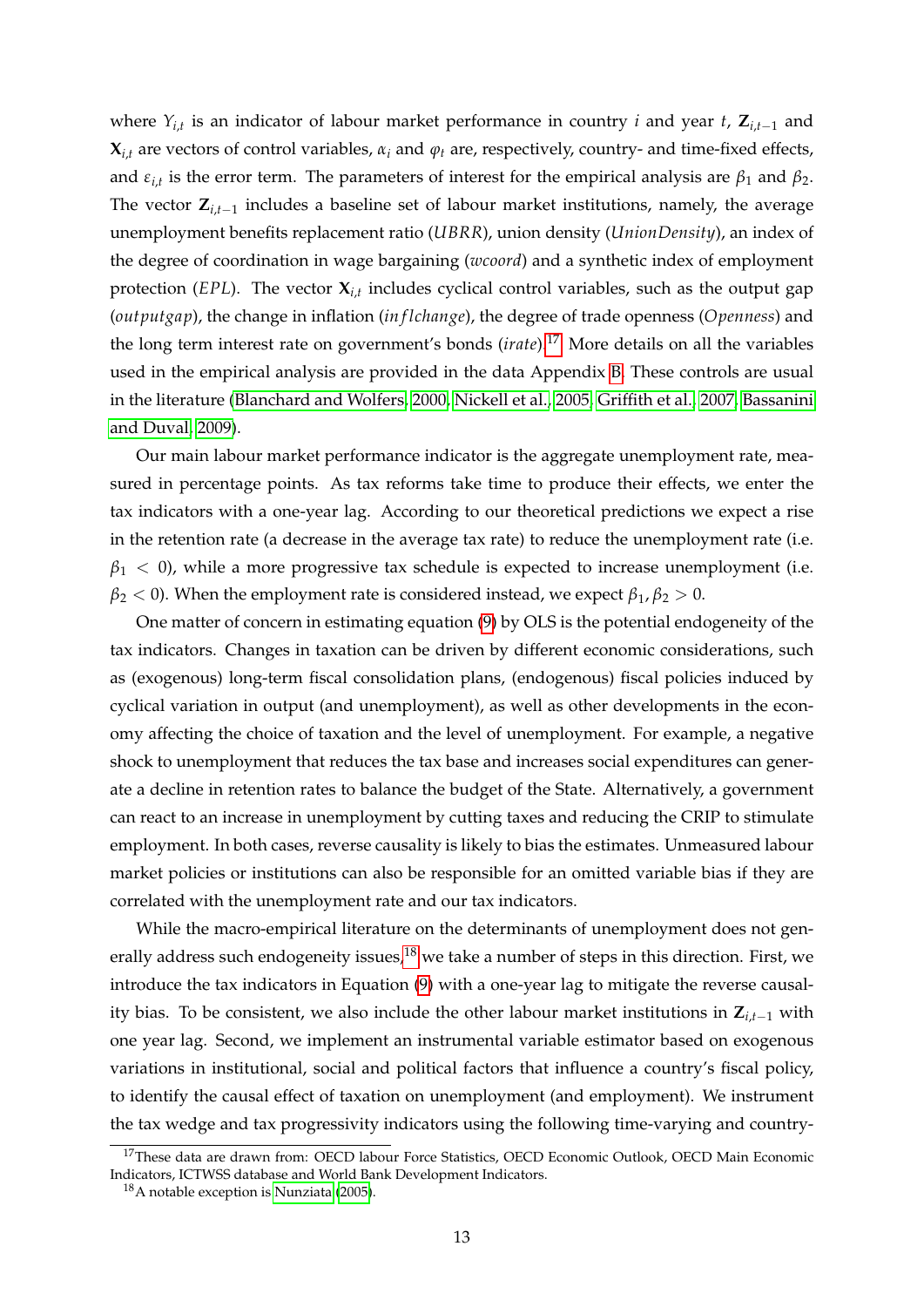where $Y_{i,t}$ is an indicator of labour market performance in country $i$ and year $t$, $\mathbf{Z}_{i,t-1}$ and $\mathbf{X}_{i,t}$ are vectors of control variables, $\alpha_i$ and $\varphi_t$ are, respectively, country- and time-fixed effects, and $\varepsilon_{i,t}$ is the error term. The parameters of interest for the empirical analysis are $\beta_1$ and $\beta_2$. The vector $\mathbf{Z}_{i,t-1}$ includes a baseline set of labour market institutions, namely, the average unemployment benefits replacement ratio ($UBRR$), union density ($UnionDensity$), an index of the degree of coordination in wage bargaining ($wcoord$) and a synthetic index of employment protection ($EPL$). The vector $\mathbf{X}_{i,t}$ includes cyclical control variables, such as the output gap ($outputgap$), the change in inflation ($inflchange$), the degree of trade openness ($Openness$) and the long term interest rate on government's bonds ($irate$).[17] More details on all the variables used in the empirical analysis are provided in the data Appendix B. These controls are usual in the literature (Blanchard and Wolfers, 2000; Nickell et al., 2005; Griffith et al., 2007; Bassanini and Duval, 2009).

Our main labour market performance indicator is the aggregate unemployment rate, measured in percentage points. As tax reforms take time to produce their effects, we enter the tax indicators with a one-year lag. According to our theoretical predictions we expect a rise in the retention rate (a decrease in the average tax rate) to reduce the unemployment rate (i.e. $\beta_1 < 0$), while a more progressive tax schedule is expected to increase unemployment (i.e. $\beta_2 < 0$). When the employment rate is considered instead, we expect $\beta_1, \beta_2 > 0$.

One matter of concern in estimating equation (9) by OLS is the potential endogeneity of the tax indicators. Changes in taxation can be driven by different economic considerations, such as (exogenous) long-term fiscal consolidation plans, (endogenous) fiscal policies induced by cyclical variation in output (and unemployment), as well as other developments in the economy affecting the choice of taxation and the level of unemployment. For example, a negative shock to unemployment that reduces the tax base and increases social expenditures can generate a decline in retention rates to balance the budget of the State. Alternatively, a government can react to an increase in unemployment by cutting taxes and reducing the CRIP to stimulate employment. In both cases, reverse causality is likely to bias the estimates. Unmeasured labour market policies or institutions can also be responsible for an omitted variable bias if they are correlated with the unemployment rate and our tax indicators.

While the macro-empirical literature on the determinants of unemployment does not generally address such endogeneity issues,[18] we take a number of steps in this direction. First, we introduce the tax indicators in Equation (9) with a one-year lag to mitigate the reverse causality bias. To be consistent, we also include the other labour market institutions in $\mathbf{Z}_{i,t-1}$ with one year lag. Second, we implement an instrumental variable estimator based on exogenous variations in institutional, social and political factors that influence a country's fiscal policy, to identify the causal effect of taxation on unemployment (and employment). We instrument the tax wedge and tax progressivity indicators using the following time-varying and country-

[17] These data are drawn from: OECD labour Force Statistics, OECD Economic Outlook, OECD Main Economic Indicators, ICTWSS database and World Bank Development Indicators.

[18] A notable exception is Nunziata (2005).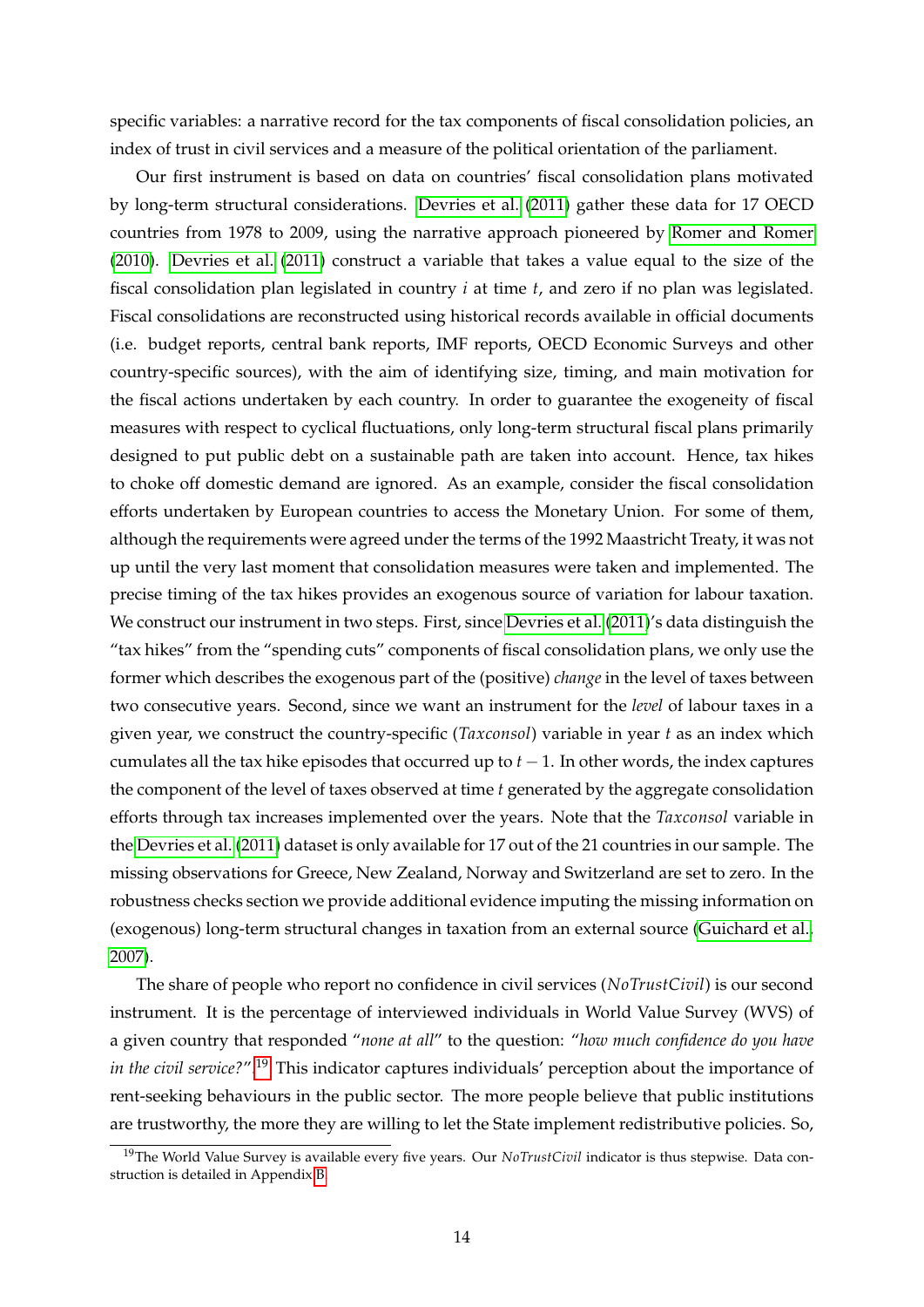specific variables: a narrative record for the tax components of fiscal consolidation policies, an index of trust in civil services and a measure of the political orientation of the parliament.

Our first instrument is based on data on countries' fiscal consolidation plans motivated by long-term structural considerations. Devries et al. (2011) gather these data for 17 OECD countries from 1978 to 2009, using the narrative approach pioneered by Romer and Romer (2010). Devries et al. (2011) construct a variable that takes a value equal to the size of the fiscal consolidation plan legislated in country $i$ at time $t$, and zero if no plan was legislated. Fiscal consolidations are reconstructed using historical records available in official documents (i.e. budget reports, central bank reports, IMF reports, OECD Economic Surveys and other country-specific sources), with the aim of identifying size, timing, and main motivation for the fiscal actions undertaken by each country. In order to guarantee the exogeneity of fiscal measures with respect to cyclical fluctuations, only long-term structural fiscal plans primarily designed to put public debt on a sustainable path are taken into account. Hence, tax hikes to choke off domestic demand are ignored. As an example, consider the fiscal consolidation efforts undertaken by European countries to access the Monetary Union. For some of them, although the requirements were agreed under the terms of the 1992 Maastricht Treaty, it was not up until the very last moment that consolidation measures were taken and implemented. The precise timing of the tax hikes provides an exogenous source of variation for labour taxation. We construct our instrument in two steps. First, since Devries et al. (2011)'s data distinguish the "tax hikes" from the "spending cuts" components of fiscal consolidation plans, we only use the former which describes the exogenous part of the (positive) *change* in the level of taxes between two consecutive years. Second, since we want an instrument for the *level* of labour taxes in a given year, we construct the country-specific (*Taxconsol*) variable in year $t$ as an index which cumulates all the tax hike episodes that occurred up to $t-1$. In other words, the index captures the component of the level of taxes observed at time $t$ generated by the aggregate consolidation efforts through tax increases implemented over the years. Note that the *Taxconsol* variable in the Devries et al. (2011) dataset is only available for 17 out of the 21 countries in our sample. The missing observations for Greece, New Zealand, Norway and Switzerland are set to zero. In the robustness checks section we provide additional evidence imputing the missing information on (exogenous) long-term structural changes in taxation from an external source (Guichard et al., 2007).

The share of people who report no confidence in civil services (*NoTrustCivil*) is our second instrument. It is the percentage of interviewed individuals in World Value Survey (WVS) of a given country that responded "*none at all*" to the question: "*how much confidence do you have in the civil service?*".[19] This indicator captures individuals' perception about the importance of rent-seeking behaviours in the public sector. The more people believe that public institutions are trustworthy, the more they are willing to let the State implement redistributive policies. So,

[19] The World Value Survey is available every five years. Our *NoTrustCivil* indicator is thus stepwise. Data construction is detailed in Appendix B.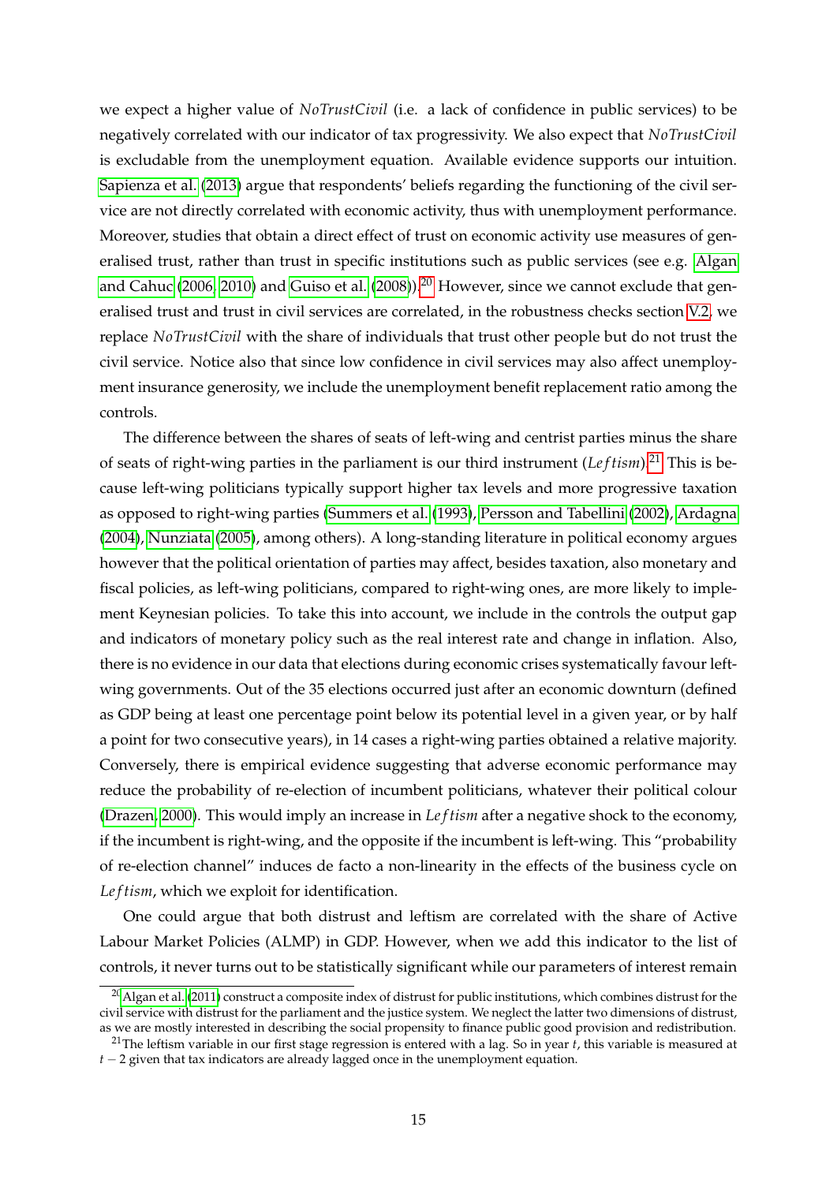we expect a higher value of *NoTrustCivil* (i.e. a lack of confidence in public services) to be negatively correlated with our indicator of tax progressivity. We also expect that *NoTrustCivil* is excludable from the unemployment equation. Available evidence supports our intuition. Sapienza et al. (2013) argue that respondents' beliefs regarding the functioning of the civil service are not directly correlated with economic activity, thus with unemployment performance. Moreover, studies that obtain a direct effect of trust on economic activity use measures of generalised trust, rather than trust in specific institutions such as public services (see e.g. Algan and Cahuc (2006, 2010) and Guiso et al. (2008)).[20] However, since we cannot exclude that generalised trust and trust in civil services are correlated, in the robustness checks section V.2. we replace *NoTrustCivil* with the share of individuals that trust other people but do not trust the civil service. Notice also that since low confidence in civil services may also affect unemployment insurance generosity, we include the unemployment benefit replacement ratio among the controls.

The difference between the shares of seats of left-wing and centrist parties minus the share of seats of right-wing parties in the parliament is our third instrument ($Leftism$).[21] This is because left-wing politicians typically support higher tax levels and more progressive taxation as opposed to right-wing parties (Summers et al. (1993), Persson and Tabellini (2002), Ardagna (2004), Nunziata (2005), among others). A long-standing literature in political economy argues however that the political orientation of parties may affect, besides taxation, also monetary and fiscal policies, as left-wing politicians, compared to right-wing ones, are more likely to implement Keynesian policies. To take this into account, we include in the controls the output gap and indicators of monetary policy such as the real interest rate and change in inflation. Also, there is no evidence in our data that elections during economic crises systematically favour left-wing governments. Out of the 35 elections occurred just after an economic downturn (defined as GDP being at least one percentage point below its potential level in a given year, or by half a point for two consecutive years), in 14 cases a right-wing parties obtained a relative majority. Conversely, there is empirical evidence suggesting that adverse economic performance may reduce the probability of re-election of incumbent politicians, whatever their political colour (Drazen, 2000). This would imply an increase in $Leftism$ after a negative shock to the economy, if the incumbent is right-wing, and the opposite if the incumbent is left-wing. This "probability of re-election channel" induces de facto a non-linearity in the effects of the business cycle on $Leftism$, which we exploit for identification.

One could argue that both distrust and leftism are correlated with the share of Active Labour Market Policies (ALMP) in GDP. However, when we add this indicator to the list of controls, it never turns out to be statistically significant while our parameters of interest remain

[20] Algan et al. (2011) construct a composite index of distrust for public institutions, which combines distrust for the civil service with distrust for the parliament and the justice system. We neglect the latter two dimensions of distrust, as we are mostly interested in describing the social propensity to finance public good provision and redistribution.

[21] The leftism variable in our first stage regression is entered with a lag. So in year $t$, this variable is measured at $t-2$ given that tax indicators are already lagged once in the unemployment equation.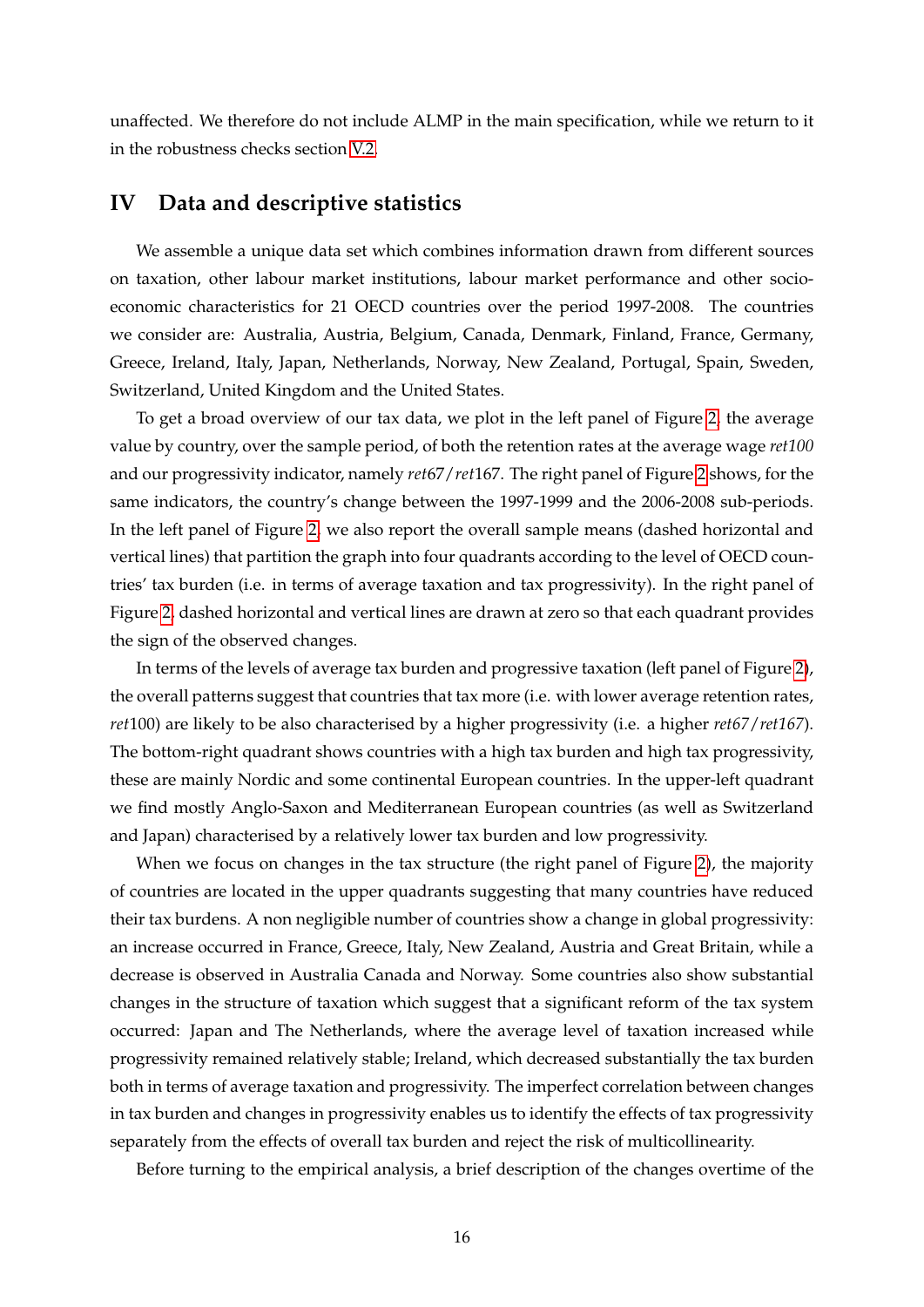unaffected. We therefore do not include ALMP in the main specification, while we return to it in the robustness checks section V.2.

## IV Data and descriptive statistics

We assemble a unique data set which combines information drawn from different sources on taxation, other labour market institutions, labour market performance and other socio-economic characteristics for 21 OECD countries over the period 1997-2008. The countries we consider are: Australia, Austria, Belgium, Canada, Denmark, Finland, France, Germany, Greece, Ireland, Italy, Japan, Netherlands, Norway, New Zealand, Portugal, Spain, Sweden, Switzerland, United Kingdom and the United States.

To get a broad overview of our tax data, we plot in the left panel of Figure 2, the average value by country, over the sample period, of both the retention rates at the average wage *ret100* and our progressivity indicator, namely $ret67/ret167$. The right panel of Figure 2 shows, for the same indicators, the country's change between the 1997-1999 and the 2006-2008 sub-periods. In the left panel of Figure 2, we also report the overall sample means (dashed horizontal and vertical lines) that partition the graph into four quadrants according to the level of OECD countries' tax burden (i.e. in terms of average taxation and tax progressivity). In the right panel of Figure 2, dashed horizontal and vertical lines are drawn at zero so that each quadrant provides the sign of the observed changes.

In terms of the levels of average tax burden and progressive taxation (left panel of Figure 2), the overall patterns suggest that countries that tax more (i.e. with lower average retention rates, $ret100$) are likely to be also characterised by a higher progressivity (i.e. a higher *ret67/ret167*). The bottom-right quadrant shows countries with a high tax burden and high tax progressivity, these are mainly Nordic and some continental European countries. In the upper-left quadrant we find mostly Anglo-Saxon and Mediterranean European countries (as well as Switzerland and Japan) characterised by a relatively lower tax burden and low progressivity.

When we focus on changes in the tax structure (the right panel of Figure 2), the majority of countries are located in the upper quadrants suggesting that many countries have reduced their tax burdens. A non negligible number of countries show a change in global progressivity: an increase occurred in France, Greece, Italy, New Zealand, Austria and Great Britain, while a decrease is observed in Australia Canada and Norway. Some countries also show substantial changes in the structure of taxation which suggest that a significant reform of the tax system occurred: Japan and The Netherlands, where the average level of taxation increased while progressivity remained relatively stable; Ireland, which decreased substantially the tax burden both in terms of average taxation and progressivity. The imperfect correlation between changes in tax burden and changes in progressivity enables us to identify the effects of tax progressivity separately from the effects of overall tax burden and reject the risk of multicollinearity.

Before turning to the empirical analysis, a brief description of the changes overtime of the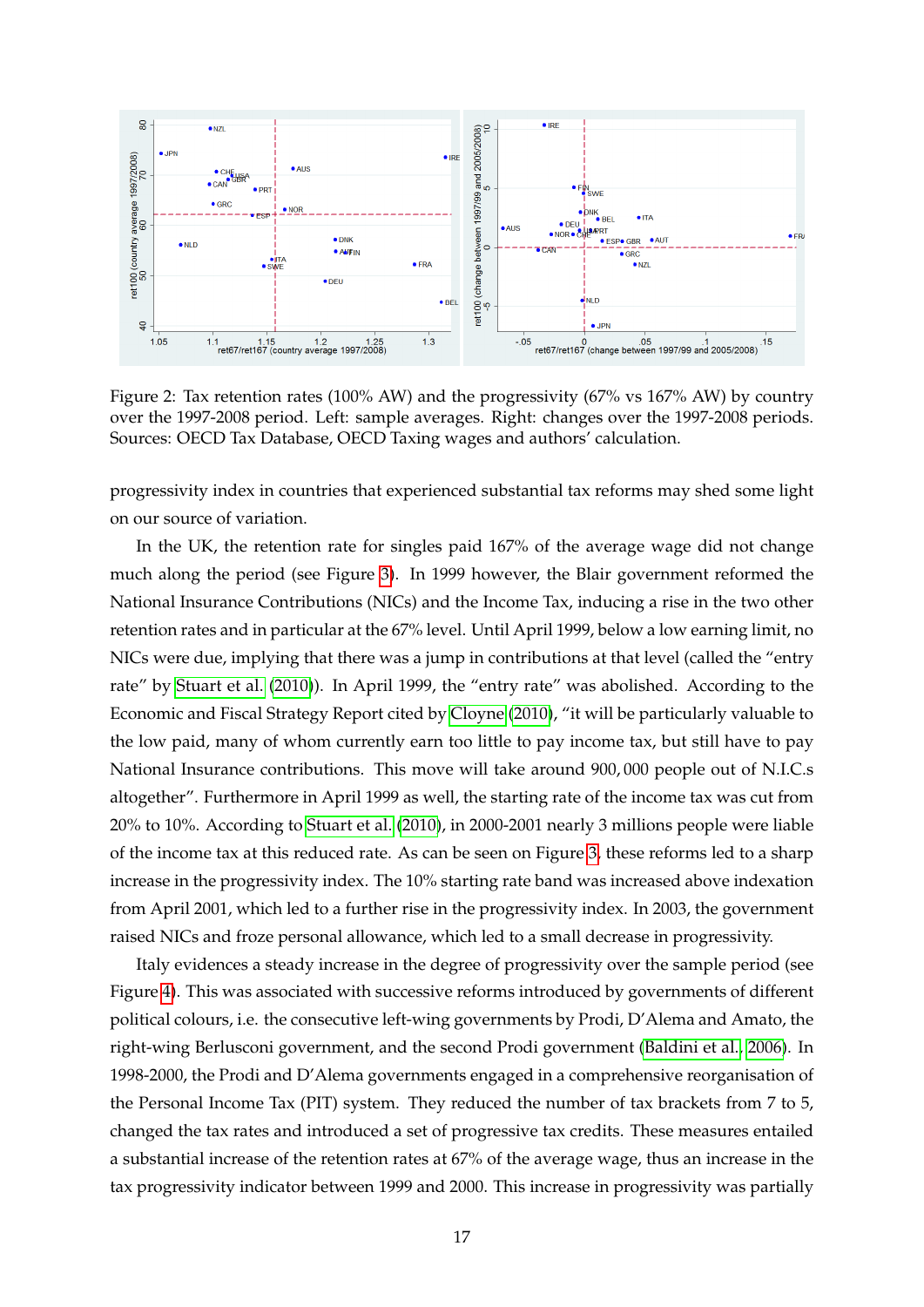Figure 2: Tax retention rates (100% AW) and the progressivity (67% vs 167% AW) by country over the 1997-2008 period. Left: sample averages. Right: changes over the 1997-2008 periods. Sources: OECD Tax Database, OECD Taxing wages and authors' calculation.

progressivity index in countries that experienced substantial tax reforms may shed some light on our source of variation.

In the UK, the retention rate for singles paid 167% of the average wage did not change much along the period (see Figure 3). In 1999 however, the Blair government reformed the National Insurance Contributions (NICs) and the Income Tax, inducing a rise in the two other retention rates and in particular at the 67% level. Until April 1999, below a low earning limit, no NICs were due, implying that there was a jump in contributions at that level (called the "entry rate" by Stuart et al. (2010)). In April 1999, the "entry rate" was abolished. According to the Economic and Fiscal Strategy Report cited by Cloyne (2010), "it will be particularly valuable to the low paid, many of whom currently earn too little to pay income tax, but still have to pay National Insurance contributions. This move will take around 900,000 people out of N.I.C.s altogether". Furthermore in April 1999 as well, the starting rate of the income tax was cut from 20% to 10%. According to Stuart et al. (2010), in 2000-2001 nearly 3 millions people were liable of the income tax at this reduced rate. As can be seen on Figure 3, these reforms led to a sharp increase in the progressivity index. The 10% starting rate band was increased above indexation from April 2001, which led to a further rise in the progressivity index. In 2003, the government raised NICs and froze personal allowance, which led to a small decrease in progressivity.

Italy evidences a steady increase in the degree of progressivity over the sample period (see Figure 4). This was associated with successive reforms introduced by governments of different political colours, i.e. the consecutive left-wing governments by Prodi, D'Alema and Amato, the right-wing Berlusconi government, and the second Prodi government (Baldini et al., 2006). In 1998-2000, the Prodi and D'Alema governments engaged in a comprehensive reorganisation of the Personal Income Tax (PIT) system. They reduced the number of tax brackets from 7 to 5, changed the tax rates and introduced a set of progressive tax credits. These measures entailed a substantial increase of the retention rates at 67% of the average wage, thus an increase in the tax progressivity indicator between 1999 and 2000. This increase in progressivity was partially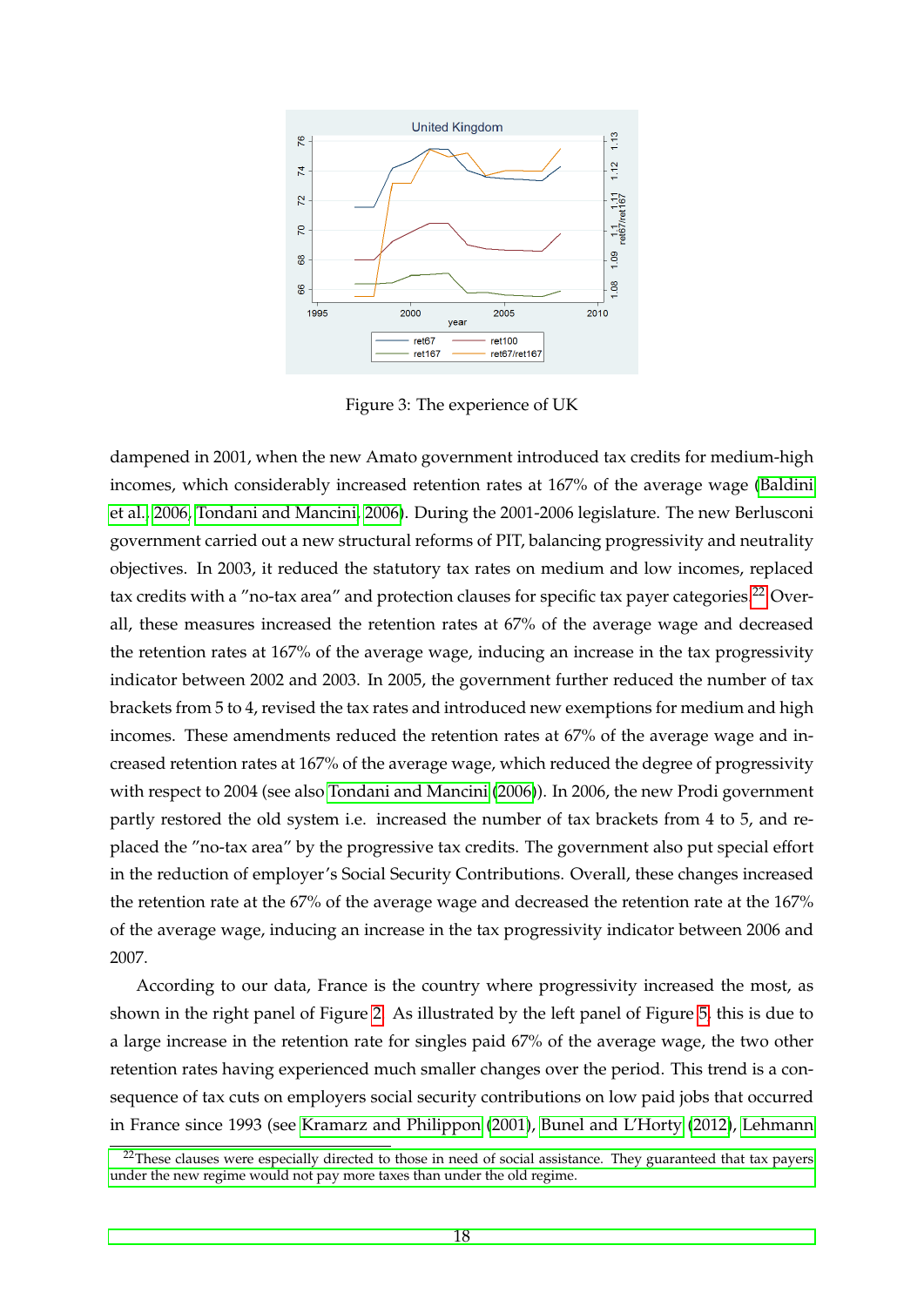Figure 3: The experience of UK

dampened in 2001, when the new Amato government introduced tax credits for medium-high incomes, which considerably increased retention rates at 167% of the average wage (Baldini et al., 2006, Tondani and Mancini, 2006). During the 2001-2006 legislature. The new Berlusconi government carried out a new structural reforms of PIT, balancing progressivity and neutrality objectives. In 2003, it reduced the statutory tax rates on medium and low incomes, replaced tax credits with a "no-tax area" and protection clauses for specific tax payer categories.[22] Overall, these measures increased the retention rates at 67% of the average wage and decreased the retention rates at 167% of the average wage, inducing an increase in the tax progressivity indicator between 2002 and 2003. In 2005, the government further reduced the number of tax brackets from 5 to 4, revised the tax rates and introduced new exemptions for medium and high incomes. These amendments reduced the retention rates at 67% of the average wage and increased retention rates at 167% of the average wage, which reduced the degree of progressivity with respect to 2004 (see also Tondani and Mancini (2006)). In 2006, the new Prodi government partly restored the old system i.e. increased the number of tax brackets from 4 to 5, and replaced the "no-tax area" by the progressive tax credits. The government also put special effort in the reduction of employer's Social Security Contributions. Overall, these changes increased the retention rate at the 67% of the average wage and decreased the retention rate at the 167% of the average wage, inducing an increase in the tax progressivity indicator between 2006 and 2007.

According to our data, France is the country where progressivity increased the most, as shown in the right panel of Figure 2. As illustrated by the left panel of Figure 5, this is due to a large increase in the retention rate for singles paid 67% of the average wage, the two other retention rates having experienced much smaller changes over the period. This trend is a consequence of tax cuts on employers social security contributions on low paid jobs that occurred in France since 1993 (see Kramarz and Philippon (2001), Bunel and L'Horty (2012), Lehmann

[22] These clauses were especially directed to those in need of social assistance. They guaranteed that tax payers under the new regime would not pay more taxes than under the old regime.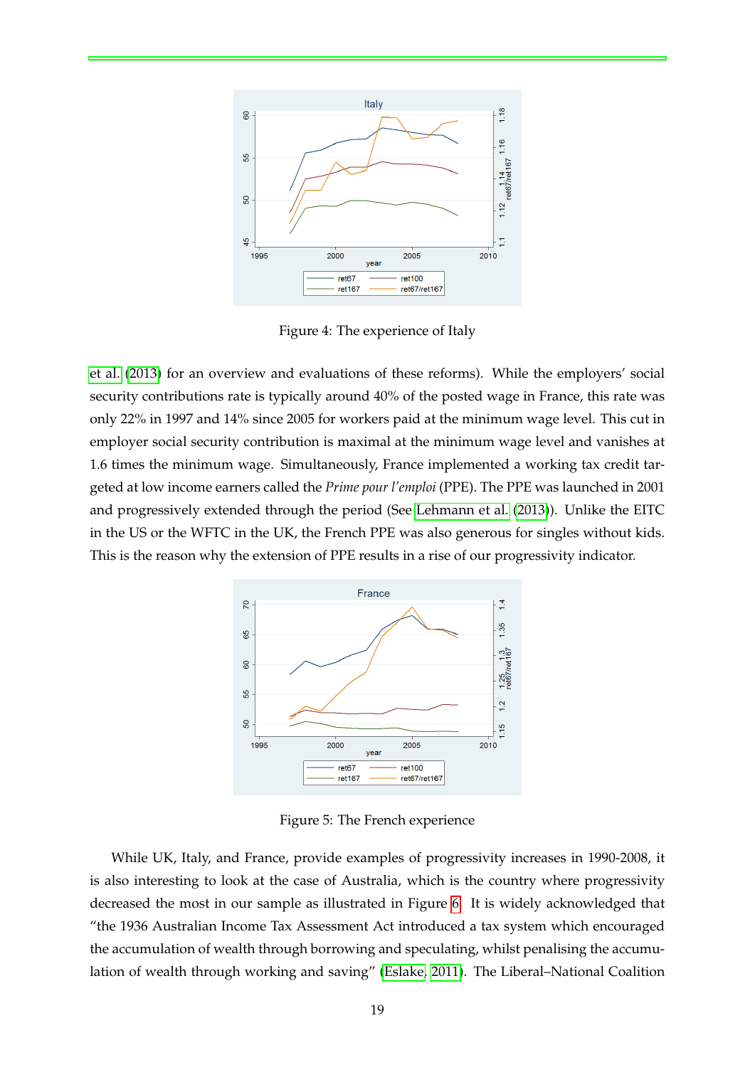Figure 4: The experience of Italy

et al. (2013) for an overview and evaluations of these reforms). While the employers' social security contributions rate is typically around 40% of the posted wage in France, this rate was only 22% in 1997 and 14% since 2005 for workers paid at the minimum wage level. This cut in employer social security contribution is maximal at the minimum wage level and vanishes at 1.6 times the minimum wage. Simultaneously, France implemented a working tax credit targeted at low income earners called the *Prime pour l'emploi* (PPE). The PPE was launched in 2001 and progressively extended through the period (See Lehmann et al. (2013)). Unlike the EITC in the US or the WFTC in the UK, the French PPE was also generous for singles without kids. This is the reason why the extension of PPE results in a rise of our progressivity indicator.

Figure 5: The French experience

While UK, Italy, and France, provide examples of progressivity increases in 1990-2008, it is also interesting to look at the case of Australia, which is the country where progressivity decreased the most in our sample as illustrated in Figure 6. It is widely acknowledged that "the 1936 Australian Income Tax Assessment Act introduced a tax system which encouraged the accumulation of wealth through borrowing and speculating, whilst penalising the accumulation of wealth through working and saving" (Eslake, 2011). The Liberal–National Coalition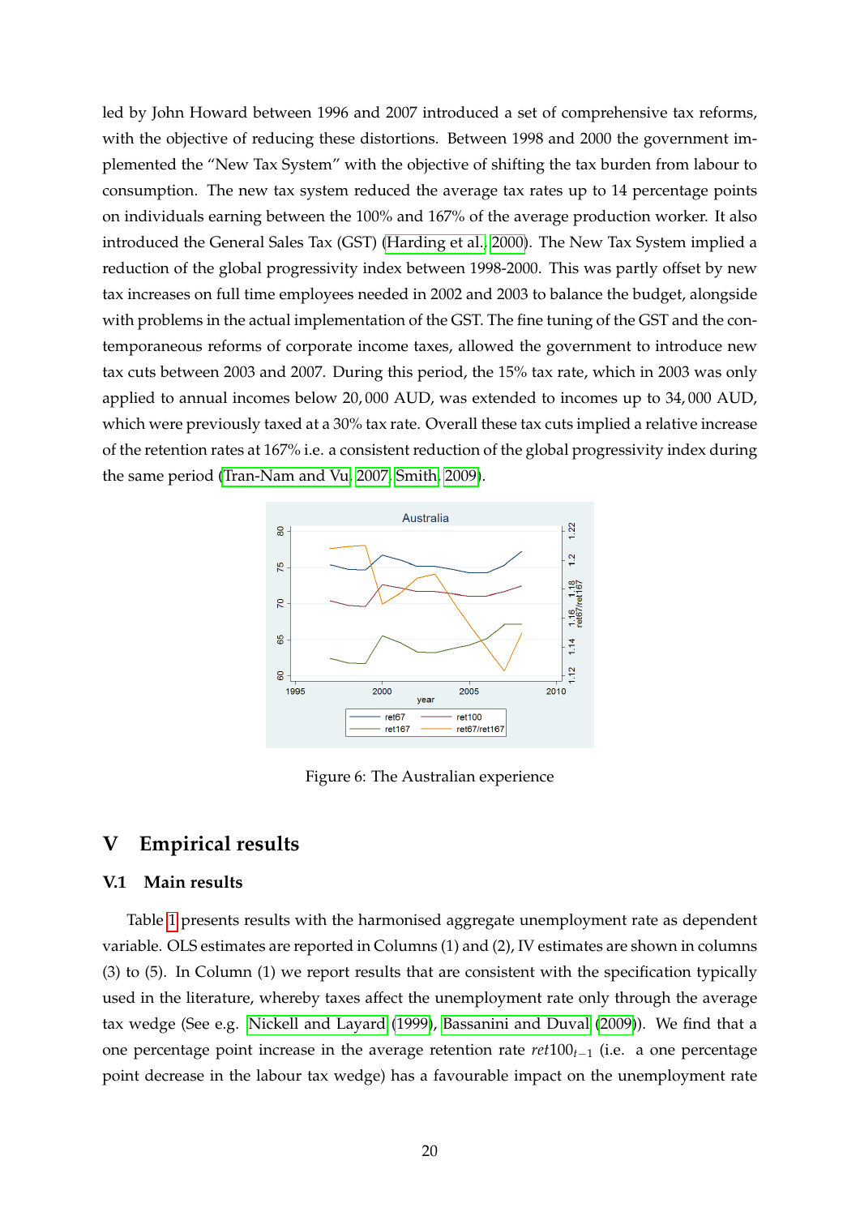led by John Howard between 1996 and 2007 introduced a set of comprehensive tax reforms, with the objective of reducing these distortions. Between 1998 and 2000 the government implemented the "New Tax System" with the objective of shifting the tax burden from labour to consumption. The new tax system reduced the average tax rates up to 14 percentage points on individuals earning between the 100% and 167% of the average production worker. It also introduced the General Sales Tax (GST) (Harding et al., 2000). The New Tax System implied a reduction of the global progressivity index between 1998-2000. This was partly offset by new tax increases on full time employees needed in 2002 and 2003 to balance the budget, alongside with problems in the actual implementation of the GST. The fine tuning of the GST and the contemporaneous reforms of corporate income taxes, allowed the government to introduce new tax cuts between 2003 and 2007. During this period, the 15% tax rate, which in 2003 was only applied to annual incomes below 20,000 AUD, was extended to incomes up to 34,000 AUD, which were previously taxed at a 30% tax rate. Overall these tax cuts implied a relative increase of the retention rates at 167% i.e. a consistent reduction of the global progressivity index during the same period (Tran-Nam and Vu, 2007; Smith, 2009).

Figure 6: The Australian experience

# V Empirical results

## V.1 Main results

Table 1 presents results with the harmonised aggregate unemployment rate as dependent variable. OLS estimates are reported in Columns (1) and (2), IV estimates are shown in columns (3) to (5). In Column (1) we report results that are consistent with the specification typically used in the literature, whereby taxes affect the unemployment rate only through the average tax wedge (See e.g. Nickell and Layard (1999), Bassanini and Duval (2009)). We find that a one percentage point increase in the average retention rate $ret100_{t-1}$ (i.e. a one percentage point decrease in the labour tax wedge) has a favourable impact on the unemployment rate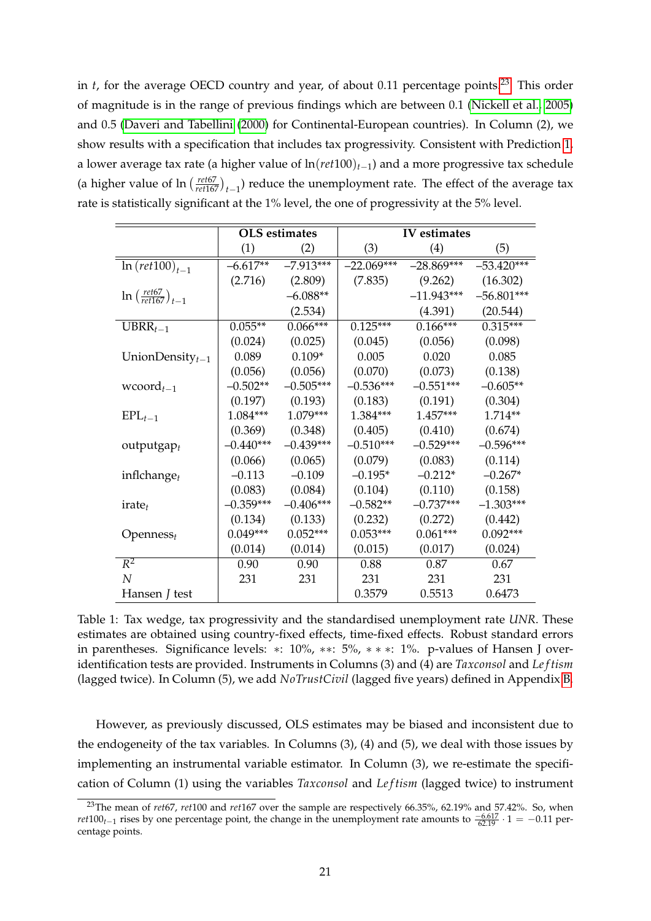in $t$, for the average OECD country and year, of about 0.11 percentage points.[23] This order of magnitude is in the range of previous findings which are between 0.1 (Nickell et al., 2005) and 0.5 (Daveri and Tabellini (2000) for Continental-European countries). In Column (2), we show results with a specification that includes tax progressivity. Consistent with Prediction 1, a lower average tax rate (a higher value of $\ln(ret100)_{t-1}$) and a more progressive tax schedule (a higher value of $\ln\left(\frac{ret67}{ret167}\right)_{t-1}$) reduce the unemployment rate. The effect of the average tax rate is statistically significant at the 1% level, the one of progressivity at the 5% level.

| | **OLS estimates** | | **IV estimates** | | |
|---|---|---|---|---|---|
| | (1) | (2) | (3) | (4) | (5) |
| $\ln(ret100)_{t-1}$ | −6.617** | −7.913*** | −22.069*** | −28.869*** | −53.420*** |
| | (2.716) | (2.809) | (7.835) | (9.262) | (16.302) |
| $\ln\left(\frac{ret67}{ret167}\right)_{t-1}$ | | −6.088** | | −11.943*** | −56.801*** |
| | | (2.534) | | (4.391) | (20.544) |
| $\text{UBRR}_{t-1}$ | 0.055** | 0.066*** | 0.125*** | 0.166*** | 0.315*** |
| | (0.024) | (0.025) | (0.045) | (0.056) | (0.098) |
| $\text{UnionDensity}_{t-1}$ | 0.089 | 0.109* | 0.005 | 0.020 | 0.085 |
| | (0.056) | (0.056) | (0.070) | (0.073) | (0.138) |
| $\text{wcoord}_{t-1}$ | −0.502** | −0.505*** | −0.536*** | −0.551*** | −0.605** |
| | (0.197) | (0.193) | (0.183) | (0.191) | (0.304) |
| $\text{EPL}_{t-1}$ | 1.084*** | 1.079*** | 1.384*** | 1.457*** | 1.714** |
| | (0.369) | (0.348) | (0.405) | (0.410) | (0.674) |
| $\text{outputgap}_t$ | −0.440*** | −0.439*** | −0.510*** | −0.529*** | −0.596*** |
| | (0.066) | (0.065) | (0.079) | (0.083) | (0.114) |
| $\text{inflchange}_t$ | −0.113 | −0.109 | −0.195* | −0.212* | −0.267* |
| | (0.083) | (0.084) | (0.104) | (0.110) | (0.158) |
| $\text{irate}_t$ | −0.359*** | −0.406*** | −0.582** | −0.737*** | −1.303*** |
| | (0.134) | (0.133) | (0.232) | (0.272) | (0.442) |
| $\text{Openness}_t$ | 0.049*** | 0.052*** | 0.053*** | 0.061*** | 0.092*** |
| | (0.014) | (0.014) | (0.015) | (0.017) | (0.024) |
| $R^2$ | 0.90 | 0.90 | 0.88 | 0.87 | 0.67 |
| $N$ | 231 | 231 | 231 | 231 | 231 |
| Hansen $J$ test | | | 0.3579 | 0.5513 | 0.6473 |

Table 1: Tax wedge, tax progressivity and the standardised unemployment rate *UNR*. These estimates are obtained using country-fixed effects, time-fixed effects. Robust standard errors in parentheses. Significance levels: ∗: 10%, ∗∗: 5%, ∗∗∗: 1%. p-values of Hansen J over-identification tests are provided. Instruments in Columns (3) and (4) are *Taxconsol* and *Leftism* (lagged twice). In Column (5), we add *NoTrustCivil* (lagged five years) defined in Appendix B.

However, as previously discussed, OLS estimates may be biased and inconsistent due to the endogeneity of the tax variables. In Columns (3), (4) and (5), we deal with those issues by implementing an instrumental variable estimator. In Column (3), we re-estimate the specification of Column (1) using the variables *Taxconsol* and *Leftism* (lagged twice) to instrument

[23] The mean of *ret67*, *ret100* and *ret167* over the sample are respectively 66.35%, 62.19% and 57.42%. So, when $ret100_{t-1}$ rises by one percentage point, the change in the unemployment rate amounts to $\frac{-6.617}{62.19} \cdot 1 = -0.11$ percentage points.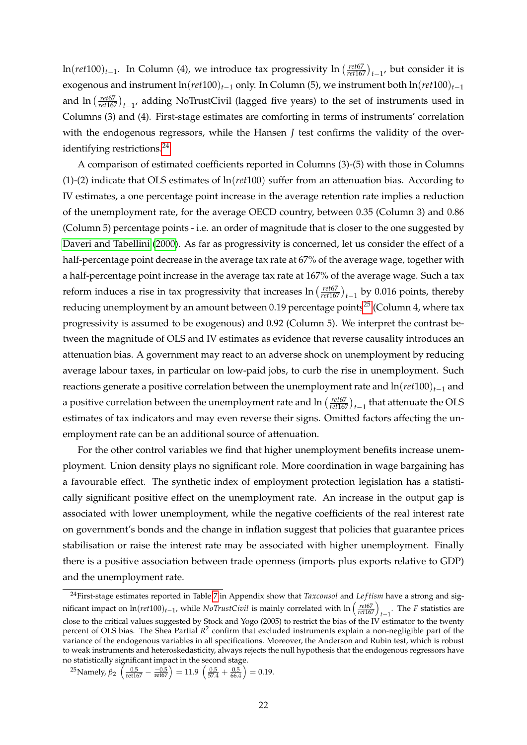$\ln(ret100)_{t-1}$. In Column (4), we introduce tax progressivity $\ln\left(\frac{ret67}{ret167}\right)_{t-1}$, but consider it is exogenous and instrument $\ln(ret100)_{t-1}$ only. In Column (5), we instrument both $\ln(ret100)_{t-1}$ and $\ln\left(\frac{ret67}{ret167}\right)_{t-1}$, adding NoTrustCivil (lagged five years) to the set of instruments used in Columns (3) and (4). First-stage estimates are comforting in terms of instruments' correlation with the endogenous regressors, while the Hansen $J$ test confirms the validity of the over-identifying restrictions.[24]

A comparison of estimated coefficients reported in Columns (3)-(5) with those in Columns (1)-(2) indicate that OLS estimates of $\ln(ret100)$ suffer from an attenuation bias. According to IV estimates, a one percentage point increase in the average retention rate implies a reduction of the unemployment rate, for the average OECD country, between 0.35 (Column 3) and 0.86 (Column 5) percentage points - i.e. an order of magnitude that is closer to the one suggested by Daveri and Tabellini (2000). As far as progressivity is concerned, let us consider the effect of a half-percentage point decrease in the average tax rate at 67% of the average wage, together with a half-percentage point increase in the average tax rate at 167% of the average wage. Such a tax reform induces a rise in tax progressivity that increases $\ln\left(\frac{ret67}{ret167}\right)_{t-1}$ by 0.016 points, thereby reducing unemployment by an amount between 0.19 percentage points[25] (Column 4, where tax progressivity is assumed to be exogenous) and 0.92 (Column 5). We interpret the contrast between the magnitude of OLS and IV estimates as evidence that reverse causality introduces an attenuation bias. A government may react to an adverse shock on unemployment by reducing average labour taxes, in particular on low-paid jobs, to curb the rise in unemployment. Such reactions generate a positive correlation between the unemployment rate and $\ln(ret100)_{t-1}$ and a positive correlation between the unemployment rate and $\ln\left(\frac{ret67}{ret167}\right)_{t-1}$ that attenuate the OLS estimates of tax indicators and may even reverse their signs. Omitted factors affecting the unemployment rate can be an additional source of attenuation.

For the other control variables we find that higher unemployment benefits increase unemployment. Union density plays no significant role. More coordination in wage bargaining has a favourable effect. The synthetic index of employment protection legislation has a statistically significant positive effect on the unemployment rate. An increase in the output gap is associated with lower unemployment, while the negative coefficients of the real interest rate on government's bonds and the change in inflation suggest that policies that guarantee prices stabilisation or raise the interest rate may be associated with higher unemployment. Finally there is a positive association between trade openness (imports plus exports relative to GDP) and the unemployment rate.

[24] First-stage estimates reported in Table 7 in Appendix show that *Taxconsol* and *Leftism* have a strong and significant impact on $\ln(ret100)_{t-1}$, while *NoTrustCivil* is mainly correlated with $\ln\left(\frac{ret67}{ret167}\right)_{t-1}$. The $F$ statistics are close to the critical values suggested by Stock and Yogo (2005) to restrict the bias of the IV estimator to the twenty percent of OLS bias. The Shea Partial $R^2$ confirm that excluded instruments explain a non-negligible part of the variance of the endogenous variables in all specifications. Moreover, the Anderson and Rubin test, which is robust to weak instruments and heteroskedasticity, always rejects the null hypothesis that the endogenous regressors have no statistically significant impact in the second stage.

[25] Namely, $\beta_2\left(\frac{0.5}{\text{ret167}} - \frac{-0.5}{\text{ret67}}\right) = 11.9\left(\frac{0.5}{57.4} + \frac{0.5}{66.4}\right) = 0.19$.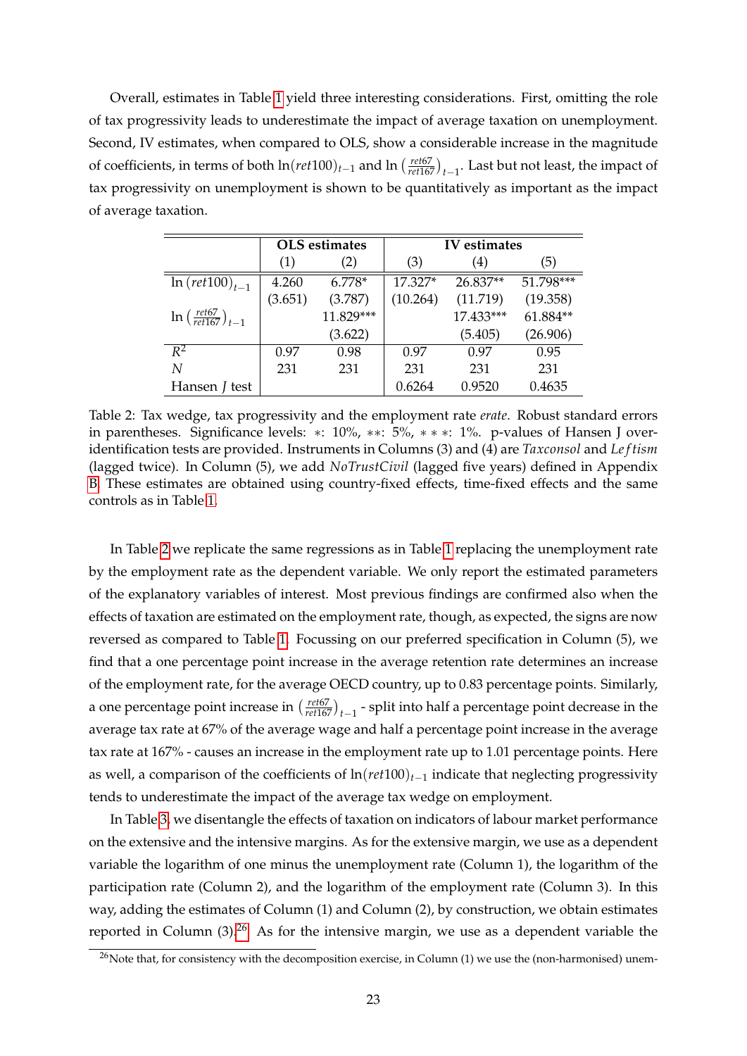Overall, estimates in Table 1 yield three interesting considerations. First, omitting the role of tax progressivity leads to underestimate the impact of average taxation on unemployment. Second, IV estimates, when compared to OLS, show a considerable increase in the magnitude of coefficients, in terms of both $\ln(ret100)_{t-1}$ and $\ln\left(\frac{ret67}{ret167}\right)_{t-1}$. Last but not least, the impact of tax progressivity on unemployment is shown to be quantitatively as important as the impact of average taxation.

| | OLS estimates | | IV estimates | | |
|---|---|---|---|---|---|
| | (1) | (2) | (3) | (4) | (5) |
| $\ln(ret100)_{t-1}$ | 4.260 | 6.778* | 17.327* | 26.837** | 51.798*** |
| | (3.651) | (3.787) | (10.264) | (11.719) | (19.358) |
| $\ln\left(\frac{ret67}{ret167}\right)_{t-1}$ | | 11.829*** | | 17.433*** | 61.884** |
| | | (3.622) | | (5.405) | (26.906) |
| $R^2$ | 0.97 | 0.98 | 0.97 | 0.97 | 0.95 |
| $N$ | 231 | 231 | 231 | 231 | 231 |
| Hansen $J$ test | | | 0.6264 | 0.9520 | 0.4635 |

Table 2: Tax wedge, tax progressivity and the employment rate *erate*. Robust standard errors in parentheses. Significance levels: $*$: 10%, $**$: 5%, $***$: 1%. p-values of Hansen J over-identification tests are provided. Instruments in Columns (3) and (4) are *Taxconsol* and *Leftism* (lagged twice). In Column (5), we add *NoTrustCivil* (lagged five years) defined in Appendix B. These estimates are obtained using country-fixed effects, time-fixed effects and the same controls as in Table 1.

In Table 2 we replicate the same regressions as in Table 1 replacing the unemployment rate by the employment rate as the dependent variable. We only report the estimated parameters of the explanatory variables of interest. Most previous findings are confirmed also when the effects of taxation are estimated on the employment rate, though, as expected, the signs are now reversed as compared to Table 1. Focussing on our preferred specification in Column (5), we find that a one percentage point increase in the average retention rate determines an increase of the employment rate, for the average OECD country, up to 0.83 percentage points. Similarly, a one percentage point increase in $\left(\frac{ret67}{ret167}\right)_{t-1}$ - split into half a percentage point decrease in the average tax rate at 67% of the average wage and half a percentage point increase in the average tax rate at 167% - causes an increase in the employment rate up to 1.01 percentage points. Here as well, a comparison of the coefficients of $\ln(ret100)_{t-1}$ indicate that neglecting progressivity tends to underestimate the impact of the average tax wedge on employment.

In Table 3, we disentangle the effects of taxation on indicators of labour market performance on the extensive and the intensive margins. As for the extensive margin, we use as a dependent variable the logarithm of one minus the unemployment rate (Column 1), the logarithm of the participation rate (Column 2), and the logarithm of the employment rate (Column 3). In this way, adding the estimates of Column (1) and Column (2), by construction, we obtain estimates reported in Column (3).[26] As for the intensive margin, we use as a dependent variable the

[26] Note that, for consistency with the decomposition exercise, in Column (1) we use the (non-harmonised) unem-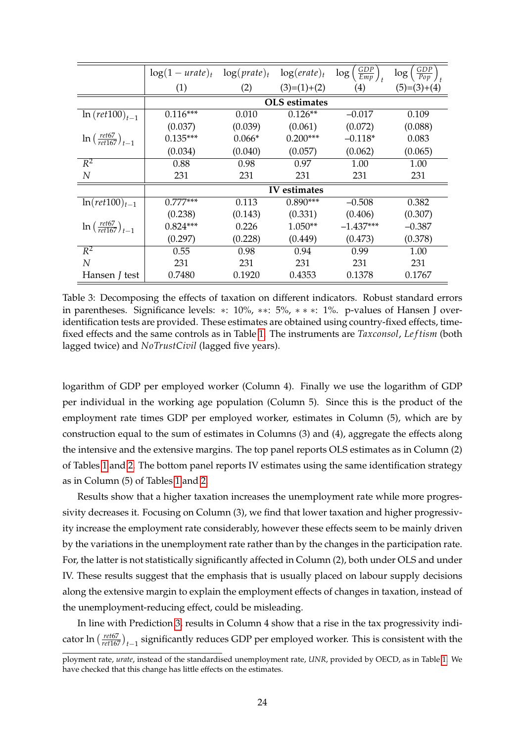|  | $\log(1-urate)_t$ | $\log(prate)_t$ | $\log(erate)_t$ | $\log\left(\frac{GDP}{Emp}\right)_t$ | $\log\left(\frac{GDP}{Pop}\right)_t$ |
|---|---|---|---|---|---|
|  | (1) | (2) | (3)=(1)+(2) | (4) | (5)=(3)+(4) |
|  | **OLS estimates** |  |  |  |  |
| $\ln(ret100)_{t-1}$ | 0.116*** | 0.010 | 0.126** | –0.017 | 0.109 |
|  | (0.037) | (0.039) | (0.061) | (0.072) | (0.088) |
| $\ln\left(\frac{ret67}{ret167}\right)_{t-1}$ | 0.135*** | 0.066* | 0.200*** | –0.118* | 0.083 |
|  | (0.034) | (0.040) | (0.057) | (0.062) | (0.065) |
| $R^2$ | 0.88 | 0.98 | 0.97 | 1.00 | 1.00 |
| $N$ | 231 | 231 | 231 | 231 | 231 |
|  | **IV estimates** |  |  |  |  |
| $\ln(ret100)_{t-1}$ | 0.777*** | 0.113 | 0.890*** | –0.508 | 0.382 |
|  | (0.238) | (0.143) | (0.331) | (0.406) | (0.307) |
| $\ln\left(\frac{ret67}{ret167}\right)_{t-1}$ | 0.824*** | 0.226 | 1.050** | –1.437*** | –0.387 |
|  | (0.297) | (0.228) | (0.449) | (0.473) | (0.378) |
| $R^2$ | 0.55 | 0.98 | 0.94 | 0.99 | 1.00 |
| $N$ | 231 | 231 | 231 | 231 | 231 |
| Hansen $J$ test | 0.7480 | 0.1920 | 0.4353 | 0.1378 | 0.1767 |

Table 3: Decomposing the effects of taxation on different indicators. Robust standard errors in parentheses. Significance levels: ∗: 10%, ∗∗: 5%, ∗ ∗ ∗: 1%. p-values of Hansen J over-identification tests are provided. These estimates are obtained using country-fixed effects, time-fixed effects and the same controls as in Table 1. The instruments are *Taxconsol*, *Leftism* (both lagged twice) and *NoTrustCivil* (lagged five years).

logarithm of GDP per employed worker (Column 4). Finally we use the logarithm of GDP per individual in the working age population (Column 5). Since this is the product of the employment rate times GDP per employed worker, estimates in Column (5), which are by construction equal to the sum of estimates in Columns (3) and (4), aggregate the effects along the intensive and the extensive margins. The top panel reports OLS estimates as in Column (2) of Tables 1 and 2. The bottom panel reports IV estimates using the same identification strategy as in Column (5) of Tables 1 and 2.

Results show that a higher taxation increases the unemployment rate while more progressivity decreases it. Focusing on Column (3), we find that lower taxation and higher progressivity increase the employment rate considerably, however these effects seem to be mainly driven by the variations in the unemployment rate rather than by the changes in the participation rate. For, the latter is not statistically significantly affected in Column (2), both under OLS and under IV. These results suggest that the emphasis that is usually placed on labour supply decisions along the extensive margin to explain the employment effects of changes in taxation, instead of the unemployment-reducing effect, could be misleading.

In line with Prediction 3, results in Column 4 show that a rise in the tax progressivity indicator $\ln\left(\frac{ret67}{ret167}\right)_{t-1}$ significantly reduces GDP per employed worker. This is consistent with the

ployment rate, *urate*, instead of the standardised unemployment rate, *UNR*, provided by OECD, as in Table 1. We have checked that this change has little effects on the estimates.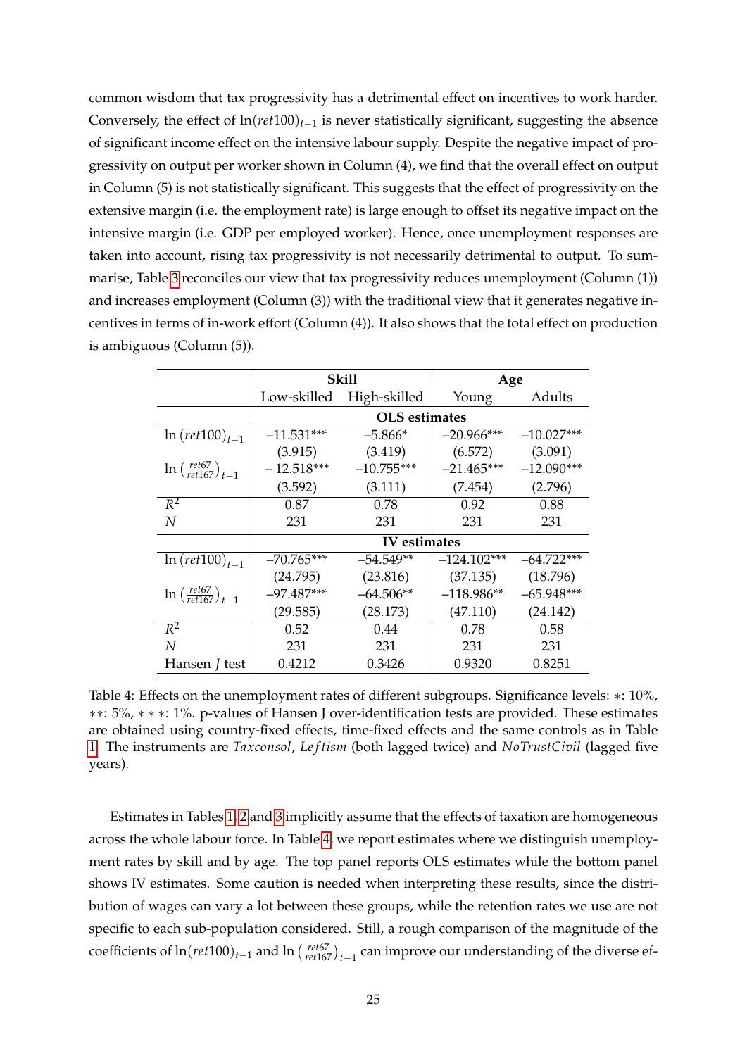common wisdom that tax progressivity has a detrimental effect on incentives to work harder. Conversely, the effect of $\ln(ret100)_{t-1}$ is never statistically significant, suggesting the absence of significant income effect on the intensive labour supply. Despite the negative impact of progressivity on output per worker shown in Column (4), we find that the overall effect on output in Column (5) is not statistically significant. This suggests that the effect of progressivity on the extensive margin (i.e. the employment rate) is large enough to offset its negative impact on the intensive margin (i.e. GDP per employed worker). Hence, once unemployment responses are taken into account, rising tax progressivity is not necessarily detrimental to output. To summarise, Table 3 reconciles our view that tax progressivity reduces unemployment (Column (1)) and increases employment (Column (3)) with the traditional view that it generates negative incentives in terms of in-work effort (Column (4)). It also shows that the total effect on production is ambiguous (Column (5)).

| | Skill | | Age | |
|---|---|---|---|---|
| | Low-skilled | High-skilled | Young | Adults |
| | **OLS estimates** | | | |
| $\ln(ret100)_{t-1}$ | –11.531*** | –5.866* | –20.966*** | –10.027*** |
| | (3.915) | (3.419) | (6.572) | (3.091) |
| $\ln\left(\frac{ret67}{ret167}\right)_{t-1}$ | – 12.518*** | –10.755*** | –21.465*** | –12.090*** |
| | (3.592) | (3.111) | (7.454) | (2.796) |
| $R^2$ | 0.87 | 0.78 | 0.92 | 0.88 |
| $N$ | 231 | 231 | 231 | 231 |
| | **IV estimates** | | | |
| $\ln(ret100)_{t-1}$ | –70.765*** | –54.549** | –124.102*** | –64.722*** |
| | (24.795) | (23.816) | (37.135) | (18.796) |
| $\ln\left(\frac{ret67}{ret167}\right)_{t-1}$ | –97.487*** | –64.506** | –118.986** | –65.948*** |
| | (29.585) | (28.173) | (47.110) | (24.142) |
| $R^2$ | 0.52 | 0.44 | 0.78 | 0.58 |
| $N$ | 231 | 231 | 231 | 231 |
| Hansen $J$ test | 0.4212 | 0.3426 | 0.9320 | 0.8251 |

Table 4: Effects on the unemployment rates of different subgroups. Significance levels: ∗: 10%, ∗∗: 5%, ∗ ∗ ∗: 1%. p-values of Hansen J over-identification tests are provided. These estimates are obtained using country-fixed effects, time-fixed effects and the same controls as in Table 1. The instruments are *Taxconsol*, *Leftism* (both lagged twice) and *NoTrustCivil* (lagged five years).

Estimates in Tables 1, 2 and 3 implicitly assume that the effects of taxation are homogeneous across the whole labour force. In Table 4, we report estimates where we distinguish unemployment rates by skill and by age. The top panel reports OLS estimates while the bottom panel shows IV estimates. Some caution is needed when interpreting these results, since the distribution of wages can vary a lot between these groups, while the retention rates we use are not specific to each sub-population considered. Still, a rough comparison of the magnitude of the coefficients of $\ln(ret100)_{t-1}$ and $\ln\left(\frac{ret67}{ret167}\right)_{t-1}$ can improve our understanding of the diverse ef-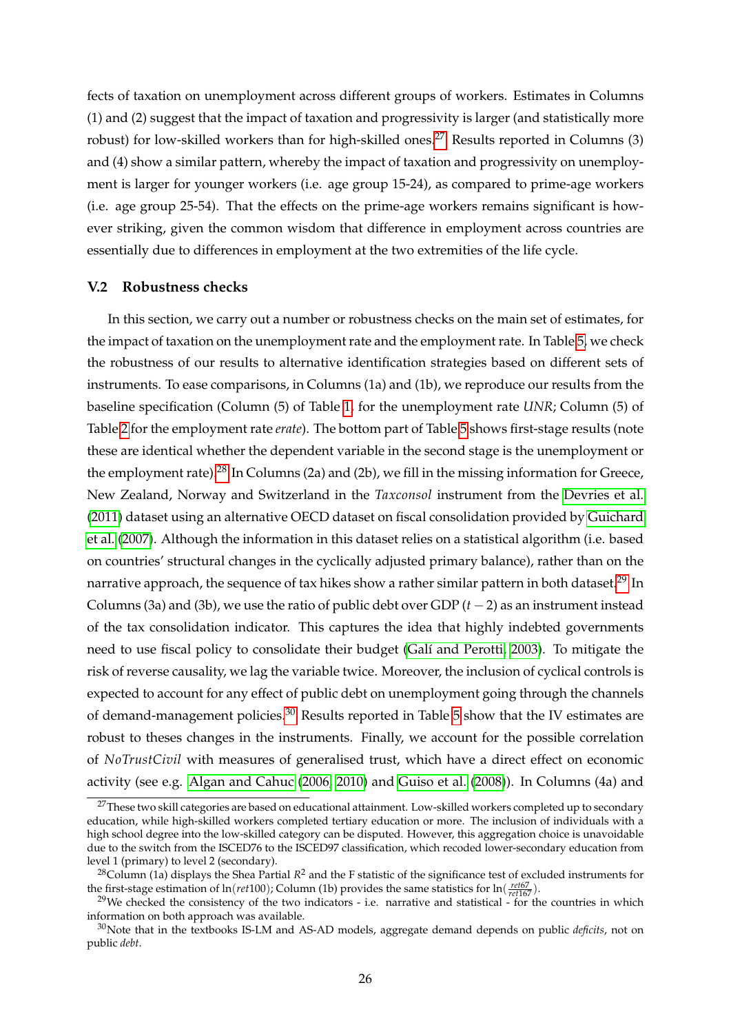fects of taxation on unemployment across different groups of workers. Estimates in Columns (1) and (2) suggest that the impact of taxation and progressivity is larger (and statistically more robust) for low-skilled workers than for high-skilled ones.[27] Results reported in Columns (3) and (4) show a similar pattern, whereby the impact of taxation and progressivity on unemployment is larger for younger workers (i.e. age group 15-24), as compared to prime-age workers (i.e. age group 25-54). That the effects on the prime-age workers remains significant is however striking, given the common wisdom that difference in employment across countries are essentially due to differences in employment at the two extremities of the life cycle.

### V.2 Robustness checks

In this section, we carry out a number or robustness checks on the main set of estimates, for the impact of taxation on the unemployment rate and the employment rate. In Table 5, we check the robustness of our results to alternative identification strategies based on different sets of instruments. To ease comparisons, in Columns (1a) and (1b), we reproduce our results from the baseline specification (Column (5) of Table 1, for the unemployment rate *UNR*; Column (5) of Table 2 for the employment rate *erate*). The bottom part of Table 5 shows first-stage results (note these are identical whether the dependent variable in the second stage is the unemployment or the employment rate).[28] In Columns (2a) and (2b), we fill in the missing information for Greece, New Zealand, Norway and Switzerland in the *Taxconsol* instrument from the Devries et al. (2011) dataset using an alternative OECD dataset on fiscal consolidation provided by Guichard et al. (2007). Although the information in this dataset relies on a statistical algorithm (i.e. based on countries' structural changes in the cyclically adjusted primary balance), rather than on the narrative approach, the sequence of tax hikes show a rather similar pattern in both dataset.[29] In Columns (3a) and (3b), we use the ratio of public debt over GDP ($t-2$) as an instrument instead of the tax consolidation indicator. This captures the idea that highly indebted governments need to use fiscal policy to consolidate their budget (Galí and Perotti, 2003). To mitigate the risk of reverse causality, we lag the variable twice. Moreover, the inclusion of cyclical controls is expected to account for any effect of public debt on unemployment going through the channels of demand-management policies.[30] Results reported in Table 5 show that the IV estimates are robust to theses changes in the instruments. Finally, we account for the possible correlation of *NoTrustCivil* with measures of generalised trust, which have a direct effect on economic activity (see e.g. Algan and Cahuc (2006, 2010) and Guiso et al. (2008)). In Columns (4a) and

---

[27] These two skill categories are based on educational attainment. Low-skilled workers completed up to secondary education, while high-skilled workers completed tertiary education or more. The inclusion of individuals with a high school degree into the low-skilled category can be disputed. However, this aggregation choice is unavoidable due to the switch from the ISCED76 to the ISCED97 classification, which recoded lower-secondary education from level 1 (primary) to level 2 (secondary).

[28] Column (1a) displays the Shea Partial $R^2$ and the F statistic of the significance test of excluded instruments for the first-stage estimation of $\ln(ret100)$; Column (1b) provides the same statistics for $\ln(\frac{ret67}{ret167})$.

[29] We checked the consistency of the two indicators - i.e. narrative and statistical - for the countries in which information on both approach was available.

[30] Note that in the textbooks IS-LM and AS-AD models, aggregate demand depends on public *deficits*, not on public *debt*.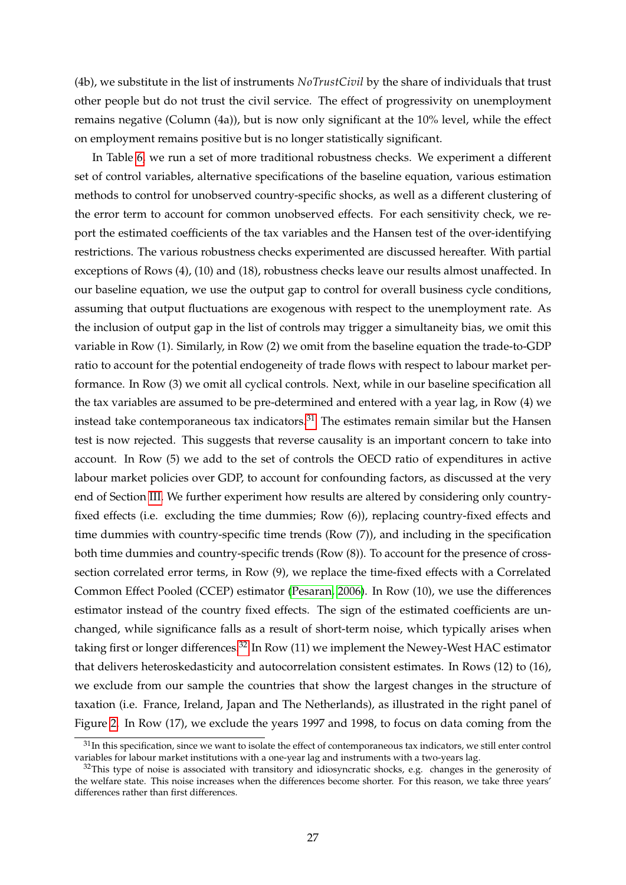(4b), we substitute in the list of instruments *NoTrustCivil* by the share of individuals that trust other people but do not trust the civil service. The effect of progressivity on unemployment remains negative (Column (4a)), but is now only significant at the 10% level, while the effect on employment remains positive but is no longer statistically significant.

In Table 6, we run a set of more traditional robustness checks. We experiment a different set of control variables, alternative specifications of the baseline equation, various estimation methods to control for unobserved country-specific shocks, as well as a different clustering of the error term to account for common unobserved effects. For each sensitivity check, we report the estimated coefficients of the tax variables and the Hansen test of the over-identifying restrictions. The various robustness checks experimented are discussed hereafter. With partial exceptions of Rows (4), (10) and (18), robustness checks leave our results almost unaffected. In our baseline equation, we use the output gap to control for overall business cycle conditions, assuming that output fluctuations are exogenous with respect to the unemployment rate. As the inclusion of output gap in the list of controls may trigger a simultaneity bias, we omit this variable in Row (1). Similarly, in Row (2) we omit from the baseline equation the trade-to-GDP ratio to account for the potential endogeneity of trade flows with respect to labour market performance. In Row (3) we omit all cyclical controls. Next, while in our baseline specification all the tax variables are assumed to be pre-determined and entered with a year lag, in Row (4) we instead take contemporaneous tax indicators.[31] The estimates remain similar but the Hansen test is now rejected. This suggests that reverse causality is an important concern to take into account. In Row (5) we add to the set of controls the OECD ratio of expenditures in active labour market policies over GDP, to account for confounding factors, as discussed at the very end of Section III. We further experiment how results are altered by considering only country-fixed effects (i.e. excluding the time dummies; Row (6)), replacing country-fixed effects and time dummies with country-specific time trends (Row (7)), and including in the specification both time dummies and country-specific trends (Row (8)). To account for the presence of cross-section correlated error terms, in Row (9), we replace the time-fixed effects with a Correlated Common Effect Pooled (CCEP) estimator (Pesaran, 2006). In Row (10), we use the differences estimator instead of the country fixed effects. The sign of the estimated coefficients are unchanged, while significance falls as a result of short-term noise, which typically arises when taking first or longer differences.[32] In Row (11) we implement the Newey-West HAC estimator that delivers heteroskedasticity and autocorrelation consistent estimates. In Rows (12) to (16), we exclude from our sample the countries that show the largest changes in the structure of taxation (i.e. France, Ireland, Japan and The Netherlands), as illustrated in the right panel of Figure 2. In Row (17), we exclude the years 1997 and 1998, to focus on data coming from the

[31] In this specification, since we want to isolate the effect of contemporaneous tax indicators, we still enter control variables for labour market institutions with a one-year lag and instruments with a two-years lag.

[32] This type of noise is associated with transitory and idiosyncratic shocks, e.g. changes in the generosity of the welfare state. This noise increases when the differences become shorter. For this reason, we take three years' differences rather than first differences.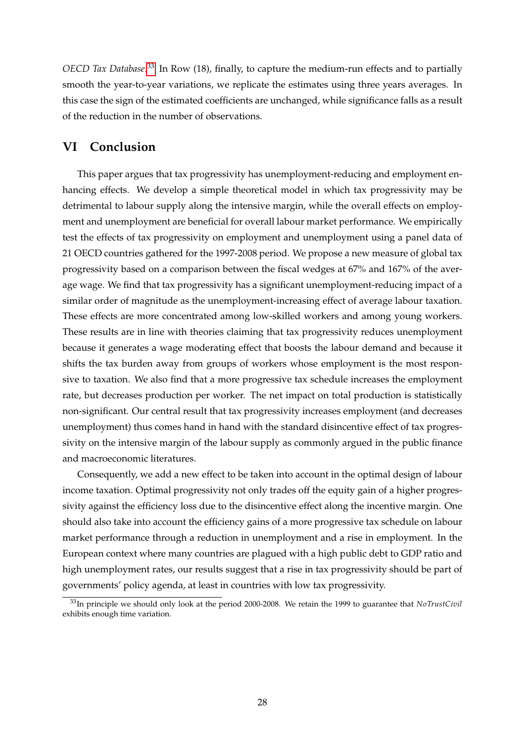*OECD Tax Database*.[33] In Row (18), finally, to capture the medium-run effects and to partially smooth the year-to-year variations, we replicate the estimates using three years averages. In this case the sign of the estimated coefficients are unchanged, while significance falls as a result of the reduction in the number of observations.

## VI Conclusion

This paper argues that tax progressivity has unemployment-reducing and employment enhancing effects. We develop a simple theoretical model in which tax progressivity may be detrimental to labour supply along the intensive margin, while the overall effects on employment and unemployment are beneficial for overall labour market performance. We empirically test the effects of tax progressivity on employment and unemployment using a panel data of 21 OECD countries gathered for the 1997-2008 period. We propose a new measure of global tax progressivity based on a comparison between the fiscal wedges at 67% and 167% of the average wage. We find that tax progressivity has a significant unemployment-reducing impact of a similar order of magnitude as the unemployment-increasing effect of average labour taxation. These effects are more concentrated among low-skilled workers and among young workers. These results are in line with theories claiming that tax progressivity reduces unemployment because it generates a wage moderating effect that boosts the labour demand and because it shifts the tax burden away from groups of workers whose employment is the most responsive to taxation. We also find that a more progressive tax schedule increases the employment rate, but decreases production per worker. The net impact on total production is statistically non-significant. Our central result that tax progressivity increases employment (and decreases unemployment) thus comes hand in hand with the standard disincentive effect of tax progressivity on the intensive margin of the labour supply as commonly argued in the public finance and macroeconomic literatures.

Consequently, we add a new effect to be taken into account in the optimal design of labour income taxation. Optimal progressivity not only trades off the equity gain of a higher progressivity against the efficiency loss due to the disincentive effect along the incentive margin. One should also take into account the efficiency gains of a more progressive tax schedule on labour market performance through a reduction in unemployment and a rise in employment. In the European context where many countries are plagued with a high public debt to GDP ratio and high unemployment rates, our results suggest that a rise in tax progressivity should be part of governments' policy agenda, at least in countries with low tax progressivity.

[33] In principle we should only look at the period 2000-2008. We retain the 1999 to guarantee that *NoTrustCivil* exhibits enough time variation.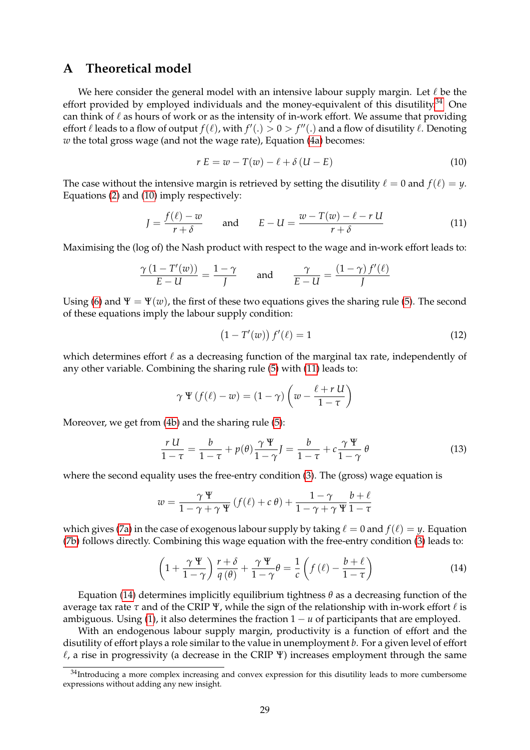# A Theoretical model

We here consider the general model with an intensive labour supply margin. Let $\ell$ be the effort provided by employed individuals and the money-equivalent of this disutility.[34] One can think of $\ell$ as hours of work or as the intensity of in-work effort. We assume that providing effort $\ell$ leads to a flow of output $f(\ell)$, with $f'(.) > 0 > f''(.)$ and a flow of disutility $\ell$. Denoting $w$ the total gross wage (and not the wage rate), Equation (4a) becomes:

$$r\,E = w - T(w) - \ell + \delta\,(U - E) \tag{10}$$

The case without the intensive margin is retrieved by setting the disutility $\ell = 0$ and $f(\ell) = y$. Equations (2) and (10) imply respectively:

$$J = \frac{f(\ell) - w}{r + \delta} \qquad \text{and} \qquad E - U = \frac{w - T(w) - \ell - r\,U}{r + \delta} \tag{11}$$

Maximising the (log of) the Nash product with respect to the wage and in-work effort leads to:

$$\frac{\gamma\,(1 - T'(w))}{E - U} = \frac{1 - \gamma}{J} \qquad \text{and} \qquad \frac{\gamma}{E - U} = \frac{(1 - \gamma)\,f'(\ell)}{J}$$

Using (6) and $\Psi = \Psi(w)$, the first of these two equations gives the sharing rule (5). The second of these equations imply the labour supply condition:

$$\left(1 - T'(w)\right)\,f'(\ell) = 1 \tag{12}$$

which determines effort $\ell$ as a decreasing function of the marginal tax rate, independently of any other variable. Combining the sharing rule (5) with (11) leads to:

$$\gamma\,\Psi\,(f(\ell) - w) = (1 - \gamma)\left(w - \frac{\ell + r\,U}{1 - \tau}\right)$$

Moreover, we get from (4b) and the sharing rule (5):

$$\frac{r\,U}{1 - \tau} = \frac{b}{1 - \tau} + p(\theta)\frac{\gamma\,\Psi}{1 - \gamma}J = \frac{b}{1 - \tau} + c\frac{\gamma\,\Psi}{1 - \gamma}\,\theta \tag{13}$$

where the second equality uses the free-entry condition (3). The (gross) wage equation is

$$w = \frac{\gamma\,\Psi}{1 - \gamma + \gamma\,\Psi}\,(f(\ell) + c\,\theta) + \frac{1 - \gamma}{1 - \gamma + \gamma\,\Psi}\,\frac{b + \ell}{1 - \tau}$$

which gives (7a) in the case of exogenous labour supply by taking $\ell = 0$ and $f(\ell) = y$. Equation (7b) follows directly. Combining this wage equation with the free-entry condition (3) leads to:

$$\left(1 + \frac{\gamma\,\Psi}{1 - \gamma}\right)\frac{r + \delta}{q\,(\theta)} + \frac{\gamma\,\Psi}{1 - \gamma}\theta = \frac{1}{c}\left(f\,(\ell) - \frac{b + \ell}{1 - \tau}\right) \tag{14}$$

Equation (14) determines implicitly equilibrium tightness $\theta$ as a decreasing function of the average tax rate $\tau$ and of the CRIP $\Psi$, while the sign of the relationship with in-work effort $\ell$ is ambiguous. Using (1), it also determines the fraction $1 - u$ of participants that are employed.

With an endogenous labour supply margin, productivity is a function of effort and the disutility of effort plays a role similar to the value in unemployment $b$. For a given level of effort $\ell$, a rise in progressivity (a decrease in the CRIP $\Psi$) increases employment through the same

[34] Introducing a more complex increasing and convex expression for this disutility leads to more cumbersome expressions without adding any new insight.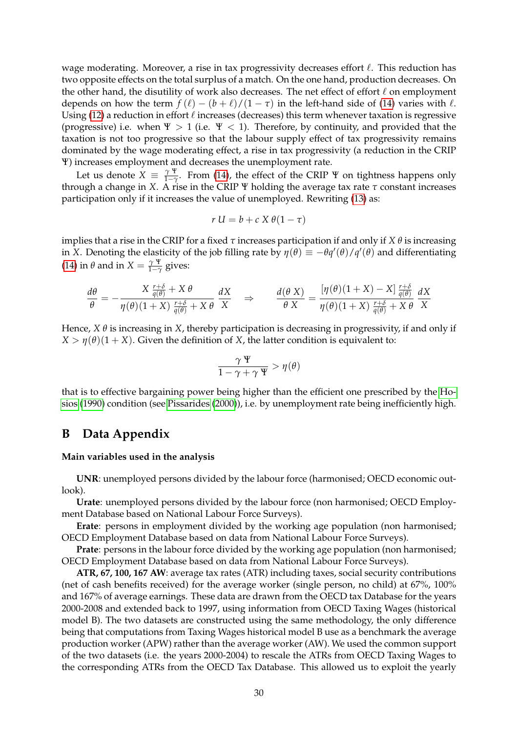wage moderating. Moreover, a rise in tax progressivity decreases effort $\ell$. This reduction has two opposite effects on the total surplus of a match. On the one hand, production decreases. On the other hand, the disutility of work also decreases. The net effect of effort $\ell$ on employment depends on how the term $f(\ell) - (b+\ell)/(1-\tau)$ in the left-hand side of (14) varies with $\ell$. Using (12) a reduction in effort $\ell$ increases (decreases) this term whenever taxation is regressive (progressive) i.e. when $\Psi > 1$ (i.e. $\Psi < 1$). Therefore, by continuity, and provided that the taxation is not too progressive so that the labour supply effect of tax progressivity remains dominated by the wage moderating effect, a rise in tax progressivity (a reduction in the CRIP $\Psi$) increases employment and decreases the unemployment rate.

Let us denote $X \equiv \frac{\gamma\,\Psi}{1-\gamma}$. From (14), the effect of the CRIP $\Psi$ on tightness happens only through a change in $X$. A rise in the CRIP $\Psi$ holding the average tax rate $\tau$ constant increases participation only if it increases the value of unemployed. Rewriting (13) as:

$$r\,U = b + c\,X\,\theta(1-\tau)$$

implies that a rise in the CRIP for a fixed $\tau$ increases participation if and only if $X\,\theta$ is increasing in $X$. Denoting the elasticity of the job filling rate by $\eta(\theta) \equiv -\theta q'(\theta)/q'(\theta)$ and differentiating (14) in $\theta$ and in $X = \frac{\gamma\,\Psi}{1-\gamma}$ gives:

$$\frac{d\theta}{\theta} = -\frac{X\,\frac{r+\delta}{q(\theta)} + X\,\theta}{\eta(\theta)(1+X)\,\frac{r+\delta}{q(\theta)} + X\,\theta}\,\frac{dX}{X} \quad \Rightarrow \quad \frac{d(\theta\,X)}{\theta\,X} = \frac{[\eta(\theta)(1+X) - X]\,\frac{r+\delta}{q(\theta)}}{\eta(\theta)(1+X)\,\frac{r+\delta}{q(\theta)} + X\,\theta}\,\frac{dX}{X}$$

Hence, $X\,\theta$ is increasing in $X$, thereby participation is decreasing in progressivity, if and only if $X > \eta(\theta)(1+X)$. Given the definition of $X$, the latter condition is equivalent to:

$$\frac{\gamma\,\Psi}{1-\gamma+\gamma\,\Psi} > \eta(\theta)$$

that is to effective bargaining power being higher than the efficient one prescribed by the Hosios (1990) condition (see Pissarides (2000)), i.e. by unemployment rate being inefficiently high.

# B Data Appendix

**Main variables used in the analysis**

**UNR**: unemployed persons divided by the labour force (harmonised; OECD economic outlook).

**Urate**: unemployed persons divided by the labour force (non harmonised; OECD Employment Database based on National Labour Force Surveys).

**Erate**: persons in employment divided by the working age population (non harmonised; OECD Employment Database based on data from National Labour Force Surveys).

**Prate**: persons in the labour force divided by the working age population (non harmonised; OECD Employment Database based on data from National Labour Force Surveys).

**ATR, 67, 100, 167 AW**: average tax rates (ATR) including taxes, social security contributions (net of cash benefits received) for the average worker (single person, no child) at 67%, 100% and 167% of average earnings. These data are drawn from the OECD tax Database for the years 2000-2008 and extended back to 1997, using information from OECD Taxing Wages (historical model B). The two datasets are constructed using the same methodology, the only difference being that computations from Taxing Wages historical model B use as a benchmark the average production worker (APW) rather than the average worker (AW). We used the common support of the two datasets (i.e. the years 2000-2004) to rescale the ATRs from OECD Taxing Wages to the corresponding ATRs from the OECD Tax Database. This allowed us to exploit the yearly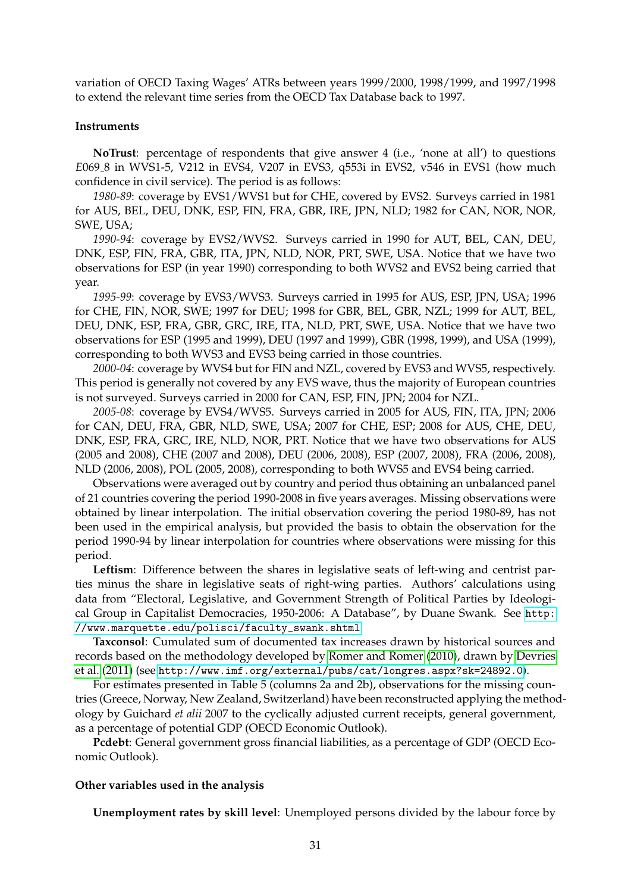variation of OECD Taxing Wages' ATRs between years 1999/2000, 1998/1999, and 1997/1998 to extend the relevant time series from the OECD Tax Database back to 1997.

### Instruments

**NoTrust**: percentage of respondents that give answer 4 (i.e., 'none at all') to questions *E*069_8 in WVS1-5, V212 in EVS4, V207 in EVS3, q553i in EVS2, v546 in EVS1 (how much confidence in civil service). The period is as follows:

*1980-89*: coverage by EVS1/WVS1 but for CHE, covered by EVS2. Surveys carried in 1981 for AUS, BEL, DEU, DNK, ESP, FIN, FRA, GBR, IRE, JPN, NLD; 1982 for CAN, NOR, NOR, SWE, USA;

*1990-94*: coverage by EVS2/WVS2. Surveys carried in 1990 for AUT, BEL, CAN, DEU, DNK, ESP, FIN, FRA, GBR, ITA, JPN, NLD, NOR, PRT, SWE, USA. Notice that we have two observations for ESP (in year 1990) corresponding to both WVS2 and EVS2 being carried that year.

*1995-99*: coverage by EVS3/WVS3. Surveys carried in 1995 for AUS, ESP, JPN, USA; 1996 for CHE, FIN, NOR, SWE; 1997 for DEU; 1998 for GBR, BEL, GBR, NZL; 1999 for AUT, BEL, DEU, DNK, ESP, FRA, GBR, GRC, IRE, ITA, NLD, PRT, SWE, USA. Notice that we have two observations for ESP (1995 and 1999), DEU (1997 and 1999), GBR (1998, 1999), and USA (1999), corresponding to both WVS3 and EVS3 being carried in those countries.

*2000-04*: coverage by WVS4 but for FIN and NZL, covered by EVS3 and WVS5, respectively. This period is generally not covered by any EVS wave, thus the majority of European countries is not surveyed. Surveys carried in 2000 for CAN, ESP, FIN, JPN; 2004 for NZL.

*2005-08*: coverage by EVS4/WVS5. Surveys carried in 2005 for AUS, FIN, ITA, JPN; 2006 for CAN, DEU, FRA, GBR, NLD, SWE, USA; 2007 for CHE, ESP; 2008 for AUS, CHE, DEU, DNK, ESP, FRA, GRC, IRE, NLD, NOR, PRT. Notice that we have two observations for AUS (2005 and 2008), CHE (2007 and 2008), DEU (2006, 2008), ESP (2007, 2008), FRA (2006, 2008), NLD (2006, 2008), POL (2005, 2008), corresponding to both WVS5 and EVS4 being carried.

Observations were averaged out by country and period thus obtaining an unbalanced panel of 21 countries covering the period 1990-2008 in five years averages. Missing observations were obtained by linear interpolation. The initial observation covering the period 1980-89, has not been used in the empirical analysis, but provided the basis to obtain the observation for the period 1990-94 by linear interpolation for countries where observations were missing for this period.

**Leftism**: Difference between the shares in legislative seats of left-wing and centrist parties minus the share in legislative seats of right-wing parties. Authors' calculations using data from "Electoral, Legislative, and Government Strength of Political Parties by Ideological Group in Capitalist Democracies, 1950-2006: A Database", by Duane Swank. See http://www.marquette.edu/polisci/faculty_swank.shtml.

**Taxconsol**: Cumulated sum of documented tax increases drawn by historical sources and records based on the methodology developed by Romer and Romer (2010), drawn by Devries et al. (2011) (see http://www.imf.org/external/pubs/cat/longres.aspx?sk=24892.0).

For estimates presented in Table 5 (columns 2a and 2b), observations for the missing countries (Greece, Norway, New Zealand, Switzerland) have been reconstructed applying the methodology by Guichard *et alii* 2007 to the cyclically adjusted current receipts, general government, as a percentage of potential GDP (OECD Economic Outlook).

**Pcdebt**: General government gross financial liabilities, as a percentage of GDP (OECD Economic Outlook).

### Other variables used in the analysis

**Unemployment rates by skill level**: Unemployed persons divided by the labour force by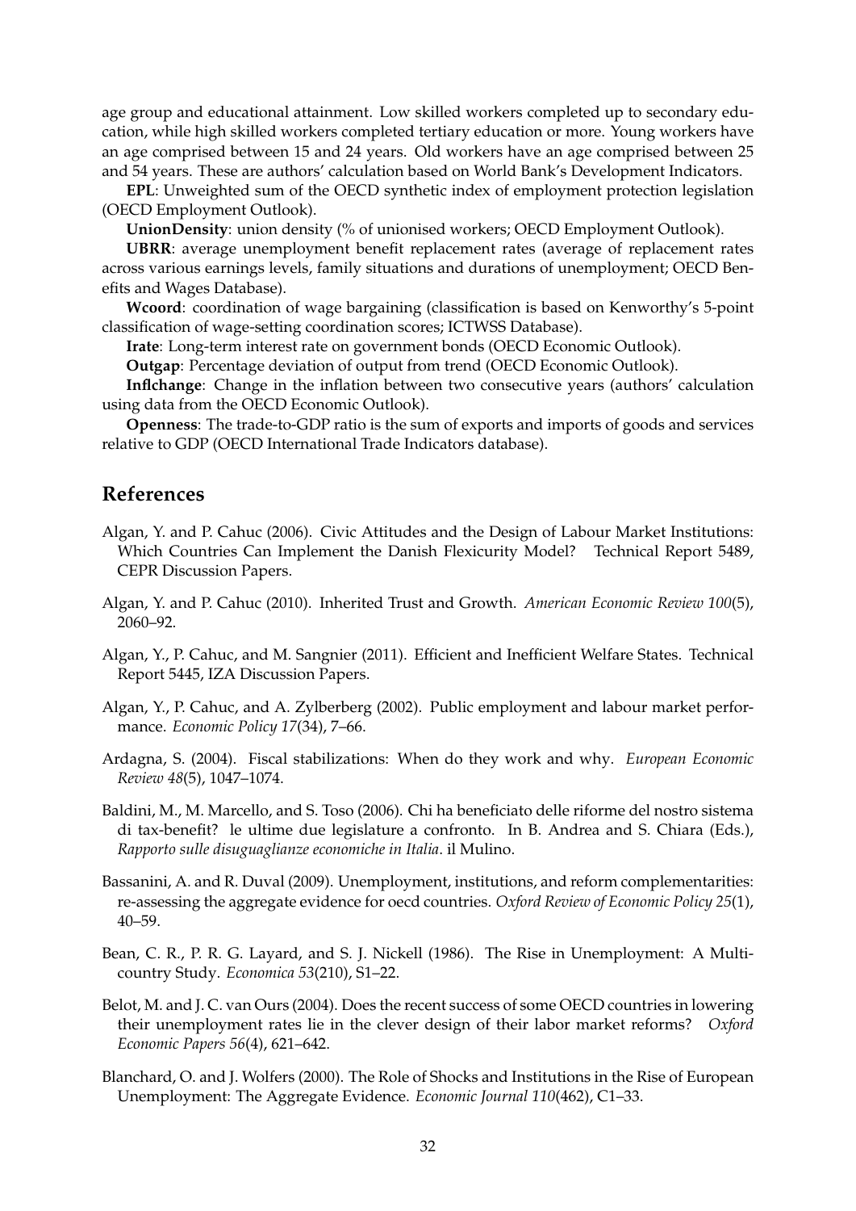age group and educational attainment. Low skilled workers completed up to secondary education, while high skilled workers completed tertiary education or more. Young workers have an age comprised between 15 and 24 years. Old workers have an age comprised between 25 and 54 years. These are authors' calculation based on World Bank's Development Indicators.

**EPL**: Unweighted sum of the OECD synthetic index of employment protection legislation (OECD Employment Outlook).

**UnionDensity**: union density (% of unionised workers; OECD Employment Outlook).

**UBRR**: average unemployment benefit replacement rates (average of replacement rates across various earnings levels, family situations and durations of unemployment; OECD Benefits and Wages Database).

**Wcoord**: coordination of wage bargaining (classification is based on Kenworthy's 5-point classification of wage-setting coordination scores; ICTWSS Database).

**Irate**: Long-term interest rate on government bonds (OECD Economic Outlook).

**Outgap**: Percentage deviation of output from trend (OECD Economic Outlook).

**Inflchange**: Change in the inflation between two consecutive years (authors' calculation using data from the OECD Economic Outlook).

**Openness**: The trade-to-GDP ratio is the sum of exports and imports of goods and services relative to GDP (OECD International Trade Indicators database).

## References

Algan, Y. and P. Cahuc (2006). Civic Attitudes and the Design of Labour Market Institutions: Which Countries Can Implement the Danish Flexicurity Model? Technical Report 5489, CEPR Discussion Papers.

Algan, Y. and P. Cahuc (2010). Inherited Trust and Growth. *American Economic Review 100*(5), 2060–92.

Algan, Y., P. Cahuc, and M. Sangnier (2011). Efficient and Inefficient Welfare States. Technical Report 5445, IZA Discussion Papers.

Algan, Y., P. Cahuc, and A. Zylberberg (2002). Public employment and labour market performance. *Economic Policy 17*(34), 7–66.

Ardagna, S. (2004). Fiscal stabilizations: When do they work and why. *European Economic Review 48*(5), 1047–1074.

Baldini, M., M. Marcello, and S. Toso (2006). Chi ha beneficiato delle riforme del nostro sistema di tax-benefit? le ultime due legislature a confronto. In B. Andrea and S. Chiara (Eds.), *Rapporto sulle disuguaglianze economiche in Italia*. il Mulino.

Bassanini, A. and R. Duval (2009). Unemployment, institutions, and reform complementarities: re-assessing the aggregate evidence for oecd countries. *Oxford Review of Economic Policy 25*(1), 40–59.

Bean, C. R., P. R. G. Layard, and S. J. Nickell (1986). The Rise in Unemployment: A Multi-country Study. *Economica 53*(210), S1–22.

Belot, M. and J. C. van Ours (2004). Does the recent success of some OECD countries in lowering their unemployment rates lie in the clever design of their labor market reforms? *Oxford Economic Papers 56*(4), 621–642.

Blanchard, O. and J. Wolfers (2000). The Role of Shocks and Institutions in the Rise of European Unemployment: The Aggregate Evidence. *Economic Journal 110*(462), C1–33.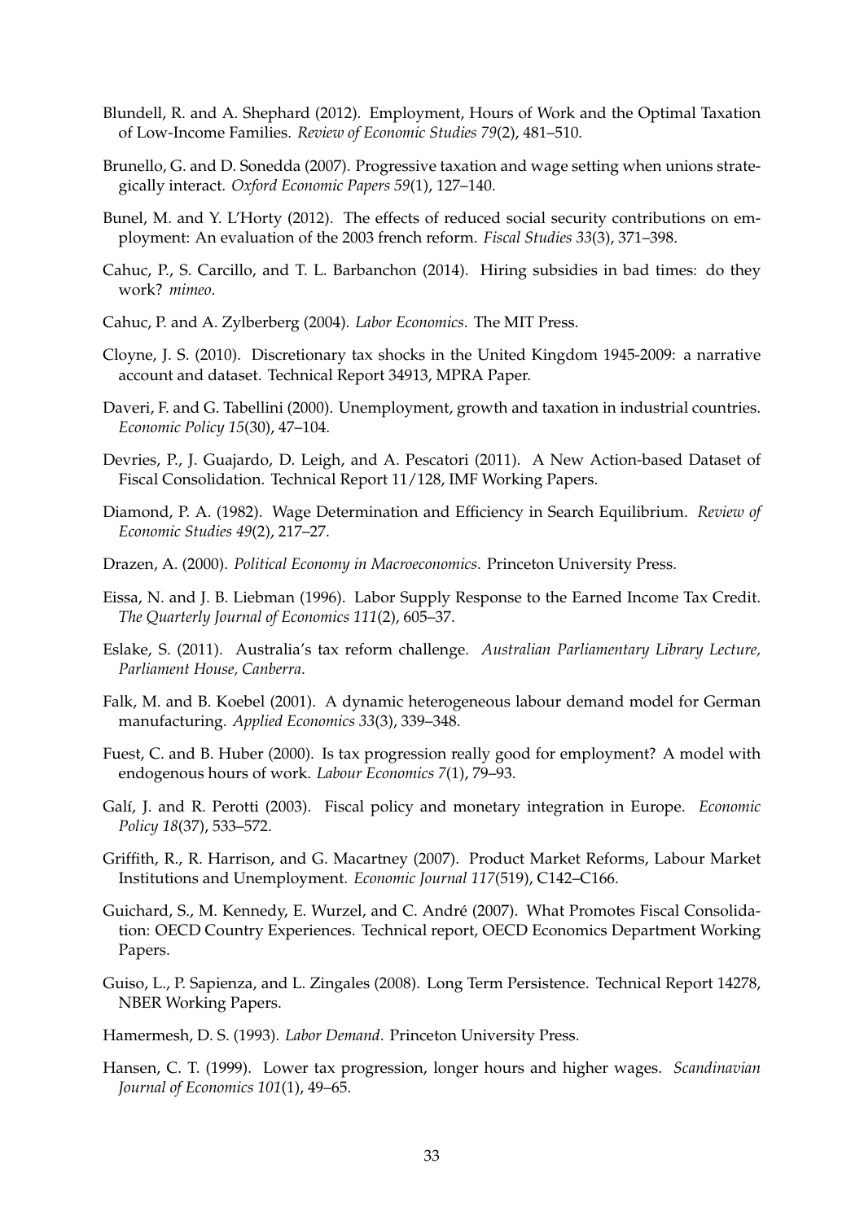Blundell, R. and A. Shephard (2012). Employment, Hours of Work and the Optimal Taxation of Low-Income Families. *Review of Economic Studies 79*(2), 481–510.

Brunello, G. and D. Sonedda (2007). Progressive taxation and wage setting when unions strategically interact. *Oxford Economic Papers 59*(1), 127–140.

Bunel, M. and Y. L'Horty (2012). The effects of reduced social security contributions on employment: An evaluation of the 2003 french reform. *Fiscal Studies 33*(3), 371–398.

Cahuc, P., S. Carcillo, and T. L. Barbanchon (2014). Hiring subsidies in bad times: do they work? *mimeo*.

Cahuc, P. and A. Zylberberg (2004). *Labor Economics*. The MIT Press.

Cloyne, J. S. (2010). Discretionary tax shocks in the United Kingdom 1945-2009: a narrative account and dataset. Technical Report 34913, MPRA Paper.

Daveri, F. and G. Tabellini (2000). Unemployment, growth and taxation in industrial countries. *Economic Policy 15*(30), 47–104.

Devries, P., J. Guajardo, D. Leigh, and A. Pescatori (2011). A New Action-based Dataset of Fiscal Consolidation. Technical Report 11/128, IMF Working Papers.

Diamond, P. A. (1982). Wage Determination and Efficiency in Search Equilibrium. *Review of Economic Studies 49*(2), 217–27.

Drazen, A. (2000). *Political Economy in Macroeconomics*. Princeton University Press.

Eissa, N. and J. B. Liebman (1996). Labor Supply Response to the Earned Income Tax Credit. *The Quarterly Journal of Economics 111*(2), 605–37.

Eslake, S. (2011). Australia's tax reform challenge. *Australian Parliamentary Library Lecture, Parliament House, Canberra*.

Falk, M. and B. Koebel (2001). A dynamic heterogeneous labour demand model for German manufacturing. *Applied Economics 33*(3), 339–348.

Fuest, C. and B. Huber (2000). Is tax progression really good for employment? A model with endogenous hours of work. *Labour Economics 7*(1), 79–93.

Galí, J. and R. Perotti (2003). Fiscal policy and monetary integration in Europe. *Economic Policy 18*(37), 533–572.

Griffith, R., R. Harrison, and G. Macartney (2007). Product Market Reforms, Labour Market Institutions and Unemployment. *Economic Journal 117*(519), C142–C166.

Guichard, S., M. Kennedy, E. Wurzel, and C. André (2007). What Promotes Fiscal Consolidation: OECD Country Experiences. Technical report, OECD Economics Department Working Papers.

Guiso, L., P. Sapienza, and L. Zingales (2008). Long Term Persistence. Technical Report 14278, NBER Working Papers.

Hamermesh, D. S. (1993). *Labor Demand*. Princeton University Press.

Hansen, C. T. (1999). Lower tax progression, longer hours and higher wages. *Scandinavian Journal of Economics 101*(1), 49–65.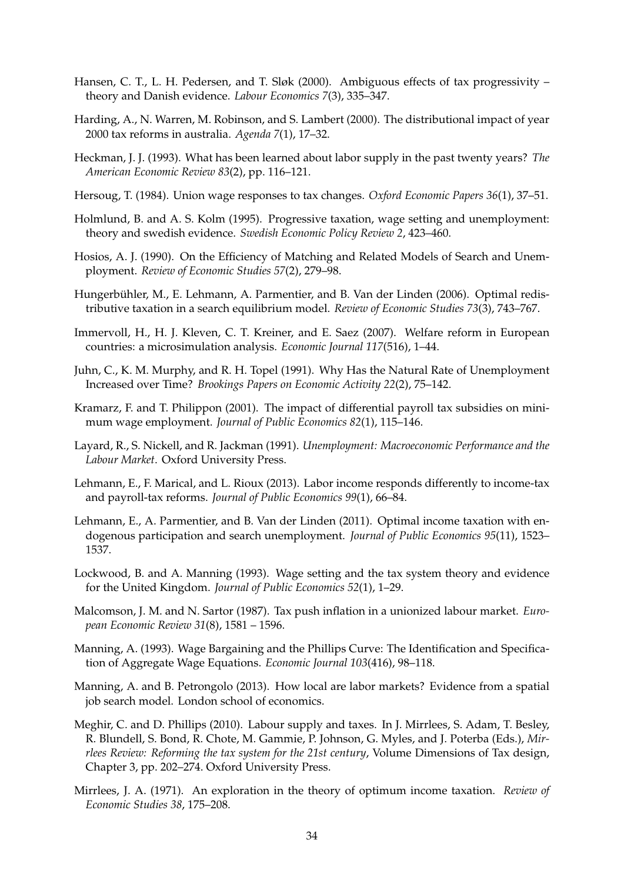Hansen, C. T., L. H. Pedersen, and T. Sløk (2000). Ambiguous effects of tax progressivity – theory and Danish evidence. *Labour Economics 7*(3), 335–347.

Harding, A., N. Warren, M. Robinson, and S. Lambert (2000). The distributional impact of year 2000 tax reforms in australia. *Agenda 7*(1), 17–32.

Heckman, J. J. (1993). What has been learned about labor supply in the past twenty years? *The American Economic Review 83*(2), pp. 116–121.

Hersoug, T. (1984). Union wage responses to tax changes. *Oxford Economic Papers 36*(1), 37–51.

Holmlund, B. and A. S. Kolm (1995). Progressive taxation, wage setting and unemployment: theory and swedish evidence. *Swedish Economic Policy Review 2*, 423–460.

Hosios, A. J. (1990). On the Efficiency of Matching and Related Models of Search and Unemployment. *Review of Economic Studies 57*(2), 279–98.

Hungerbühler, M., E. Lehmann, A. Parmentier, and B. Van der Linden (2006). Optimal redistributive taxation in a search equilibrium model. *Review of Economic Studies 73*(3), 743–767.

Immervoll, H., H. J. Kleven, C. T. Kreiner, and E. Saez (2007). Welfare reform in European countries: a microsimulation analysis. *Economic Journal 117*(516), 1–44.

Juhn, C., K. M. Murphy, and R. H. Topel (1991). Why Has the Natural Rate of Unemployment Increased over Time? *Brookings Papers on Economic Activity 22*(2), 75–142.

Kramarz, F. and T. Philippon (2001). The impact of differential payroll tax subsidies on minimum wage employment. *Journal of Public Economics 82*(1), 115–146.

Layard, R., S. Nickell, and R. Jackman (1991). *Unemployment: Macroeconomic Performance and the Labour Market*. Oxford University Press.

Lehmann, E., F. Marical, and L. Rioux (2013). Labor income responds differently to income-tax and payroll-tax reforms. *Journal of Public Economics 99*(1), 66–84.

Lehmann, E., A. Parmentier, and B. Van der Linden (2011). Optimal income taxation with endogenous participation and search unemployment. *Journal of Public Economics 95*(11), 1523–1537.

Lockwood, B. and A. Manning (1993). Wage setting and the tax system theory and evidence for the United Kingdom. *Journal of Public Economics 52*(1), 1–29.

Malcomson, J. M. and N. Sartor (1987). Tax push inflation in a unionized labour market. *European Economic Review 31*(8), 1581 – 1596.

Manning, A. (1993). Wage Bargaining and the Phillips Curve: The Identification and Specification of Aggregate Wage Equations. *Economic Journal 103*(416), 98–118.

Manning, A. and B. Petrongolo (2013). How local are labor markets? Evidence from a spatial job search model. London school of economics.

Meghir, C. and D. Phillips (2010). Labour supply and taxes. In J. Mirrlees, S. Adam, T. Besley, R. Blundell, S. Bond, R. Chote, M. Gammie, P. Johnson, G. Myles, and J. Poterba (Eds.), *Mirrlees Review: Reforming the tax system for the 21st century*, Volume Dimensions of Tax design, Chapter 3, pp. 202–274. Oxford University Press.

Mirrlees, J. A. (1971). An exploration in the theory of optimum income taxation. *Review of Economic Studies 38*, 175–208.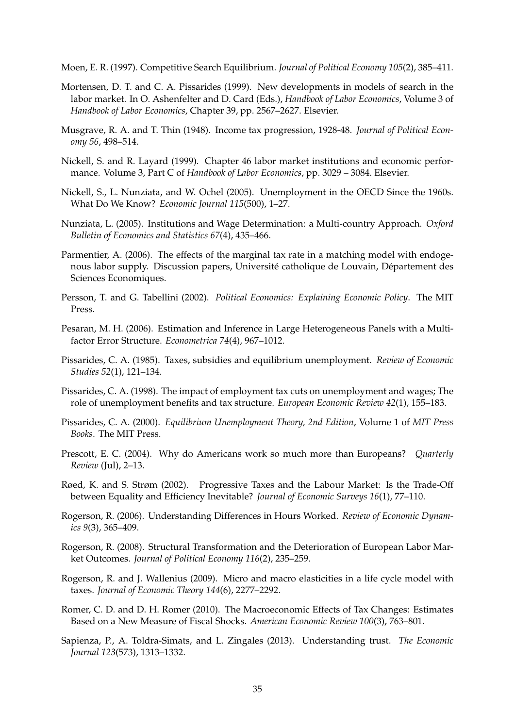Moen, E. R. (1997). Competitive Search Equilibrium. *Journal of Political Economy 105*(2), 385–411.

Mortensen, D. T. and C. A. Pissarides (1999). New developments in models of search in the labor market. In O. Ashenfelter and D. Card (Eds.), *Handbook of Labor Economics*, Volume 3 of *Handbook of Labor Economics*, Chapter 39, pp. 2567–2627. Elsevier.

Musgrave, R. A. and T. Thin (1948). Income tax progression, 1928-48. *Journal of Political Economy 56*, 498–514.

Nickell, S. and R. Layard (1999). Chapter 46 labor market institutions and economic performance. Volume 3, Part C of *Handbook of Labor Economics*, pp. 3029 – 3084. Elsevier.

Nickell, S., L. Nunziata, and W. Ochel (2005). Unemployment in the OECD Since the 1960s. What Do We Know? *Economic Journal 115*(500), 1–27.

Nunziata, L. (2005). Institutions and Wage Determination: a Multi-country Approach. *Oxford Bulletin of Economics and Statistics 67*(4), 435–466.

Parmentier, A. (2006). The effects of the marginal tax rate in a matching model with endogenous labor supply. Discussion papers, Université catholique de Louvain, Département des Sciences Economiques.

Persson, T. and G. Tabellini (2002). *Political Economics: Explaining Economic Policy*. The MIT Press.

Pesaran, M. H. (2006). Estimation and Inference in Large Heterogeneous Panels with a Multifactor Error Structure. *Econometrica 74*(4), 967–1012.

Pissarides, C. A. (1985). Taxes, subsidies and equilibrium unemployment. *Review of Economic Studies 52*(1), 121–134.

Pissarides, C. A. (1998). The impact of employment tax cuts on unemployment and wages; The role of unemployment benefits and tax structure. *European Economic Review 42*(1), 155–183.

Pissarides, C. A. (2000). *Equilibrium Unemployment Theory, 2nd Edition*, Volume 1 of *MIT Press Books*. The MIT Press.

Prescott, E. C. (2004). Why do Americans work so much more than Europeans? *Quarterly Review* (Jul), 2–13.

Røed, K. and S. Strøm (2002). Progressive Taxes and the Labour Market: Is the Trade-Off between Equality and Efficiency Inevitable? *Journal of Economic Surveys 16*(1), 77–110.

Rogerson, R. (2006). Understanding Differences in Hours Worked. *Review of Economic Dynamics 9*(3), 365–409.

Rogerson, R. (2008). Structural Transformation and the Deterioration of European Labor Market Outcomes. *Journal of Political Economy 116*(2), 235–259.

Rogerson, R. and J. Wallenius (2009). Micro and macro elasticities in a life cycle model with taxes. *Journal of Economic Theory 144*(6), 2277–2292.

Romer, C. D. and D. H. Romer (2010). The Macroeconomic Effects of Tax Changes: Estimates Based on a New Measure of Fiscal Shocks. *American Economic Review 100*(3), 763–801.

Sapienza, P., A. Toldra-Simats, and L. Zingales (2013). Understanding trust. *The Economic Journal 123*(573), 1313–1332.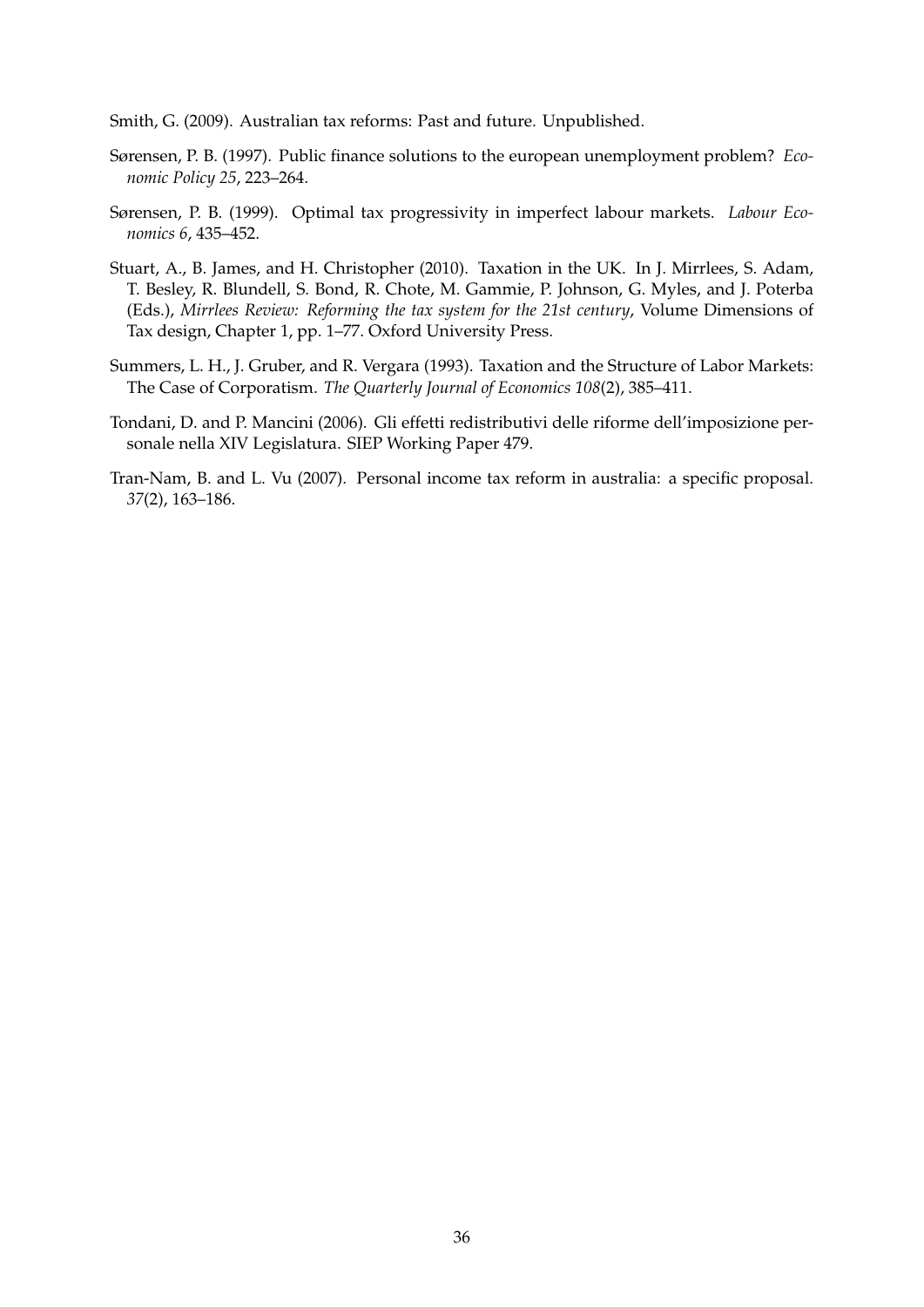Smith, G. (2009). Australian tax reforms: Past and future. Unpublished.

Sørensen, P. B. (1997). Public finance solutions to the european unemployment problem? *Economic Policy 25*, 223–264.

Sørensen, P. B. (1999). Optimal tax progressivity in imperfect labour markets. *Labour Economics 6*, 435–452.

Stuart, A., B. James, and H. Christopher (2010). Taxation in the UK. In J. Mirrlees, S. Adam, T. Besley, R. Blundell, S. Bond, R. Chote, M. Gammie, P. Johnson, G. Myles, and J. Poterba (Eds.), *Mirrlees Review: Reforming the tax system for the 21st century*, Volume Dimensions of Tax design, Chapter 1, pp. 1–77. Oxford University Press.

Summers, L. H., J. Gruber, and R. Vergara (1993). Taxation and the Structure of Labor Markets: The Case of Corporatism. *The Quarterly Journal of Economics 108*(2), 385–411.

Tondani, D. and P. Mancini (2006). Gli effetti redistributivi delle riforme dell'imposizione personale nella XIV Legislatura. SIEP Working Paper 479.

Tran-Nam, B. and L. Vu (2007). Personal income tax reform in australia: a specific proposal. *37*(2), 163–186.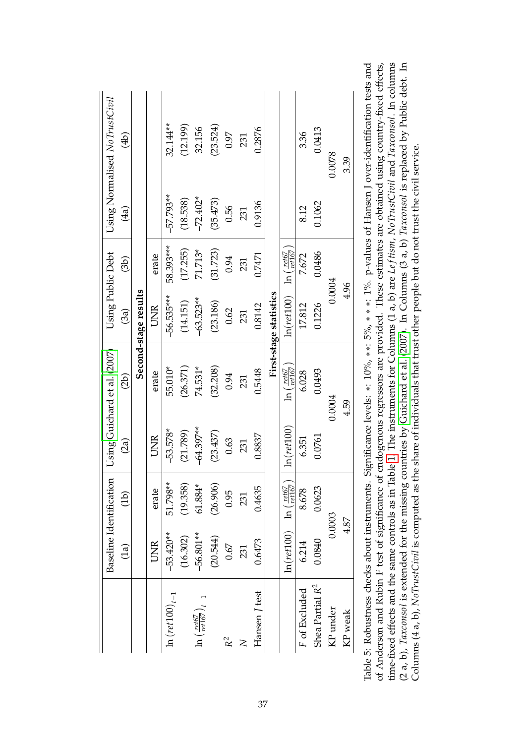| | Baseline Identification | | Using Guichard et al. (2007) | | Using Public Debt | | Using Normalised *NoTrustCivil* | |
|---|---|---|---|---|---|---|---|---|
| | (1a) | (1b) | (2a) | (2b) | (3a) | (3b) | (4a) | (4b) |
| | **Second-stage results** | | | | | | | |
| | UNR | erate | UNR | erate | UNR | erate | | |
| $\ln(ret100)_{t-1}$ | -53.420** | 51.798** | -53.578* | 55.010* | -56.535*** | 58.393*** | -57.793** | 32.144** |
| | (16.302) | (19.358) | (21.789) | (26.371) | (14.151) | (17.255) | (18.538) | (12.199) |
| $\ln\left(\frac{ret67}{ret167}\right)_{t-1}$ | -56.801** | 61.884* | -64.397** | 74.531* | -63.523** | 71.713* | -72.402* | 32.156 |
| | (20.544) | (26.906) | (23.437) | (32.208) | (23.186) | (31.723) | (35.473) | (23.524) |
| $R^2$ | 0.67 | 0.95 | 0.63 | 0.94 | 0.62 | 0.94 | 0.56 | 0.97 |
| $N$ | 231 | 231 | 231 | 231 | 231 | 231 | 231 | 231 |
| Hansen $J$ test | 0.6473 | 0.4635 | 0.8837 | 0.5448 | 0.8142 | 0.7471 | 0.9136 | 0.2876 |
| | **First-stage statistics** | | | | | | | |
| | $\ln(ret100)$ | $\ln\left(\frac{ret67}{ret167}\right)$ | $\ln(ret100)$ | $\ln\left(\frac{ret67}{ret167}\right)$ | $\ln(ret100)$ | $\ln\left(\frac{ret67}{ret167}\right)$ | | |
| $F$ of Excluded | 6.214 | 8.678 | 6.351 | 6.028 | 17.812 | 7.672 | 8.12 | 3.36 |
| Shea Partial $R^2$ | 0.0840 | 0.0623 | 0.0761 | 0.0493 | 0.1226 | 0.0486 | 0.1062 | 0.0413 |
| KP under | 0.0003 | | 0.0004 | | 0.0004 | | 0.0078 | |
| KP weak | 4.87 | | 4.59 | | 4.96 | | 3.39 | |

Table 5: Robustness checks about instruments. Significance levels: *: 10%, **: 5%, ***: 1%. p-values of Hansen J over-identification tests and of Anderson and Rubin F test of significance of endogenous regressors are provided. These estimates are obtained using country-fixed effects, time-fixed effects and the same controls as in Table 1. The instruments for Columns (1 a, b) are *Leftism*, *NoTrustCivil* and *Taxconsol*. In columns (2 a, b), *Taxconsol* is extended for the missing countries by Guichard et al. (2007). In Columns (3 a, b) *Taxconsol* is replaced by Public debt. In Columns (4 a, b), *NoTrustCivil* is computed as the share of individuals that trust other people but do not trust the civil service.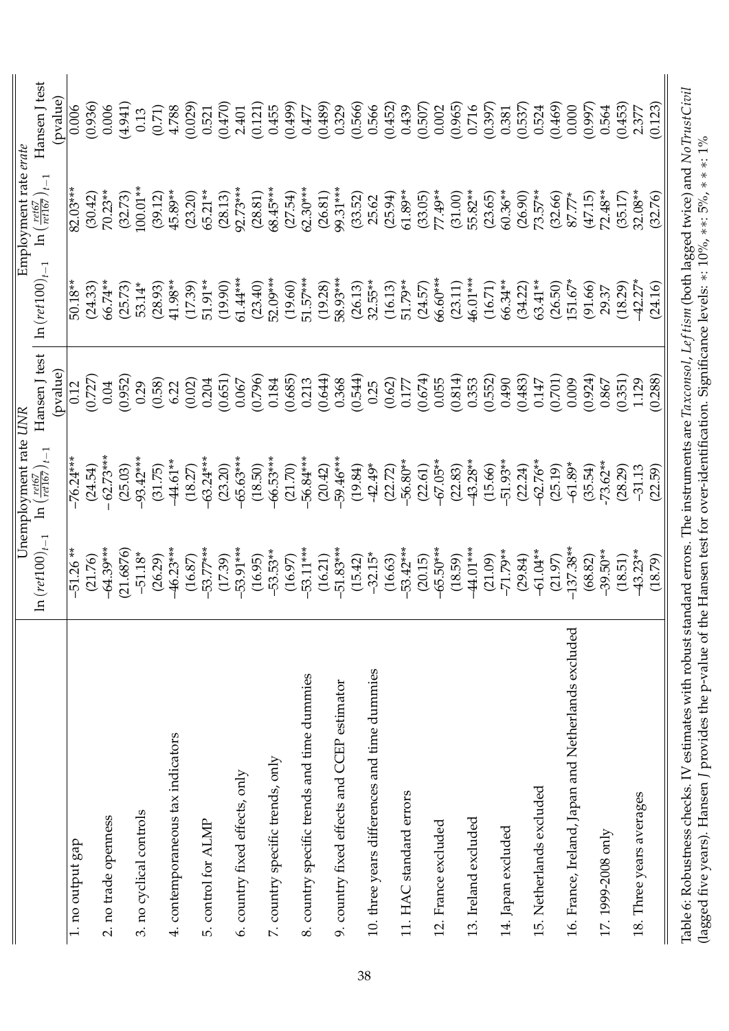| | Unemployment rate *UNR* | | | Employment rate *erate* | | |
|---|---|---|---|---|---|---|
| | $\ln(ret100)_{t-1}$ | $\ln\left(\frac{ret67}{ret167}\right)_{t-1}$ | Hansen J test (pvalue) | $\ln(ret100)_{t-1}$ | $\ln\left(\frac{ret67}{ret167}\right)_{t-1}$ | Hansen J test (pvalue) |
| 1. no output gap | -51.26 ** | -76.24*** | 0.12 | 50.18** | 82.03*** | 0.006 |
| | (21.76) | (24.54) | (0.727) | (24.33) | (30.42) | (0.936) |
| 2. no trade openness | -64.39*** | -62.73*** | 0.04 | 66.74** | 70.23** | 0.006 |
| | (21.6876) | (25.03) | (0.952) | (25.73) | (32.73) | (4.941) |
| 3. no cyclical controls | -51.18* | -93.42*** | 0.29 | 53.14* | 100.01** | 0.13 |
| | (26.29) | (31.75) | (0.58) | (28.93) | (39.12) | (0.71) |
| 4. contemporaneous tax indicators | -46.23*** | -44.61** | 6.22 | 41.98** | 45.89** | 4.788 |
| | (16.87) | (18.27) | (0.02) | (17.39) | (23.20) | (0.029) |
| 5. control for ALMP | -53.77*** | -63.24*** | 0.204 | 51.91** | 65.21** | 0.521 |
| | (17.39) | (23.20) | (0.651) | (19.90) | (28.13) | (0.470) |
| 6. country fixed effects, only | -53.91*** | -65.63*** | 0.067 | 61.44*** | 92.73*** | 2.401 |
| | (16.95) | (18.50) | (0.796) | (23.40) | (28.81) | (0.121) |
| 7. country specific trends, only | -53.53** | -66.53*** | 0.184 | 52.09*** | 68.45*** | 0.455 |
| | (16.97) | (21.70) | (0.685) | (19.60) | (27.54) | (0.499) |
| 8. country specific trends and time dummies | -53.11*** | -56.84*** | 0.213 | 51.57*** | 62.30*** | 0.477 |
| | (16.21) | (20.42) | (0.644) | (19.28) | (26.81) | (0.489) |
| 9. country fixed effects and CCEP estimator | -51.83*** | -59.46*** | 0.368 | 58.93*** | 99.31*** | 0.329 |
| | (15.42) | (19.84) | (0.544) | (26.13) | (33.52) | (0.566) |
| 10. three years differences and time dummies | -32.15* | -42.49* | 0.25 | 32.55** | 25.62 | 0.566 |
| | (16.63) | (22.72) | (0.62) | (16.13) | (25.94) | (0.452) |
| 11. HAC standard errors | -53.42*** | -56.80** | 0.177 | 51.79** | 61.89** | 0.439 |
| | (20.15) | (22.61) | (0.674) | (24.57) | (33.05) | (0.507) |
| 12. France excluded | -65.50*** | -67.05** | 0.055 | 66.60*** | 77.49** | 0.002 |
| | (18.59) | (22.83) | (0.814) | (23.11) | (31.00) | (0.965) |
| 13. Ireland excluded | -44.01*** | -43.28** | 0.353 | 46.01*** | 55.82** | 0.716 |
| | (21.09) | (15.66) | (0.552) | (16.71) | (23.65) | (0.397) |
| 14. Japan excluded | -71.79** | -51.93** | 0.490 | 66.34** | 60.36** | 0.381 |
| | (29.84) | (22.24) | (0.483) | (34.22) | (26.90) | (0.537) |
| 15. Netherlands excluded | -61.04** | -62.76** | 0.147 | 63.41** | 73.57** | 0.524 |
| | (21.97) | (25.19) | (0.701) | (26.50) | (32.66) | (0.469) |
| 16. France, Ireland, Japan and Netherlands excluded | -137.38** | -61.89* | 0.009 | 151.67* | 87.77* | 0.000 |
| | (68.82) | (35.54) | (0.924) | (91.66) | (47.15) | (0.997) |
| 17. 1999-2008 only | -39.50** | -73.62** | 0.867 | 29.37 | 72.48** | 0.564 |
| | (18.51) | (28.29) | (0.351) | (18.29) | (35.17) | (0.453) |
| 18. Three years averages | -43.23** | -31.13 | 1.129 | -42.27* | 32.08** | 2.377 |
| | (18.79) | (22.59) | (0.288) | (24.16) | (32.76) | (0.123) |

Table 6: Robustness checks. IV estimates with robust standard errors. The instruments are *Taxconsol*, *Leftism* (both lagged twice) and *NoTrustCivil* (lagged five years). Hansen *J* provides the p-value of the Hansen test for over-identification. Significance levels: *: 10%, **: 5%, ***: 1%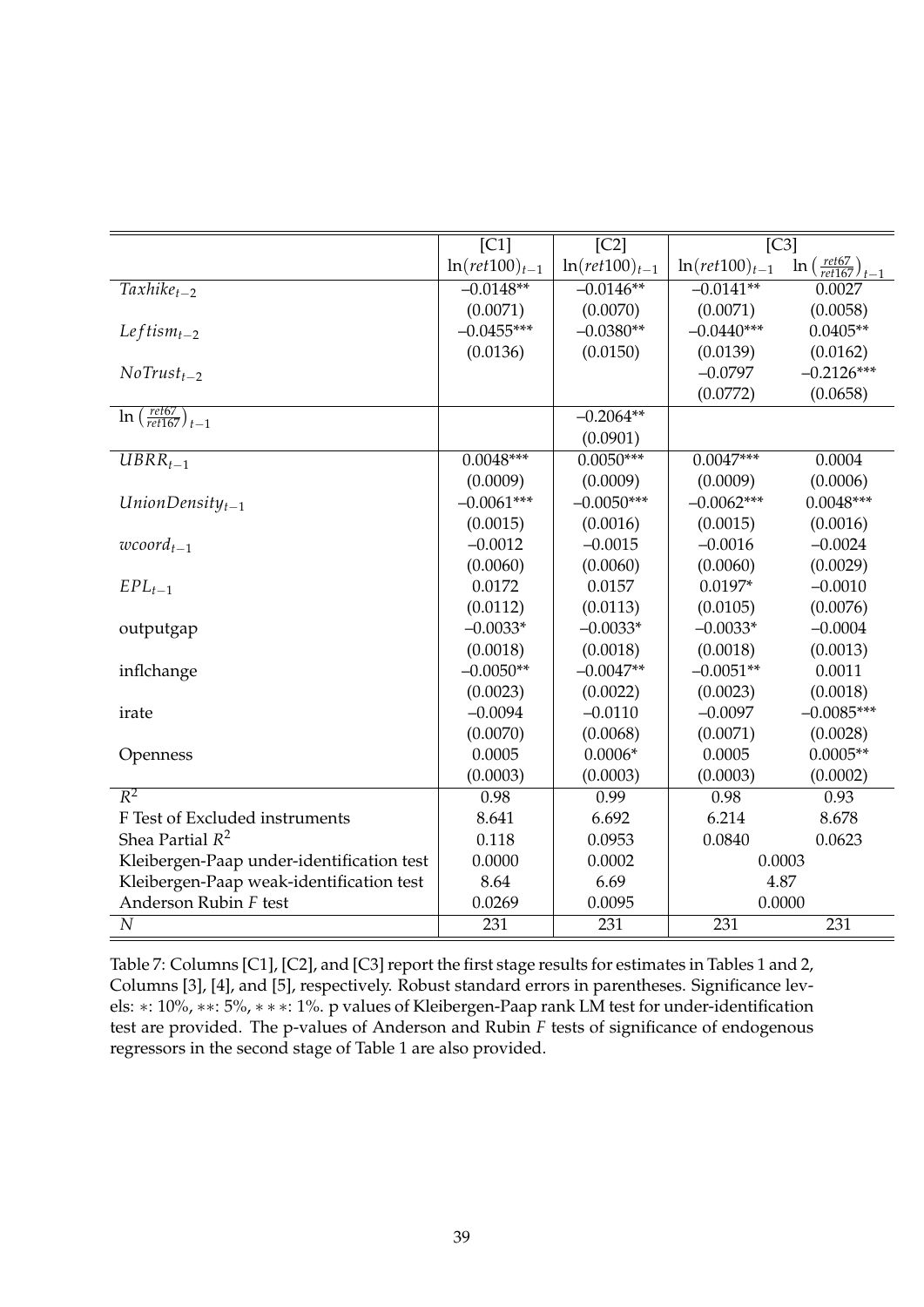| | [C1] | [C2] | [C3] | |
|---|---|---|---|---|
| | $\ln(ret100)_{t-1}$ | $\ln(ret100)_{t-1}$ | $\ln(ret100)_{t-1}$ | $\ln\left(\frac{ret67}{ret167}\right)_{t-1}$ |
| $Taxhike_{t-2}$ | –0.0148** | –0.0146** | –0.0141** | 0.0027 |
| | (0.0071) | (0.0070) | (0.0071) | (0.0058) |
| $Leftism_{t-2}$ | –0.0455*** | –0.0380** | –0.0440*** | 0.0405** |
| | (0.0136) | (0.0150) | (0.0139) | (0.0162) |
| $NoTrust_{t-2}$ | | | –0.0797 | –0.2126*** |
| | | | (0.0772) | (0.0658) |
| $\ln\left(\frac{ret67}{ret167}\right)_{t-1}$ | | –0.2064** | | |
| | | (0.0901) | | |
| $UBRR_{t-1}$ | 0.0048*** | 0.0050*** | 0.0047*** | 0.0004 |
| | (0.0009) | (0.0009) | (0.0009) | (0.0006) |
| $UnionDensity_{t-1}$ | –0.0061*** | –0.0050*** | –0.0062*** | 0.0048*** |
| | (0.0015) | (0.0016) | (0.0015) | (0.0016) |
| $wcoord_{t-1}$ | –0.0012 | –0.0015 | –0.0016 | –0.0024 |
| | (0.0060) | (0.0060) | (0.0060) | (0.0029) |
| $EPL_{t-1}$ | 0.0172 | 0.0157 | 0.0197* | –0.0010 |
| | (0.0112) | (0.0113) | (0.0105) | (0.0076) |
| outputgap | –0.0033* | –0.0033* | –0.0033* | –0.0004 |
| | (0.0018) | (0.0018) | (0.0018) | (0.0013) |
| inflchange | –0.0050** | –0.0047** | –0.0051** | 0.0011 |
| | (0.0023) | (0.0022) | (0.0023) | (0.0018) |
| irate | –0.0094 | –0.0110 | –0.0097 | –0.0085*** |
| | (0.0070) | (0.0068) | (0.0071) | (0.0028) |
| Openness | 0.0005 | 0.0006* | 0.0005 | 0.0005** |
| | (0.0003) | (0.0003) | (0.0003) | (0.0002) |
| $R^2$ | 0.98 | 0.99 | 0.98 | 0.93 |
| F Test of Excluded instruments | 8.641 | 6.692 | 6.214 | 8.678 |
| Shea Partial $R^2$ | 0.118 | 0.0953 | 0.0840 | 0.0623 |
| Kleibergen-Paap under-identification test | 0.0000 | 0.0002 | 0.0003 | |
| Kleibergen-Paap weak-identification test | 8.64 | 6.69 | 4.87 | |
| Anderson Rubin $F$ test | 0.0269 | 0.0095 | 0.0000 | |
| $N$ | 231 | 231 | 231 | 231 |

Table 7: Columns [C1], [C2], and [C3] report the first stage results for estimates in Tables 1 and 2, Columns [3], [4], and [5], respectively. Robust standard errors in parentheses. Significance levels: ∗: 10%, ∗∗: 5%, ∗ ∗ ∗: 1%. p values of Kleibergen-Paap rank LM test for under-identification test are provided. The p-values of Anderson and Rubin $F$ tests of significance of endogenous regressors in the second stage of Table 1 are also provided.